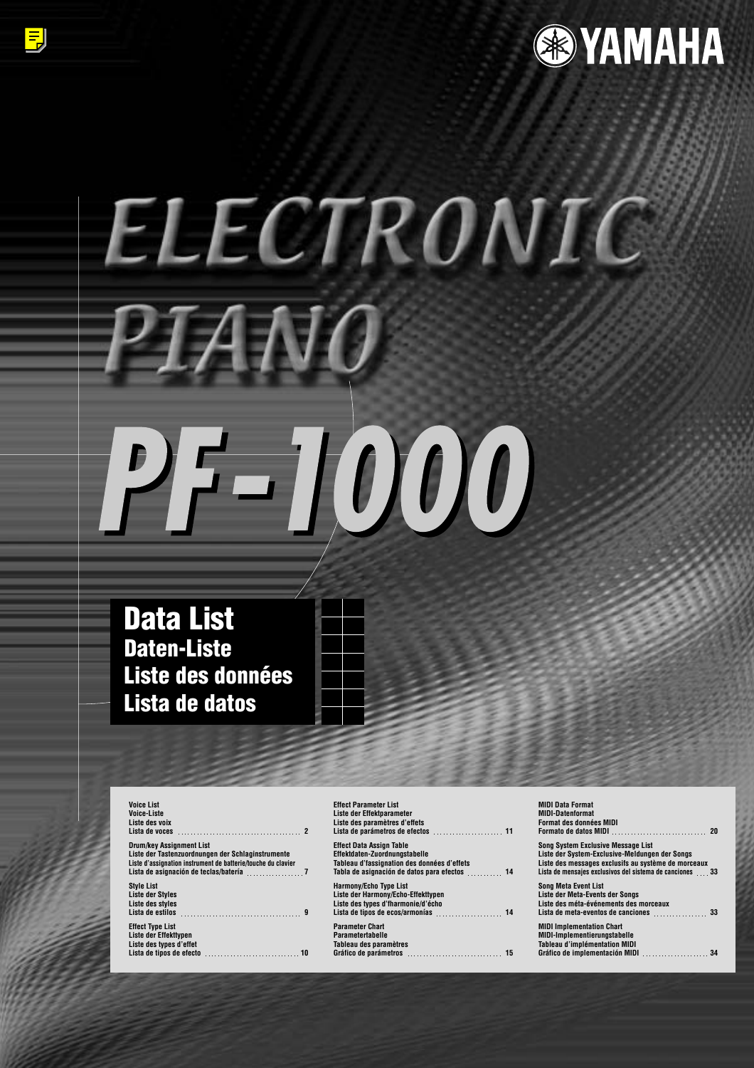YAMAHA

# ELECTRONIC PIANO

# PF-1000

## Data List
## Daten-Liste
## Liste des données
## Lista de datos

**Voice List**
**Voice-Liste**
**Liste des voix**
**Lista de voces** ........ 2

**Drum/key Assignment List**
**Liste der Tastenzuordnungen der Schlaginstrumente**
**Liste d'assignation instrument de batterie/touche du clavier**
**Lista de asignación de teclas/batería** ........ 7

**Style List**
**Liste der Styles**
**Liste des styles**
**Lista de estilos** ........ 9

**Effect Type List**
**Liste der Effekttypen**
**Liste des types d'effet**
**Lista de tipos de efecto** ........ 10

**Effect Parameter List**
**Liste der Effektparameter**
**Liste des paramètres d'effets**
**Lista de parámetros de efectos** ........ 11

**Effect Data Assign Table**
**Effektdaten-Zuordnungstabelle**
**Tableau d'fassignation des données d'effets**
**Tabla de asignación de datos para efectos** ........ 14

**Harmony/Echo Type List**
**Liste der Harmony/Echo-Effekttypen**
**Liste des types d'fharmonie/d'écho**
**Lista de tipos de ecos/armonías** ........ 14

**Parameter Chart**
**Parametertabelle**
**Tableau des paramètres**
**Gráfico de parámetros** ........ 15

**MIDI Data Format**
**MIDI-Datenformat**
**Format des données MIDI**
**Formato de datos MIDI** ........ 20

**Song System Exclusive Message List**
**Liste der System-Exclusive-Meldungen der Songs**
**Liste des messages exclusifs au système de morceaux**
**Lista de mensajes exclusivos del sistema de canciones** ........ 33

**Song Meta Event List**
**Liste der Meta-Events der Songs**
**Liste des méta-événements des morceaux**
**Lista de meta-eventos de canciones** ........ 33

**MIDI Implementation Chart**
**MIDI-Implementierungstabelle**
**Tableau d'implémentation MIDI**
**Gráfico de implementación MIDI** ........ 34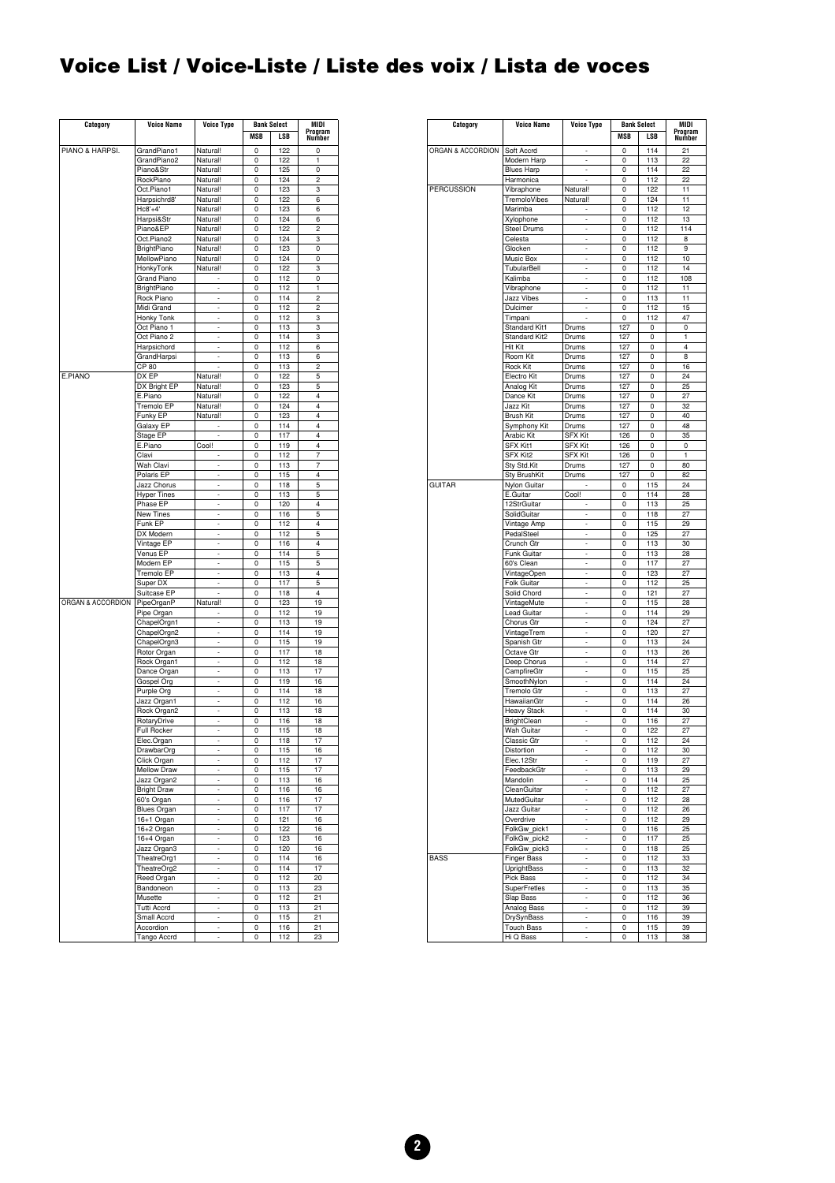# Voice List / Voice-Liste / Liste des voix / Lista de voces

| Category | Voice Name | Voice Type | Bank Select | | MIDI Program Number |
|---|---|---|---|---|---|
| | | | MSB | LSB | |
| PIANO & HARPSI. | GrandPiano1 | Natural! | 0 | 122 | 0 |
| | GrandPiano2 | Natural! | 0 | 122 | 1 |
| | Piano&Str | Natural! | 0 | 125 | 0 |
| | RockPiano | Natural! | 0 | 124 | 2 |
| | Oct.Piano1 | Natural! | 0 | 123 | 3 |
| | Harpsichrd8' | Natural! | 0 | 122 | 6 |
| | Hc8'+4' | Natural! | 0 | 123 | 6 |
| | Harpsi&Str | Natural! | 0 | 124 | 6 |
| | Piano&EP | Natural! | 0 | 122 | 2 |
| | Oct.Piano2 | Natural! | 0 | 124 | 3 |
| | BrightPiano | Natural! | 0 | 123 | 0 |
| | MellowPiano | Natural! | 0 | 124 | 0 |
| | HonkyTonk | Natural! | 0 | 122 | 3 |
| | Grand Piano | - | 0 | 112 | 0 |
| | BrightPiano | - | 0 | 112 | 1 |
| | Rock Piano | - | 0 | 114 | 2 |
| | Midi Grand | - | 0 | 112 | 2 |
| | Honky Tonk | - | 0 | 112 | 3 |
| | Oct Piano 1 | - | 0 | 113 | 3 |
| | Oct Piano 2 | - | 0 | 114 | 3 |
| | Harpsichord | - | 0 | 112 | 6 |
| | GrandHarpsi | - | 0 | 113 | 6 |
| | CP 80 | - | 0 | 113 | 2 |
| E.PIANO | DX EP | Natural! | 0 | 122 | 5 |
| | DX Bright EP | Natural! | 0 | 123 | 5 |
| | E.Piano | Natural! | 0 | 122 | 4 |
| | Tremolo EP | Natural! | 0 | 124 | 4 |
| | Funky EP | Natural! | 0 | 123 | 4 |
| | Galaxy EP | - | 0 | 114 | 4 |
| | Stage EP | - | 0 | 117 | 4 |
| | E.Piano | Cool! | 0 | 119 | 4 |
| | Clavi | - | 0 | 112 | 7 |
| | Wah Clavi | - | 0 | 113 | 7 |
| | Polaris EP | - | 0 | 115 | 4 |
| | Jazz Chorus | - | 0 | 118 | 5 |
| | Hyper Tines | - | 0 | 113 | 5 |
| | Phase EP | - | 0 | 120 | 4 |
| | New Tines | - | 0 | 116 | 5 |
| | Funk EP | - | 0 | 112 | 4 |
| | DX Modern | - | 0 | 112 | 5 |
| | Vintage EP | - | 0 | 116 | 4 |
| | Venus EP | - | 0 | 114 | 5 |
| | Modern EP | - | 0 | 115 | 5 |
| | Tremolo EP | - | 0 | 113 | 4 |
| | Super DX | - | 0 | 117 | 5 |
| | Suitcase EP | - | 0 | 118 | 4 |
| ORGAN & ACCORDION | PipeOrganP | Natural! | 0 | 123 | 19 |
| | Pipe Organ | - | 0 | 112 | 19 |
| | ChapelOrgn1 | - | 0 | 113 | 19 |
| | ChapelOrgn2 | - | 0 | 114 | 19 |
| | ChapelOrgn3 | - | 0 | 115 | 19 |
| | Rotor Organ | - | 0 | 117 | 18 |
| | Rock Organ1 | - | 0 | 112 | 18 |
| | Dance Organ | - | 0 | 113 | 17 |
| | Gospel Org | - | 0 | 119 | 16 |
| | Purple Org | - | 0 | 114 | 18 |
| | Jazz Organ1 | - | 0 | 112 | 16 |
| | Rock Organ2 | - | 0 | 113 | 18 |
| | RotaryDrive | - | 0 | 116 | 18 |
| | Full Rocker | - | 0 | 115 | 18 |
| | Elec.Organ | - | 0 | 118 | 17 |
| | DrawbarOrg | - | 0 | 115 | 16 |
| | Click Organ | - | 0 | 112 | 17 |
| | Mellow Draw | - | 0 | 115 | 17 |
| | Jazz Organ2 | - | 0 | 113 | 16 |
| | Bright Draw | - | 0 | 116 | 16 |
| | 60's Organ | - | 0 | 116 | 17 |
| | Blues Organ | - | 0 | 117 | 17 |
| | 16+1 Organ | - | 0 | 121 | 16 |
| | 16+2 Organ | - | 0 | 122 | 16 |
| | 16+4 Organ | - | 0 | 123 | 16 |
| | Jazz Organ3 | - | 0 | 120 | 16 |
| | TheatreOrg1 | - | 0 | 114 | 16 |
| | TheatreOrg2 | - | 0 | 114 | 17 |
| | Reed Organ | - | 0 | 112 | 20 |
| | Bandoneon | - | 0 | 113 | 23 |
| | Musette | - | 0 | 112 | 21 |
| | Tutti Accrd | - | 0 | 113 | 21 |
| | Small Accrd | - | 0 | 115 | 21 |
| | Accordion | - | 0 | 116 | 21 |
| | Tango Accrd | - | 0 | 112 | 23 |
| ORGAN & ACCORDION | Soft Accrd | - | 0 | 114 | 21 |
| | Modern Harp | - | 0 | 113 | 22 |
| | Blues Harp | - | 0 | 114 | 22 |
| | Harmonica | - | 0 | 112 | 22 |
| PERCUSSION | Vibraphone | Natural! | 0 | 122 | 11 |
| | TremoloVibes | Natural! | 0 | 124 | 11 |
| | Marimba | - | 0 | 112 | 12 |
| | Xylophone | - | 0 | 112 | 13 |
| | Steel Drums | - | 0 | 112 | 114 |
| | Celesta | - | 0 | 112 | 8 |
| | Glocken | - | 0 | 112 | 9 |
| | Music Box | - | 0 | 112 | 10 |
| | TubularBell | - | 0 | 112 | 14 |
| | Kalimba | - | 0 | 112 | 108 |
| | Vibraphone | - | 0 | 112 | 11 |
| | Jazz Vibes | - | 0 | 113 | 11 |
| | Dulcimer | - | 0 | 112 | 15 |
| | Timpani | - | 0 | 112 | 47 |
| | Standard Kit1 | Drums | 127 | 0 | 0 |
| | Standard Kit2 | Drums | 127 | 0 | 1 |
| | Hit Kit | Drums | 127 | 0 | 4 |
| | Room Kit | Drums | 127 | 0 | 8 |
| | Rock Kit | Drums | 127 | 0 | 16 |
| | Electro Kit | Drums | 127 | 0 | 24 |
| | Analog Kit | Drums | 127 | 0 | 25 |
| | Dance Kit | Drums | 127 | 0 | 27 |
| | Jazz Kit | Drums | 127 | 0 | 32 |
| | Brush Kit | Drums | 127 | 0 | 40 |
| | Symphony Kit | Drums | 127 | 0 | 48 |
| | Arabic Kit | SFX Kit | 126 | 0 | 35 |
| | SFX Kit1 | SFX Kit | 126 | 0 | 0 |
| | SFX Kit2 | SFX Kit | 126 | 0 | 1 |
| | Sty Std.Kit | Drums | 127 | 0 | 80 |
| | Sty BrushKit | Drums | 127 | 0 | 82 |
| GUITAR | Nylon Guitar | - | 0 | 115 | 24 |
| | E.Guitar | Cool! | 0 | 114 | 28 |
| | 12StrGuitar | - | 0 | 113 | 25 |
| | SolidGuitar | - | 0 | 118 | 27 |
| | Vintage Amp | - | 0 | 115 | 29 |
| | PedalSteel | - | 0 | 125 | 27 |
| | Crunch Gtr | - | 0 | 113 | 30 |
| | Funk Guitar | - | 0 | 113 | 28 |
| | 60's Clean | - | 0 | 117 | 27 |
| | VintageOpen | - | 0 | 123 | 27 |
| | Folk Guitar | - | 0 | 112 | 25 |
| | Solid Chord | - | 0 | 121 | 27 |
| | VintageMute | - | 0 | 115 | 28 |
| | Lead Guitar | - | 0 | 114 | 29 |
| | Chorus Gtr | - | 0 | 124 | 27 |
| | VintageTrem | - | 0 | 120 | 27 |
| | Spanish Gtr | - | 0 | 113 | 24 |
| | Octave Gtr | - | 0 | 113 | 26 |
| | Deep Chorus | - | 0 | 114 | 27 |
| | CampfireGtr | - | 0 | 115 | 25 |
| | SmoothNylon | - | 0 | 114 | 24 |
| | Tremolo Gtr | - | 0 | 113 | 27 |
| | HawaiianGtr | - | 0 | 114 | 26 |
| | Heavy Stack | - | 0 | 114 | 30 |
| | BrightClean | - | 0 | 116 | 27 |
| | Wah Guitar | - | 0 | 122 | 27 |
| | Classic Gtr | - | 0 | 112 | 24 |
| | Distortion | - | 0 | 112 | 30 |
| | Elec.12Str | - | 0 | 119 | 27 |
| | FeedbackGtr | - | 0 | 113 | 29 |
| | Mandolin | - | 0 | 114 | 25 |
| | CleanGuitar | - | 0 | 112 | 27 |
| | MutedGuitar | - | 0 | 112 | 28 |
| | Jazz Guitar | - | 0 | 112 | 26 |
| | Overdrive | - | 0 | 112 | 29 |
| | FolkGw_pick1 | - | 0 | 116 | 25 |
| | FolkGw_pick2 | - | 0 | 117 | 25 |
| | FolkGw_pick3 | - | 0 | 118 | 25 |
| BASS | Finger Bass | - | 0 | 112 | 33 |
| | UprightBass | - | 0 | 113 | 32 |
| | Pick Bass | - | 0 | 112 | 34 |
| | SuperFretles | - | 0 | 113 | 35 |
| | Slap Bass | - | 0 | 112 | 36 |
| | Analog Bass | - | 0 | 112 | 39 |
| | DrySynBass | - | 0 | 116 | 39 |
| | Touch Bass | - | 0 | 115 | 39 |
| | Hi Q Bass | - | 0 | 113 | 38 |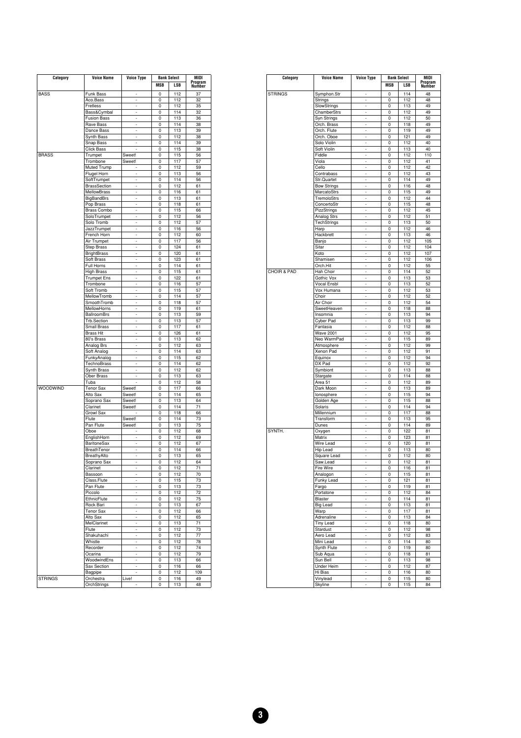| Category | Voice Name | Voice Type | Bank Select | | MIDI Program Number |
|---|---|---|---|---|---|
| | | | MSB | LSB | |
| BASS | Funk Bass | - | 0 | 112 | 37 |
| | Aco.Bass | - | 0 | 112 | 32 |
| | Fretless | - | 0 | 112 | 35 |
| | Bass&Cymbal | - | 0 | 114 | 32 |
| | Fusion Bass | - | 0 | 113 | 36 |
| | Rave Bass | - | 0 | 114 | 38 |
| | Dance Bass | - | 0 | 113 | 39 |
| | Synth Bass | - | 0 | 112 | 38 |
| | Snap Bass | - | 0 | 114 | 39 |
| | Click Bass | - | 0 | 115 | 38 |
| BRASS | Trumpet | Sweet! | 0 | 115 | 56 |
| | Trombone | Sweet! | 0 | 117 | 57 |
| | Muted Trump | - | 0 | 112 | 59 |
| | Flugel Horn | - | 0 | 113 | 56 |
| | SoftTrumpet | - | 0 | 114 | 56 |
| | BrassSection | - | 0 | 112 | 61 |
| | MellowBrass | - | 0 | 116 | 61 |
| | BigBandBrs | - | 0 | 113 | 61 |
| | Pop Brass | - | 0 | 118 | 61 |
| | Brass Combo | - | 0 | 115 | 66 |
| | SoloTrumpet | - | 0 | 112 | 56 |
| | Solo Tromb | - | 0 | 112 | 57 |
| | JazzTrumpet | - | 0 | 116 | 56 |
| | French Horn | - | 0 | 112 | 60 |
| | Air Trumpet | - | 0 | 117 | 56 |
| | Step Brass | - | 0 | 124 | 61 |
| | BrightBrass | - | 0 | 120 | 61 |
| | Soft Brass | - | 0 | 123 | 61 |
| | Full Horns | - | 0 | 114 | 61 |
| | High Brass | - | 0 | 115 | 61 |
| | Trumpet Ens | - | 0 | 122 | 61 |
| | Trombone | - | 0 | 116 | 57 |
| | Soft Tromb | - | 0 | 115 | 57 |
| | MellowTromb | - | 0 | 114 | 57 |
| | SmoothTromb | - | 0 | 118 | 57 |
| | MellowHorns | - | 0 | 119 | 61 |
| | BallroomBrs | - | 0 | 113 | 59 |
| | Trb.Section | - | 0 | 113 | 57 |
| | Small Brass | - | 0 | 117 | 61 |
| | Brass Hit | - | 0 | 126 | 61 |
| | 80's Brass | - | 0 | 113 | 62 |
| | Analog Brs | - | 0 | 112 | 63 |
| | Soft Analog | - | 0 | 114 | 63 |
| | FunkyAnalog | - | 0 | 115 | 62 |
| | TechnoBrass | - | 0 | 114 | 62 |
| | Synth Brass | - | 0 | 112 | 62 |
| | Ober Brass | - | 0 | 113 | 63 |
| | Tuba | - | 0 | 112 | 58 |
| WOODWIND | Tenor Sax | Sweet! | 0 | 117 | 66 |
| | Alto Sax | Sweet! | 0 | 114 | 65 |
| | Soprano Sax | Sweet! | 0 | 113 | 64 |
| | Clarinet | Sweet! | 0 | 114 | 71 |
| | Growl Sax | - | 0 | 118 | 66 |
| | Flute | Sweet! | 0 | 114 | 73 |
| | Pan Flute | Sweet! | 0 | 113 | 75 |
| | Oboe | - | 0 | 112 | 68 |
| | EnglishHorn | - | 0 | 112 | 69 |
| | BaritoneSax | - | 0 | 112 | 67 |
| | BreathTenor | - | 0 | 114 | 66 |
| | BreathyAlto | - | 0 | 113 | 65 |
| | Soprano Sax | - | 0 | 112 | 64 |
| | Clarinet | - | 0 | 112 | 71 |
| | Bassoon | - | 0 | 112 | 70 |
| | Class.Flute | - | 0 | 115 | 73 |
| | Pan Flute | - | 0 | 113 | 73 |
| | Piccolo | - | 0 | 112 | 72 |
| | EthnicFlute | - | 0 | 112 | 75 |
| | Rock Bari | - | 0 | 113 | 67 |
| | Tenor Sax | - | 0 | 112 | 66 |
| | Alto Sax | - | 0 | 112 | 65 |
| | MelClarinet | - | 0 | 113 | 71 |
| | Flute | - | 0 | 112 | 73 |
| | Shakuhachi | - | 0 | 112 | 77 |
| | Whistle | - | 0 | 112 | 78 |
| | Recorder | - | 0 | 112 | 74 |
| | Ocarina | - | 0 | 112 | 79 |
| | WoodwindEns | - | 0 | 113 | 66 |
| | Sax Section | - | 0 | 116 | 66 |
| | Bagpipe | - | 0 | 112 | 109 |
| STRINGS | Orchestra | Live! | 0 | 116 | 49 |
| | OrchStrings | - | 0 | 113 | 48 |

| Category | Voice Name | Voice Type | Bank Select | | MIDI Program Number |
|---|---|---|---|---|---|
| | | | MSB | LSB | |
| STRINGS | Symphon.Str | - | 0 | 114 | 48 |
| | Strings | - | 0 | 112 | 48 |
| | SlowStrings | - | 0 | 113 | 49 |
| | ChamberStrs | - | 0 | 112 | 49 |
| | Syn Strings | - | 0 | 112 | 50 |
| | Orch. Brass | - | 0 | 118 | 49 |
| | Orch. Flute | - | 0 | 119 | 49 |
| | Orch. Oboe | - | 0 | 121 | 49 |
| | Solo Violin | - | 0 | 112 | 40 |
| | Soft Violin | - | 0 | 113 | 40 |
| | Fiddle | - | 0 | 112 | 110 |
| | Viola | - | 0 | 112 | 41 |
| | Cello | - | 0 | 112 | 42 |
| | Contrabass | - | 0 | 112 | 43 |
| | Str.Quartet | - | 0 | 114 | 49 |
| | Bow Strings | - | 0 | 116 | 48 |
| | MarcatoStrs | - | 0 | 115 | 49 |
| | TremoloStrs | - | 0 | 112 | 44 |
| | ConcertoStr | - | 0 | 115 | 48 |
| | PizzStrings | - | 0 | 112 | 45 |
| | Analog Strs | - | 0 | 112 | 51 |
| | TechStrings | - | 0 | 113 | 50 |
| | Harp | - | 0 | 112 | 46 |
| | Hackbrett | - | 0 | 113 | 46 |
| | Banjo | - | 0 | 112 | 105 |
| | Sitar | - | 0 | 112 | 104 |
| | Koto | - | 0 | 112 | 107 |
| | Shamisen | - | 0 | 112 | 106 |
| | Orch.Hit | - | 0 | 112 | 55 |
| CHOIR & PAD | Hah Choir | - | 0 | 114 | 52 |
| | Gothic Vox | - | 0 | 113 | 53 |
| | Vocal Ensbl | - | 0 | 113 | 52 |
| | Vox Humana | - | 0 | 112 | 53 |
| | Choir | - | 0 | 112 | 52 |
| | Air Choir | - | 0 | 112 | 54 |
| | SweetHeaven | - | 0 | 118 | 88 |
| | Insomnia | - | 0 | 113 | 94 |
| | Cyber Pad | - | 0 | 113 | 99 |
| | Fantasia | - | 0 | 112 | 88 |
| | Wave 2001 | - | 0 | 112 | 95 |
| | Neo WarmPad | - | 0 | 115 | 89 |
| | Atmosphere | - | 0 | 112 | 99 |
| | Xenon Pad | - | 0 | 112 | 91 |
| | Equinox | - | 0 | 112 | 94 |
| | DX Pad | - | 0 | 112 | 92 |
| | Symbiont | - | 0 | 113 | 88 |
| | Stargate | - | 0 | 114 | 88 |
| | Area 51 | - | 0 | 112 | 89 |
| | Dark Moon | - | 0 | 113 | 89 |
| | Ionosphere | - | 0 | 115 | 94 |
| | Golden Age | - | 0 | 115 | 88 |
| | Solaris | - | 0 | 114 | 94 |
| | Millennium | - | 0 | 117 | 88 |
| | Transform | - | 0 | 113 | 95 |
| | Dunes | - | 0 | 114 | 89 |
| SYNTH. | Oxygen | - | 0 | 122 | 81 |
| | Matrix | - | 0 | 123 | 81 |
| | Wire Lead | - | 0 | 120 | 81 |
| | Hip Lead | - | 0 | 113 | 80 |
| | Square Lead | - | 0 | 112 | 80 |
| | Saw.Lead | - | 0 | 112 | 81 |
| | Fire Wire | - | 0 | 116 | 81 |
| | Analogon | - | 0 | 115 | 81 |
| | Funky Lead | - | 0 | 121 | 81 |
| | Fargo | - | 0 | 119 | 81 |
| | Portatone | - | 0 | 112 | 84 |
| | Blaster | - | 0 | 114 | 81 |
| | Big Lead | - | 0 | 113 | 81 |
| | Warp | - | 0 | 117 | 81 |
| | Adrenaline | - | 0 | 113 | 84 |
| | Tiny Lead | - | 0 | 118 | 80 |
| | Stardust | - | 0 | 112 | 98 |
| | Aero Lead | - | 0 | 112 | 83 |
| | Mini Lead | - | 0 | 114 | 80 |
| | Synth Flute | - | 0 | 119 | 80 |
| | Sub Aqua | - | 0 | 118 | 81 |
| | Sun Bell | - | 0 | 113 | 98 |
| | Under Heim | - | 0 | 112 | 87 |
| | Hi Bias | - | 0 | 116 | 80 |
| | Vinylead | - | 0 | 115 | 80 |
| | Skyline | - | 0 | 115 | 84 |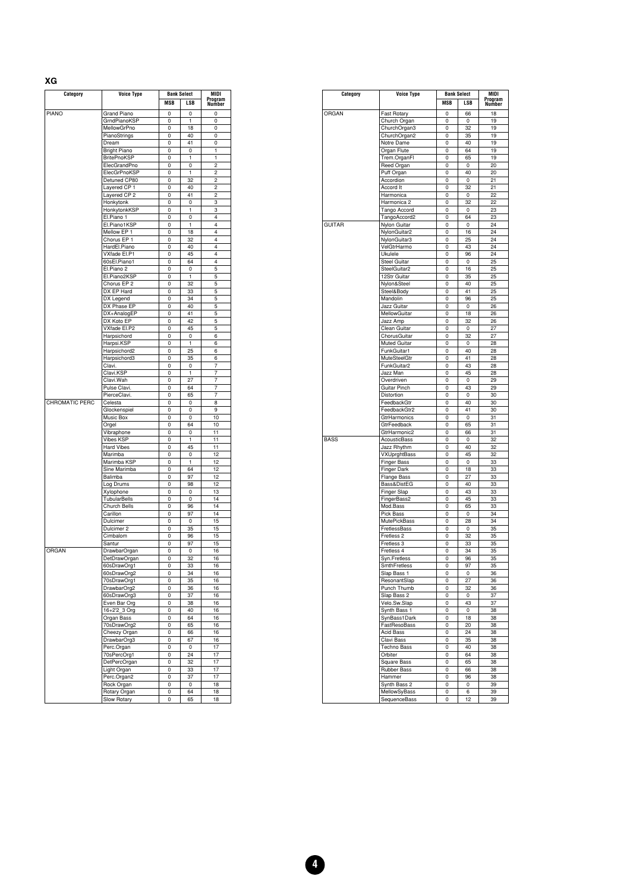## XG

| Category | Voice Type | Bank Select | | MIDI Program Number |
|---|---|---|---|---|
| | | MSB | LSB | |
| PIANO | Grand Piano | 0 | 0 | 0 |
| | GrndPianoKSP | 0 | 1 | 0 |
| | MellowGrPno | 0 | 18 | 0 |
| | PianoStrings | 0 | 40 | 0 |
| | Dream | 0 | 41 | 0 |
| | Bright Piano | 0 | 0 | 1 |
| | BritePnoKSP | 0 | 1 | 1 |
| | ElecGrandPno | 0 | 0 | 2 |
| | ElecGrPnoKSP | 0 | 1 | 2 |
| | Detuned CP80 | 0 | 32 | 2 |
| | Layered CP 1 | 0 | 40 | 2 |
| | Layered CP 2 | 0 | 41 | 2 |
| | Honkytonk | 0 | 0 | 3 |
| | HonkytonkKSP | 0 | 1 | 3 |
| | El.Piano 1 | 0 | 0 | 4 |
| | El.Piano1KSP | 0 | 1 | 4 |
| | Mellow EP 1 | 0 | 18 | 4 |
| | Chorus EP 1 | 0 | 32 | 4 |
| | HardEl.Piano | 0 | 40 | 4 |
| | VXfade El.P1 | 0 | 45 | 4 |
| | 60sEl.Piano1 | 0 | 64 | 4 |
| | El.Piano 2 | 0 | 0 | 5 |
| | El.Piano2KSP | 0 | 1 | 5 |
| | Chorus EP 2 | 0 | 32 | 5 |
| | DX EP Hard | 0 | 33 | 5 |
| | DX Legend | 0 | 34 | 5 |
| | DX Phase EP | 0 | 40 | 5 |
| | DX+AnalogEP | 0 | 41 | 5 |
| | DX Koto EP | 0 | 42 | 5 |
| | VXfade El.P2 | 0 | 45 | 5 |
| | Harpsichord | 0 | 0 | 6 |
| | Harpsi.KSP | 0 | 1 | 6 |
| | Harpsichord2 | 0 | 25 | 6 |
| | Harpsichord3 | 0 | 35 | 6 |
| | Clavi. | 0 | 0 | 7 |
| | Clavi.KSP | 0 | 1 | 7 |
| | Clavi.Wah | 0 | 27 | 7 |
| | Pulse Clavi. | 0 | 64 | 7 |
| | PierceClavi. | 0 | 65 | 7 |
| CHROMATIC PERC | Celesta | 0 | 0 | 8 |
| | Glockenspiel | 0 | 0 | 9 |
| | Music Box | 0 | 0 | 10 |
| | Orgel | 0 | 64 | 10 |
| | Vibraphone | 0 | 0 | 11 |
| | Vibes KSP | 0 | 1 | 11 |
| | Hard Vibes | 0 | 45 | 11 |
| | Marimba | 0 | 0 | 12 |
| | Marimba KSP | 0 | 1 | 12 |
| | Sine Marimba | 0 | 64 | 12 |
| | Balimba | 0 | 97 | 12 |
| | Log Drums | 0 | 98 | 12 |
| | Xylophone | 0 | 0 | 13 |
| | TubularBells | 0 | 0 | 14 |
| | Church Bells | 0 | 96 | 14 |
| | Carillon | 0 | 97 | 14 |
| | Dulcimer | 0 | 0 | 15 |
| | Dulcimer 2 | 0 | 35 | 15 |
| | Cimbalom | 0 | 96 | 15 |
| | Santur | 0 | 97 | 15 |
| ORGAN | DrawbarOrgan | 0 | 0 | 16 |
| | DetDrawOrgan | 0 | 32 | 16 |
| | 60sDrawOrg1 | 0 | 33 | 16 |
| | 60sDrawOrg2 | 0 | 34 | 16 |
| | 70sDrawOrg1 | 0 | 35 | 16 |
| | DrawbarOrg2 | 0 | 36 | 16 |
| | 60sDrawOrg3 | 0 | 37 | 16 |
| | Even Bar Org | 0 | 38 | 16 |
| | 16+2'2_3 Org | 0 | 40 | 16 |
| | Organ Bass | 0 | 64 | 16 |
| | 70sDrawOrg2 | 0 | 65 | 16 |
| | Cheezy Organ | 0 | 66 | 16 |
| | DrawbarOrg3 | 0 | 67 | 16 |
| | Perc.Organ | 0 | 0 | 17 |
| | 70sPercOrg1 | 0 | 24 | 17 |
| | DetPercOrgan | 0 | 32 | 17 |
| | Light Organ | 0 | 33 | 17 |
| | Perc.Organ2 | 0 | 37 | 17 |
| | Rock Organ | 0 | 0 | 18 |
| | Rotary Organ | 0 | 64 | 18 |
| | Slow Rotary | 0 | 65 | 18 |
| ORGAN | Fast Rotary | 0 | 66 | 18 |
| | Church Organ | 0 | 0 | 19 |
| | ChurchOrgan3 | 0 | 32 | 19 |
| | ChurchOrgan2 | 0 | 35 | 19 |
| | Notre Dame | 0 | 40 | 19 |
| | Organ Flute | 0 | 64 | 19 |
| | Trem.OrganFl | 0 | 65 | 19 |
| | Reed Organ | 0 | 0 | 20 |
| | Puff Organ | 0 | 40 | 20 |
| | Accordion | 0 | 0 | 21 |
| | Accord It | 0 | 32 | 21 |
| | Harmonica | 0 | 0 | 22 |
| | Harmonica 2 | 0 | 32 | 22 |
| | Tango Accord | 0 | 0 | 23 |
| | TangoAccord2 | 0 | 64 | 23 |
| GUITAR | Nylon Guitar | 0 | 0 | 24 |
| | NylonGuitar2 | 0 | 16 | 24 |
| | NylonGuitar3 | 0 | 25 | 24 |
| | VelGtrHarmo | 0 | 43 | 24 |
| | Ukulele | 0 | 96 | 24 |
| | Steel Guitar | 0 | 0 | 25 |
| | SteelGuitar2 | 0 | 16 | 25 |
| | 12Str Guitar | 0 | 35 | 25 |
| | Nylon&Steel | 0 | 40 | 25 |
| | Steel&Body | 0 | 41 | 25 |
| | Mandolin | 0 | 96 | 25 |
| | Jazz Guitar | 0 | 0 | 26 |
| | MellowGuitar | 0 | 18 | 26 |
| | Jazz Amp | 0 | 32 | 26 |
| | Clean Guitar | 0 | 0 | 27 |
| | ChorusGuitar | 0 | 32 | 27 |
| | Muted Guitar | 0 | 0 | 28 |
| | FunkGuitar1 | 0 | 40 | 28 |
| | MuteSteelGtr | 0 | 41 | 28 |
| | FunkGuitar2 | 0 | 43 | 28 |
| | Jazz Man | 0 | 45 | 28 |
| | Overdriven | 0 | 0 | 29 |
| | Guitar Pinch | 0 | 43 | 29 |
| | Distortion | 0 | 0 | 30 |
| | FeedbackGtr | 0 | 40 | 30 |
| | FeedbackGtr2 | 0 | 41 | 30 |
| | GtrHarmonics | 0 | 0 | 31 |
| | GtrFeedback | 0 | 65 | 31 |
| | GtrHarmonic2 | 0 | 66 | 31 |
| BASS | AcousticBass | 0 | 0 | 32 |
| | Jazz Rhythm | 0 | 40 | 32 |
| | VXUprghtBass | 0 | 45 | 32 |
| | Finger Bass | 0 | 0 | 33 |
| | Finger Dark | 0 | 18 | 33 |
| | Flange Bass | 0 | 27 | 33 |
| | Bass&DistEG | 0 | 40 | 33 |
| | Finger Slap | 0 | 43 | 33 |
| | FingerBass2 | 0 | 45 | 33 |
| | Mod.Bass | 0 | 65 | 33 |
| | Pick Bass | 0 | 0 | 34 |
| | MutePickBass | 0 | 28 | 34 |
| | FretlessBass | 0 | 0 | 35 |
| | Fretless 2 | 0 | 32 | 35 |
| | Fretless 3 | 0 | 33 | 35 |
| | Fretless 4 | 0 | 34 | 35 |
| | Syn.Fretless | 0 | 96 | 35 |
| | SmthFretless | 0 | 97 | 35 |
| | Slap Bass 1 | 0 | 0 | 36 |
| | ResonantSlap | 0 | 27 | 36 |
| | Punch Thumb | 0 | 32 | 36 |
| | Slap Bass 2 | 0 | 0 | 37 |
| | Velo.Sw.Slap | 0 | 43 | 37 |
| | Synth Bass 1 | 0 | 0 | 38 |
| | SynBass1Dark | 0 | 18 | 38 |
| | FastResoBass | 0 | 20 | 38 |
| | Acid Bass | 0 | 24 | 38 |
| | Clavi Bass | 0 | 35 | 38 |
| | Techno Bass | 0 | 40 | 38 |
| | Orbiter | 0 | 64 | 38 |
| | Square Bass | 0 | 65 | 38 |
| | Rubber Bass | 0 | 66 | 38 |
| | Hammer | 0 | 96 | 38 |
| | Synth Bass 2 | 0 | 0 | 39 |
| | MellowSyBass | 0 | 6 | 39 |
| | SequenceBass | 0 | 12 | 39 |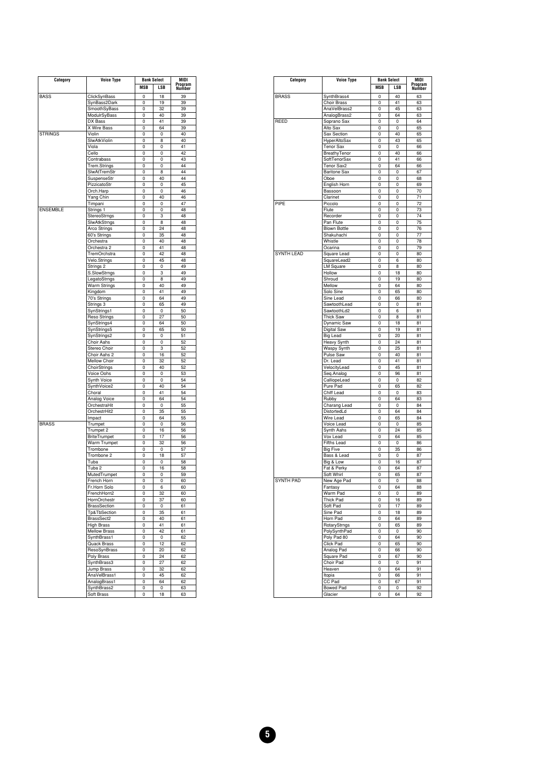| Category | Voice Type | Bank Select | | MIDI Program Number |
|---|---|---|---|---|
| | | MSB | LSB | |
| BASS | ClickSynBass | 0 | 18 | 39 |
| | SynBass2Dark | 0 | 19 | 39 |
| | SmoothSyBass | 0 | 32 | 39 |
| | ModulrSyBass | 0 | 40 | 39 |
| | DX Bass | 0 | 41 | 39 |
| | X Wire Bass | 0 | 64 | 39 |
| STRINGS | Violin | 0 | 0 | 40 |
| | SlwAtkViolin | 0 | 8 | 40 |
| | Viola | 0 | 0 | 41 |
| | Cello | 0 | 0 | 42 |
| | Contrabass | 0 | 0 | 43 |
| | Trem.Strings | 0 | 0 | 44 |
| | SlwAtTremStr | 0 | 8 | 44 |
| | SuspenseStr | 0 | 40 | 44 |
| | PizzicatoStr | 0 | 0 | 45 |
| | Orch.Harp | 0 | 0 | 46 |
| | Yang Chin | 0 | 40 | 46 |
| | Timpani | 0 | 0 | 47 |
| ENSEMBLE | Strings 1 | 0 | 0 | 48 |
| | StereoStrngs | 0 | 3 | 48 |
| | SlwAtkStrngs | 0 | 8 | 48 |
| | Arco Strings | 0 | 24 | 48 |
| | 60's Strings | 0 | 35 | 48 |
| | Orchestra | 0 | 40 | 48 |
| | Orchestra 2 | 0 | 41 | 48 |
| | TremOrchstra | 0 | 42 | 48 |
| | Velo.Strings | 0 | 45 | 48 |
| | Strings 2 | 0 | 0 | 49 |
| | S.SlowStrngs | 0 | 3 | 49 |
| | LegatoStrngs | 0 | 8 | 49 |
| | Warm Strings | 0 | 40 | 49 |
| | Kingdom | 0 | 41 | 49 |
| | 70's Strings | 0 | 64 | 49 |
| | Strings 3 | 0 | 65 | 49 |
| | SynStrings1 | 0 | 0 | 50 |
| | Reso Strings | 0 | 27 | 50 |
| | SynStrings4 | 0 | 64 | 50 |
| | SynStrings5 | 0 | 65 | 50 |
| | SynStrings2 | 0 | 0 | 51 |
| | Choir Aahs | 0 | 0 | 52 |
| | Stereo Choir | 0 | 3 | 52 |
| | Choir Aahs 2 | 0 | 16 | 52 |
| | Mellow Choir | 0 | 32 | 52 |
| | ChoirStrings | 0 | 40 | 52 |
| | Voice Oohs | 0 | 0 | 53 |
| | Synth Voice | 0 | 0 | 54 |
| | SynthVoice2 | 0 | 40 | 54 |
| | Choral | 0 | 41 | 54 |
| | Analog Voice | 0 | 64 | 54 |
| | OrchestraHit | 0 | 0 | 55 |
| | OrchestrHit2 | 0 | 35 | 55 |
| | Impact | 0 | 64 | 55 |
| BRASS | Trumpet | 0 | 0 | 56 |
| | Trumpet 2 | 0 | 16 | 56 |
| | BriteTrumpet | 0 | 17 | 56 |
| | Warm Trumpet | 0 | 32 | 56 |
| | Trombone | 0 | 0 | 57 |
| | Trombone 2 | 0 | 18 | 57 |
| | Tuba | 0 | 0 | 58 |
| | Tuba 2 | 0 | 16 | 58 |
| | MutedTrumpet | 0 | 0 | 59 |
| | French Horn | 0 | 0 | 60 |
| | Fr.Horn Solo | 0 | 6 | 60 |
| | FrenchHorn2 | 0 | 32 | 60 |
| | HornOrchestr | 0 | 37 | 60 |
| | BrassSection | 0 | 0 | 61 |
| | Tp&TbSection | 0 | 35 | 61 |
| | BrassSect2 | 0 | 40 | 61 |
| | High Brass | 0 | 41 | 61 |
| | Mellow Brass | 0 | 42 | 61 |
| | SynthBrass1 | 0 | 0 | 62 |
| | Quack Brass | 0 | 12 | 62 |
| | ResoSynBrass | 0 | 20 | 62 |
| | Poly Brass | 0 | 24 | 62 |
| | SynthBrass3 | 0 | 27 | 62 |
| | Jump Brass | 0 | 32 | 62 |
| | AnaVelBrass1 | 0 | 45 | 62 |
| | AnalogBrass1 | 0 | 64 | 62 |
| | SynthBrass2 | 0 | 0 | 63 |
| | Soft Brass | 0 | 18 | 63 |

| Category | Voice Type | Bank Select | | MIDI Program Number |
|---|---|---|---|---|
| | | MSB | LSB | |
| BRASS | SynthBrass4 | 0 | 40 | 63 |
| | Choir Brass | 0 | 41 | 63 |
| | AnaVelBrass2 | 0 | 45 | 63 |
| | AnalogBrass2 | 0 | 64 | 63 |
| REED | Soprano Sax | 0 | 0 | 64 |
| | Alto Sax | 0 | 0 | 65 |
| | Sax Section | 0 | 40 | 65 |
| | HyperAltoSax | 0 | 43 | 65 |
| | Tenor Sax | 0 | 0 | 66 |
| | BreathyTenor | 0 | 40 | 66 |
| | SoftTenorSax | 0 | 41 | 66 |
| | Tenor Sax2 | 0 | 64 | 66 |
| | Baritone Sax | 0 | 0 | 67 |
| | Oboe | 0 | 0 | 68 |
| | English Horn | 0 | 0 | 69 |
| | Bassoon | 0 | 0 | 70 |
| | Clarinet | 0 | 0 | 71 |
| PIPE | Piccolo | 0 | 0 | 72 |
| | Flute | 0 | 0 | 73 |
| | Recorder | 0 | 0 | 74 |
| | Pan Flute | 0 | 0 | 75 |
| | Blown Bottle | 0 | 0 | 76 |
| | Shakuhachi | 0 | 0 | 77 |
| | Whistle | 0 | 0 | 78 |
| | Ocarina | 0 | 0 | 79 |
| SYNTH LEAD | Square Lead | 0 | 0 | 80 |
| | SquareLead2 | 0 | 6 | 80 |
| | LM Square | 0 | 8 | 80 |
| | Hollow | 0 | 18 | 80 |
| | Shroud | 0 | 19 | 80 |
| | Mellow | 0 | 64 | 80 |
| | Solo Sine | 0 | 65 | 80 |
| | Sine Lead | 0 | 66 | 80 |
| | SawtoothLead | 0 | 0 | 81 |
| | SawtoothLd2 | 0 | 6 | 81 |
| | Thick Saw | 0 | 8 | 81 |
| | Dynamic Saw | 0 | 18 | 81 |
| | Digital Saw | 0 | 19 | 81 |
| | Big Lead | 0 | 20 | 81 |
| | Heavy Synth | 0 | 24 | 81 |
| | Waspy Synth | 0 | 25 | 81 |
| | Pulse Saw | 0 | 40 | 81 |
| | Dr. Lead | 0 | 41 | 81 |
| | VelocityLead | 0 | 45 | 81 |
| | Seq.Analog | 0 | 96 | 81 |
| | CalliopeLead | 0 | 0 | 82 |
| | Pure Pad | 0 | 65 | 82 |
| | Chiff Lead | 0 | 0 | 83 |
| | Rubby | 0 | 64 | 83 |
| | Charang Lead | 0 | 0 | 84 |
| | DistortedLd | 0 | 64 | 84 |
| | Wire Lead | 0 | 65 | 84 |
| | Voice Lead | 0 | 0 | 85 |
| | Synth Aahs | 0 | 24 | 85 |
| | Vox Lead | 0 | 64 | 85 |
| | Fifths Lead | 0 | 0 | 86 |
| | Big Five | 0 | 35 | 86 |
| | Bass & Lead | 0 | 0 | 87 |
| | Big & Low | 0 | 16 | 87 |
| | Fat & Perky | 0 | 64 | 87 |
| | Soft Whirl | 0 | 65 | 87 |
| SYNTH PAD | New Age Pad | 0 | 0 | 88 |
| | Fantasy | 0 | 64 | 88 |
| | Warm Pad | 0 | 0 | 89 |
| | Thick Pad | 0 | 16 | 89 |
| | Soft Pad | 0 | 17 | 89 |
| | Sine Pad | 0 | 18 | 89 |
| | Horn Pad | 0 | 64 | 89 |
| | RotaryStrngs | 0 | 65 | 89 |
| | PolySynthPad | 0 | 0 | 90 |
| | Poly Pad 80 | 0 | 64 | 90 |
| | Click Pad | 0 | 65 | 90 |
| | Analog Pad | 0 | 66 | 90 |
| | Square Pad | 0 | 67 | 90 |
| | Choir Pad | 0 | 0 | 91 |
| | Heaven | 0 | 64 | 91 |
| | Itopia | 0 | 66 | 91 |
| | CC Pad | 0 | 67 | 91 |
| | Bowed Pad | 0 | 0 | 92 |
| | Glacier | 0 | 64 | 92 |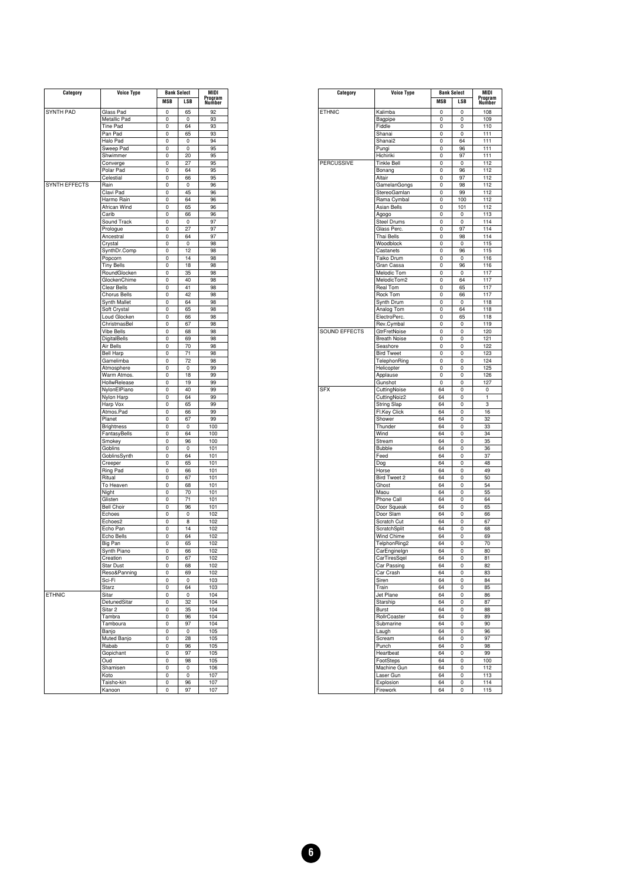| Category | Voice Type | Bank Select | | MIDI Program Number |
|---|---|---|---|---|
| | | MSB | LSB | |
| SYNTH PAD | Glass Pad | 0 | 65 | 92 |
| | Metallic Pad | 0 | 0 | 93 |
| | Tine Pad | 0 | 64 | 93 |
| | Pan Pad | 0 | 65 | 93 |
| | Halo Pad | 0 | 0 | 94 |
| | Sweep Pad | 0 | 0 | 95 |
| | Shwimmer | 0 | 20 | 95 |
| | Converge | 0 | 27 | 95 |
| | Polar Pad | 0 | 64 | 95 |
| | Celestial | 0 | 66 | 95 |
| SYNTH EFFECTS | Rain | 0 | 0 | 96 |
| | Clavi Pad | 0 | 45 | 96 |
| | Harmo Rain | 0 | 64 | 96 |
| | African Wind | 0 | 65 | 96 |
| | Carib | 0 | 66 | 96 |
| | Sound Track | 0 | 0 | 97 |
| | Prologue | 0 | 27 | 97 |
| | Ancestral | 0 | 64 | 97 |
| | Crystal | 0 | 0 | 98 |
| | SynthDr.Comp | 0 | 12 | 98 |
| | Popcorn | 0 | 14 | 98 |
| | Tiny Bells | 0 | 18 | 98 |
| | RoundGlocken | 0 | 35 | 98 |
| | GlockenChime | 0 | 40 | 98 |
| | Clear Bells | 0 | 41 | 98 |
| | Chorus Bells | 0 | 42 | 98 |
| | Synth Mallet | 0 | 64 | 98 |
| | Soft Crystal | 0 | 65 | 98 |
| | Loud Glocken | 0 | 66 | 98 |
| | ChristmasBel | 0 | 67 | 98 |
| | Vibe Bells | 0 | 68 | 98 |
| | DigitalBells | 0 | 69 | 98 |
| | Air Bells | 0 | 70 | 98 |
| | Bell Harp | 0 | 71 | 98 |
| | Gamelimba | 0 | 72 | 98 |
| | Atmosphere | 0 | 0 | 99 |
| | Warm Atmos. | 0 | 18 | 99 |
| | HollwRelease | 0 | 19 | 99 |
| | NylonElPiano | 0 | 40 | 99 |
| | Nylon Harp | 0 | 64 | 99 |
| | Harp Vox | 0 | 65 | 99 |
| | Atmos.Pad | 0 | 66 | 99 |
| | Planet | 0 | 67 | 99 |
| | Brightness | 0 | 0 | 100 |
| | FantasyBells | 0 | 64 | 100 |
| | Smokey | 0 | 96 | 100 |
| | Goblins | 0 | 0 | 101 |
| | GoblinsSynth | 0 | 64 | 101 |
| | Creeper | 0 | 65 | 101 |
| | Ring Pad | 0 | 66 | 101 |
| | Ritual | 0 | 67 | 101 |
| | To Heaven | 0 | 68 | 101 |
| | Night | 0 | 70 | 101 |
| | Glisten | 0 | 71 | 101 |
| | Bell Choir | 0 | 96 | 101 |
| | Echoes | 0 | 0 | 102 |
| | Echoes2 | 0 | 8 | 102 |
| | Echo Pan | 0 | 14 | 102 |
| | Echo Bells | 0 | 64 | 102 |
| | Big Pan | 0 | 65 | 102 |
| | Synth Piano | 0 | 66 | 102 |
| | Creation | 0 | 67 | 102 |
| | Star Dust | 0 | 68 | 102 |
| | Reso&Panning | 0 | 69 | 102 |
| | Sci-Fi | 0 | 0 | 103 |
| | Starz | 0 | 64 | 103 |
| ETHNIC | Sitar | 0 | 0 | 104 |
| | DetunedSitar | 0 | 32 | 104 |
| | Sitar 2 | 0 | 35 | 104 |
| | Tambra | 0 | 96 | 104 |
| | Tamboura | 0 | 97 | 104 |
| | Banjo | 0 | 0 | 105 |
| | Muted Banjo | 0 | 28 | 105 |
| | Rabab | 0 | 96 | 105 |
| | Gopichant | 0 | 97 | 105 |
| | Oud | 0 | 98 | 105 |
| | Shamisen | 0 | 0 | 106 |
| | Koto | 0 | 0 | 107 |
| | Taisho-kin | 0 | 96 | 107 |
| | Kanoon | 0 | 97 | 107 |

| Category | Voice Type | Bank Select | | MIDI Program Number |
|---|---|---|---|---|
| | | MSB | LSB | |
| ETHNIC | Kalimba | 0 | 0 | 108 |
| | Bagpipe | 0 | 0 | 109 |
| | Fiddle | 0 | 0 | 110 |
| | Shanai | 0 | 0 | 111 |
| | Shanai2 | 0 | 64 | 111 |
| | Pungi | 0 | 96 | 111 |
| | Hichiriki | 0 | 97 | 111 |
| PERCUSSIVE | Tinkle Bell | 0 | 0 | 112 |
| | Bonang | 0 | 96 | 112 |
| | Altair | 0 | 97 | 112 |
| | GamelanGongs | 0 | 98 | 112 |
| | StereoGamlan | 0 | 99 | 112 |
| | Rama Cymbal | 0 | 100 | 112 |
| | Asian Bells | 0 | 101 | 112 |
| | Agogo | 0 | 0 | 113 |
| | Steel Drums | 0 | 0 | 114 |
| | Glass Perc. | 0 | 97 | 114 |
| | Thai Bells | 0 | 98 | 114 |
| | Woodblock | 0 | 0 | 115 |
| | Castanets | 0 | 96 | 115 |
| | Taiko Drum | 0 | 0 | 116 |
| | Gran Cassa | 0 | 96 | 116 |
| | Melodic Tom | 0 | 0 | 117 |
| | MelodicTom2 | 0 | 64 | 117 |
| | Real Tom | 0 | 65 | 117 |
| | Rock Tom | 0 | 66 | 117 |
| | Synth Drum | 0 | 0 | 118 |
| | Analog Tom | 0 | 64 | 118 |
| | ElectroPerc. | 0 | 65 | 118 |
| | Rev.Cymbal | 0 | 0 | 119 |
| SOUND EFFECTS | GtrFretNoise | 0 | 0 | 120 |
| | Breath Noise | 0 | 0 | 121 |
| | Seashore | 0 | 0 | 122 |
| | Bird Tweet | 0 | 0 | 123 |
| | TelephonRing | 0 | 0 | 124 |
| | Helicopter | 0 | 0 | 125 |
| | Applause | 0 | 0 | 126 |
| | Gunshot | 0 | 0 | 127 |
| SFX | CuttingNoise | 64 | 0 | 0 |
| | CuttingNoiz2 | 64 | 0 | 1 |
| | String Slap | 64 | 0 | 3 |
| | Fl.Key Click | 64 | 0 | 16 |
| | Shower | 64 | 0 | 32 |
| | Thunder | 64 | 0 | 33 |
| | Wind | 64 | 0 | 34 |
| | Stream | 64 | 0 | 35 |
| | Bubble | 64 | 0 | 36 |
| | Feed | 64 | 0 | 37 |
| | Dog | 64 | 0 | 48 |
| | Horse | 64 | 0 | 49 |
| | Bird Tweet 2 | 64 | 0 | 50 |
| | Ghost | 64 | 0 | 54 |
| | Maou | 64 | 0 | 55 |
| | Phone Call | 64 | 0 | 64 |
| | Door Squeak | 64 | 0 | 65 |
| | Door Slam | 64 | 0 | 66 |
| | Scratch Cut | 64 | 0 | 67 |
| | ScratchSplit | 64 | 0 | 68 |
| | Wind Chime | 64 | 0 | 69 |
| | TelphonRing2 | 64 | 0 | 70 |
| | CarEngineIgn | 64 | 0 | 80 |
| | CarTiresSqel | 64 | 0 | 81 |
| | Car Passing | 64 | 0 | 82 |
| | Car Crash | 64 | 0 | 83 |
| | Siren | 64 | 0 | 84 |
| | Train | 64 | 0 | 85 |
| | Jet Plane | 64 | 0 | 86 |
| | Starship | 64 | 0 | 87 |
| | Burst | 64 | 0 | 88 |
| | RollrCoaster | 64 | 0 | 89 |
| | Submarine | 64 | 0 | 90 |
| | Laugh | 64 | 0 | 96 |
| | Scream | 64 | 0 | 97 |
| | Punch | 64 | 0 | 98 |
| | Heartbeat | 64 | 0 | 99 |
| | FootSteps | 64 | 0 | 100 |
| | Machine Gun | 64 | 0 | 112 |
| | Laser Gun | 64 | 0 | 113 |
| | Explosion | 64 | 0 | 114 |
| | Firework | 64 | 0 | 115 |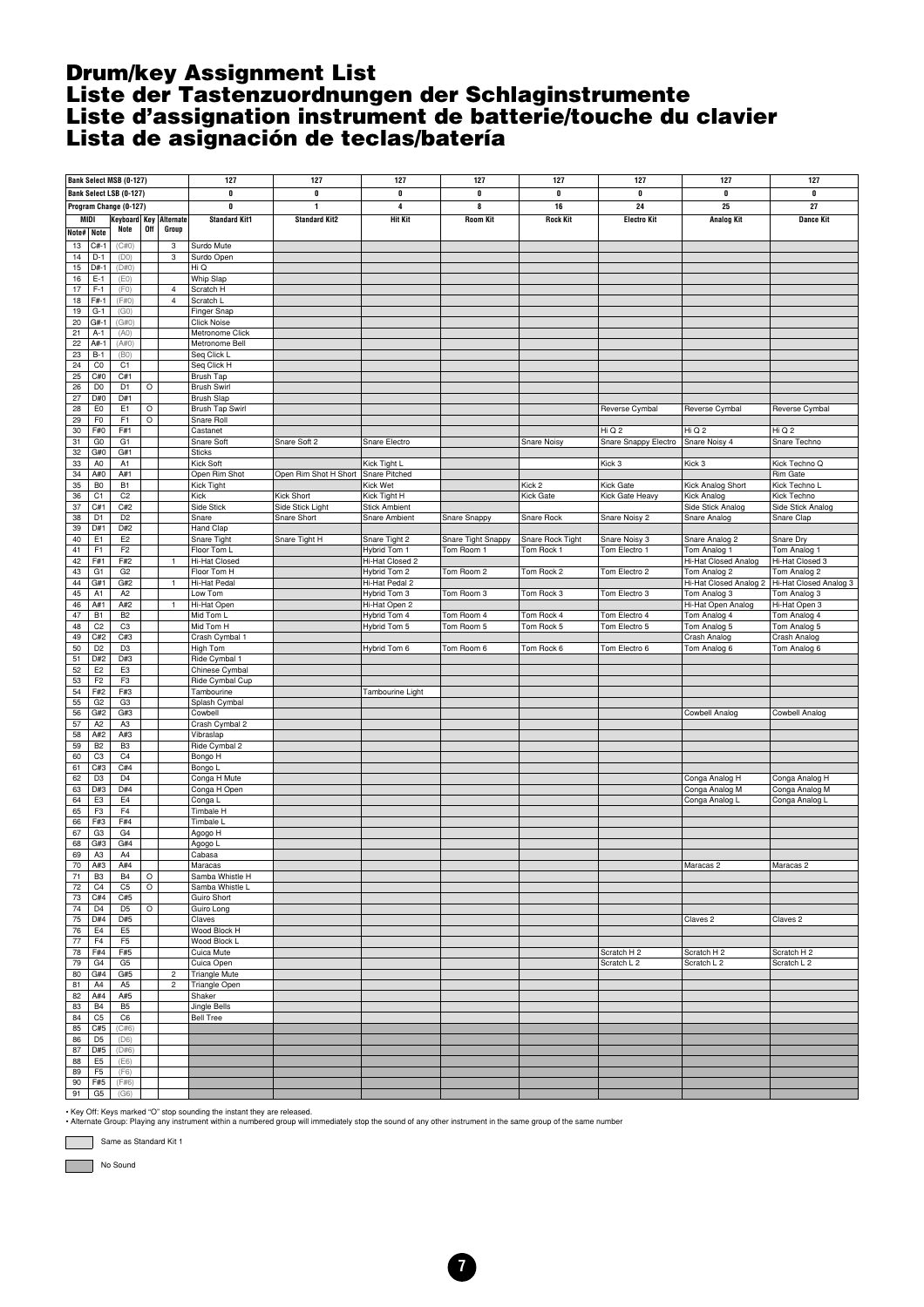# Drum/key Assignment List
# Liste der Tastenzuordnungen der Schlaginstrumente
# Liste d'assignation instrument de batterie/touche du clavier
# Lista de asignación de teclas/batería

| Bank Select MSB (0-127) | | | | | 127 | 127 | 127 | 127 | 127 | 127 | 127 | 127 |
|---|---|---|---|---|---|---|---|---|---|---|---|---|
| Bank Select LSB (0-127) | | | | | 0 | 0 | 0 | 0 | 0 | 0 | 0 | 0 |
| Program Change (0-127) | | | | | 0 | 1 | 4 | 8 | 16 | 24 | 25 | 27 |
| MIDI Note# | MIDI Note | Keyboard Note | Key Off | Alternate Group | Standard Kit1 | Standard Kit2 | Hit Kit | Room Kit | Rock Kit | Electro Kit | Analog Kit | Dance Kit |
| 13 | C#-1 | (C#0) | | 3 | Surdo Mute | | | | | | | |
| 14 | D-1 | (D0) | | 3 | Surdo Open | | | | | | | |
| 15 | D#-1 | (D#0) | | | Hi Q | | | | | | | |
| 16 | E-1 | (E0) | | | Whip Slap | | | | | | | |
| 17 | F-1 | (F0) | | 4 | Scratch H | | | | | | | |
| 18 | F#-1 | (F#0) | | 4 | Scratch L | | | | | | | |
| 19 | G-1 | (G0) | | | Finger Snap | | | | | | | |
| 20 | G#-1 | (G#0) | | | Click Noise | | | | | | | |
| 21 | A-1 | (A0) | | | Metronome Click | | | | | | | |
| 22 | A#-1 | (A#0) | | | Metronome Bell | | | | | | | |
| 23 | B-1 | (B0) | | | Seq Click L | | | | | | | |
| 24 | C0 | C1 | | | Seq Click H | | | | | | | |
| 25 | C#0 | C#1 | | | Brush Tap | | | | | | | |
| 26 | D0 | D1 | O | | Brush Swirl | | | | | | | |
| 27 | D#0 | D#1 | | | Brush Slap | | | | | | | |
| 28 | E0 | E1 | O | | Brush Tap Swirl | | | | | Reverse Cymbal | Reverse Cymbal | Reverse Cymbal |
| 29 | F0 | F1 | O | | Snare Roll | | | | | | | |
| 30 | F#0 | F#1 | | | Castanet | | | | | Hi Q 2 | Hi Q 2 | Hi Q 2 |
| 31 | G0 | G1 | | | Snare Soft | Snare Soft 2 | Snare Electro | | Snare Noisy | Snare Snappy Electro | Snare Noisy 4 | Snare Techno |
| 32 | G#0 | G#1 | | | Sticks | | | | | | | |
| 33 | A0 | A1 | | | Kick Soft | | Kick Tight L | | | Kick 3 | Kick 3 | Kick Techno Q |
| 34 | A#0 | A#1 | | | Open Rim Shot | Open Rim Shot H Short | Snare Pitched | | | | | Rim Gate |
| 35 | B0 | B1 | | | Kick Tight | | Kick Wet | | Kick 2 | Kick Gate | Kick Analog Short | Kick Techno L |
| 36 | C1 | C2 | | | Kick | Kick Short | Kick Tight H | | Kick Gate | Kick Gate Heavy | Kick Analog | Kick Techno |
| 37 | C#1 | C#2 | | | Side Stick | Side Stick Light | Stick Ambient | | | | Side Stick Analog | Side Stick Analog |
| 38 | D1 | D2 | | | Snare | Snare Short | Snare Ambient | Snare Snappy | Snare Rock | Snare Noisy 2 | Snare Analog | Snare Clap |
| 39 | D#1 | D#2 | | | Hand Clap | | | | | | | |
| 40 | E1 | E2 | | | Snare Tight | Snare Tight H | Snare Tight 2 | Snare Tight Snappy | Snare Rock Tight | Snare Noisy 3 | Snare Analog 2 | Snare Dry |
| 41 | F1 | F2 | | | Floor Tom L | | Hybrid Tom 1 | Tom Room 1 | Tom Rock 1 | Tom Electro 1 | Tom Analog 1 | Tom Analog 1 |
| 42 | F#1 | F#2 | | 1 | Hi-Hat Closed | | Hi-Hat Closed 2 | | | | Hi-Hat Closed Analog | Hi-Hat Closed 3 |
| 43 | G1 | G2 | | | Floor Tom H | | Hybrid Tom 2 | Tom Room 2 | Tom Rock 2 | Tom Electro 2 | Tom Analog 2 | Tom Analog 2 |
| 44 | G#1 | G#2 | | 1 | Hi-Hat Pedal | | Hi-Hat Pedal 2 | | | | Hi-Hat Closed Analog 2 | Hi-Hat Closed Analog 3 |
| 45 | A1 | A2 | | | Low Tom | | Hybrid Tom 3 | Tom Room 3 | Tom Rock 3 | Tom Electro 3 | Tom Analog 3 | Tom Analog 3 |
| 46 | A#1 | A#2 | | 1 | Hi-Hat Open | | Hi-Hat Open 2 | | | | Hi-Hat Open Analog | Hi-Hat Open 3 |
| 47 | B1 | B2 | | | Mid Tom L | | Hybrid Tom 4 | Tom Room 4 | Tom Rock 4 | Tom Electro 4 | Tom Analog 4 | Tom Analog 4 |
| 48 | C2 | C3 | | | Mid Tom H | | Hybrid Tom 5 | Tom Room 5 | Tom Rock 5 | Tom Electro 5 | Tom Analog 5 | Tom Analog 5 |
| 49 | C#2 | C#3 | | | Crash Cymbal 1 | | | | | | Crash Analog | Crash Analog |
| 50 | D2 | D3 | | | High Tom | | Hybrid Tom 6 | Tom Room 6 | Tom Rock 6 | Tom Electro 6 | Tom Analog 6 | Tom Analog 6 |
| 51 | D#2 | D#3 | | | Ride Cymbal 1 | | | | | | | |
| 52 | E2 | E3 | | | Chinese Cymbal | | | | | | | |
| 53 | F2 | F3 | | | Ride Cymbal Cup | | | | | | | |
| 54 | F#2 | F#3 | | | Tambourine | | Tambourine Light | | | | | |
| 55 | G2 | G3 | | | Splash Cymbal | | | | | | | |
| 56 | G#2 | G#3 | | | Cowbell | | | | | | Cowbell Analog | Cowbell Analog |
| 57 | A2 | A3 | | | Crash Cymbal 2 | | | | | | | |
| 58 | A#2 | A#3 | | | Vibraslap | | | | | | | |
| 59 | B2 | B3 | | | Ride Cymbal 2 | | | | | | | |
| 60 | C3 | C4 | | | Bongo H | | | | | | | |
| 61 | C#3 | C#4 | | | Bongo L | | | | | | | |
| 62 | D3 | D4 | | | Conga H Mute | | | | | | Conga Analog H | Conga Analog H |
| 63 | D#3 | D#4 | | | Conga H Open | | | | | | Conga Analog M | Conga Analog M |
| 64 | E3 | E4 | | | Conga L | | | | | | Conga Analog L | Conga Analog L |
| 65 | F3 | F4 | | | Timbale H | | | | | | | |
| 66 | F#3 | F#4 | | | Timbale L | | | | | | | |
| 67 | G3 | G4 | | | Agogo H | | | | | | | |
| 68 | G#3 | G#4 | | | Agogo L | | | | | | | |
| 69 | A3 | A4 | | | Cabasa | | | | | | | |
| 70 | A#3 | A#4 | | | Maracas | | | | | | Maracas 2 | Maracas 2 |
| 71 | B3 | B4 | O | | Samba Whistle H | | | | | | | |
| 72 | C4 | C5 | O | | Samba Whistle L | | | | | | | |
| 73 | C#4 | C#5 | | | Guiro Short | | | | | | | |
| 74 | D4 | D5 | O | | Guiro Long | | | | | | | |
| 75 | D#4 | D#5 | | | Claves | | | | | | Claves 2 | Claves 2 |
| 76 | E4 | E5 | | | Wood Block H | | | | | | | |
| 77 | F4 | F5 | | | Wood Block L | | | | | | | |
| 78 | F#4 | F#5 | | | Cuica Mute | | | | | Scratch H 2 | Scratch H 2 | Scratch H 2 |
| 79 | G4 | G5 | | | Cuica Open | | | | | Scratch L 2 | Scratch L 2 | Scratch L 2 |
| 80 | G#4 | G#5 | | 2 | Triangle Mute | | | | | | | |
| 81 | A4 | A5 | | 2 | Triangle Open | | | | | | | |
| 82 | A#4 | A#5 | | | Shaker | | | | | | | |
| 83 | B4 | B5 | | | Jingle Bells | | | | | | | |
| 84 | C5 | C6 | | | Bell Tree | | | | | | | |
| 85 | C#5 | (C#6) | | | | | | | | | | |
| 86 | D5 | (D6) | | | | | | | | | | |
| 87 | D#5 | (D#6) | | | | | | | | | | |
| 88 | E5 | (E6) | | | | | | | | | | |
| 89 | F5 | (F6) | | | | | | | | | | |
| 90 | F#5 | (F#6) | | | | | | | | | | |
| 91 | G5 | (G6) | | | | | | | | | | |

• Key Off: Keys marked "O" stop sounding the instant they are released.
• Alternate Group: Playing any instrument within a numbered group will immediately stop the sound of any other instrument in the same group of the same number

Same as Standard Kit 1

No Sound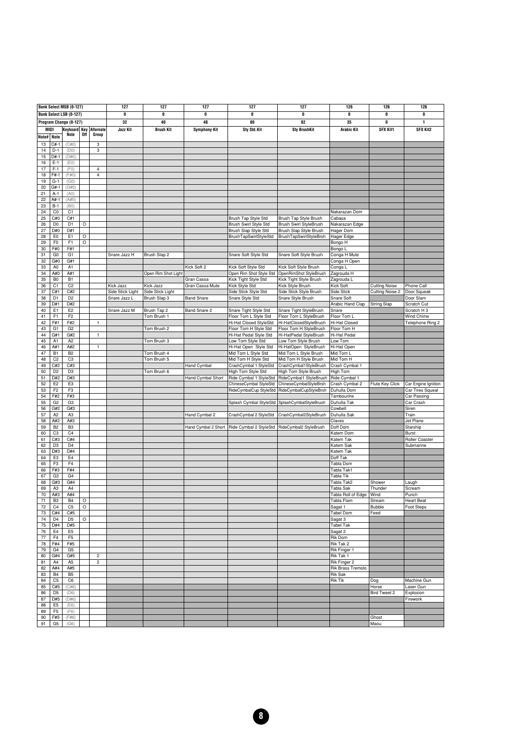| Bank Select MSB (0-127) | | | | | 127 | 127 | 127 | 127 | 127 | 126 | 126 | 126 |
|---|---|---|---|---|---|---|---|---|---|---|---|---|
| Bank Select LSB (0-127) | | | | | 0 | 0 | 0 | 0 | 0 | 0 | 0 | 0 |
| Program Change (0-127) | | | | | 32 | 40 | 48 | 80 | 82 | 35 | 0 | 1 |
| MIDI | | Keyboard | Key | Alternate | Jazz Kit | Brush Kit | Symphony Kit | Sty Std.Kit | Sty BrushKit | Arabic Kit | SFX Kit1 | SFX Kit2 |
| Note# | Note | Note | Off | Group | | | | | | | | |
| 13 | C#-1 | (C#0) | | 3 | | | | | | | | |
| 14 | D-1 | (D0) | | 3 | | | | | | | | |
| 15 | D#-1 | (D#0) | | | | | | | | | | |
| 16 | E-1 | (E0) | | | | | | | | | | |
| 17 | F-1 | (F0) | | 4 | | | | | | | | |
| 18 | F#-1 | (F#0) | | 4 | | | | | | | | |
| 19 | G-1 | (G0) | | | | | | | | | | |
| 20 | G#-1 | (G#0) | | | | | | | | | | |
| 21 | A-1 | (A0) | | | | | | | | | | |
| 22 | A#-1 | (A#0) | | | | | | | | | | |
| 23 | B-1 | (B0) | | | | | | | | | | |
| 24 | C0 | C1 | | | | | | | | Nakarazan Dom | | |
| 25 | C#0 | C#1 | | | | | | Brush Tap Style Std | Brush Tap Style Brush | Cabasa | | |
| 26 | D0 | D1 | O | | | | | Brush Swirl Style Std | Brush Swirl StyleBrush | Nakarazan Edge | | |
| 27 | D#0 | D#1 | | | | | | Brush Slap Style Std | Brush Slap Style Brush | Hager Dom | | |
| 28 | E0 | E1 | O | | | | | BrushTapSwirlStyleStd | BrushTapSwirlStyleBrsh | Hager Edge | | |
| 29 | F0 | F1 | O | | | | | | | Bongo H | | |
| 30 | F#0 | F#1 | | | | | | | | Bongo L | | |
| 31 | G0 | G1 | | | Snare Jazz H | Brush Slap 2 | | Snare Soft Style Std | Snare Soft Style Brush | Conga H Mute | | |
| 32 | G#0 | G#1 | | | | | | | | Conga H Open | | |
| 33 | A0 | A1 | | | | | Kick Soft 2 | Kick Soft Style Std | Kick Soft Style Brush | Conga L | | |
| 34 | A#0 | A#1 | | | | Open Rim Shot Light | | Open Rim Shot Style Std | OpenRimShot StyleBrush | Zagrouda H | | |
| 35 | B0 | B1 | | | | | Gran Cassa | Kick Tight Style Std | Kick Tight Style Brush | Zagrouda L | | |
| 36 | C1 | C2 | | | Kick Jazz | Kick Jazz | Gran Cassa Mute | Kick Style Std | Kick Style Brush | Kick Soft | Cutting Noise | Phone Call |
| 37 | C#1 | C#2 | | | Side Stick Light | Side Stick Light | | Side Stick Style Std | Side Stick Style Brush | Side Stick | Cutting Noise 2 | Door Squeak |
| 38 | D1 | D2 | | | Snare Jazz L | Brush Slap 3 | Band Snare | Snare Style Std | Snare Style Brush | Snare Soft | | Door Slam |
| 39 | D#1 | D#2 | | | | | | | | Arabic Hand Clap | String Slap | Scratch Cut |
| 40 | E1 | E2 | | | Snare Jazz M | Brush Tap 2 | Band Snare 2 | Snare Tight Style Std | Snare Tight StyleBrush | Snare | | Scratch H 3 |
| 41 | F1 | F2 | | | | Tom Brush 1 | | Floor Tom L Style Std | Floor Tom L StyleBrush | Floor Tom L | | Wind Chime |
| 42 | F#1 | F#2 | | 1 | | | | Hi-Hat Closed StyleStd | Hi-HatClosedStyleBrush | Hi-Hat Closed | | Telephone Ring 2 |
| 43 | G1 | G2 | | | | Tom Brush 2 | | Floor Tom H Style Std | Floor Tom H StyleBrush | Floor Tom H | | |
| 44 | G#1 | G#2 | | 1 | | | | Hi-Hat Pedal Style Std | Hi-HatPedal StyleBrush | Hi-Hat Pedal | | |
| 45 | A1 | A2 | | | | Tom Brush 3 | | Low Tom Style Std | Low Tom Style Brush | Low Tom | | |
| 46 | A#1 | A#2 | | 1 | | | | Hi-Hat Open Style Std | Hi-HatOpen StyleBrush | Hi-Hat Open | | |
| 47 | B1 | B2 | | | | Tom Brush 4 | | Mid Tom L Style Std | Mid Tom L Style Brush | Mid Tom L | | |
| 48 | C2 | C3 | | | | Tom Brush 5 | | Mid Tom H Style Std | Mid Tom H Style Brush | Mid Tom H | | |
| 49 | C#2 | C#3 | | | | | Hand Cymbal | CrashCymbal 1 StyleStd | CrashCymbal1StyleBrush | Crash Cymbal 1 | | |
| 50 | D2 | D3 | | | | Tom Brush 6 | | High Tom Style Std | High Tom Style Brush | High Tom | | |
| 51 | D#2 | D#3 | | | | | Hand Cymbal Short | Ride Cymbal 1 StyleStd | RideCymbal1 StyleBrush | Ride Cymbal 1 | | |
| 52 | E2 | E3 | | | | | | ChineseCymbal StyleStd | ChineseCymbalStyleBrsh | Crash Cymbal 2 | Flute Key Click | Car Engine Ignition |
| 53 | F2 | F3 | | | | | | RideCymbalCup StyleStd | RideCymbalCupStyleBrsh | Duhulla Dom | | Car Tires Squeal |
| 54 | F#2 | F#3 | | | | | | | | Tambourine | | Car Passing |
| 55 | G2 | G3 | | | | | | Splash Cymbal StyleStd | SplashCymbalStyleBrush | Duhulla Tak | | Car Crash |
| 56 | G#2 | G#3 | | | | | | | | Cowbell | | Siren |
| 57 | A2 | A3 | | | | | Hand Cymbal 2 | CrashCymbal 2 StyleStd | CrashCymbal2StyleBrush | Duhulla Sak | | Train |
| 58 | A#2 | A#3 | | | | | | | | Claves | | Jet Plane |
| 59 | B2 | B3 | | | | | Hand Cymbal 2 Short | Ride Cymbal 2 StyleStd | RideCymbal2 StyleBrush | Doff Dom | | Starship |
| 60 | C3 | C4 | | | | | | | | Katem Dom | | Burst |
| 61 | C#3 | C#4 | | | | | | | | Katem Tak | | Roller Coaster |
| 62 | D3 | D4 | | | | | | | | Katem Sak | | Submarine |
| 63 | D#3 | D#4 | | | | | | | | Katem Tak | | |
| 64 | E3 | E4 | | | | | | | | Doff Tak | | |
| 65 | F3 | F4 | | | | | | | | Tabla Dom | | |
| 66 | F#3 | F#4 | | | | | | | | Tabla Tak1 | | |
| 67 | G3 | G4 | | | | | | | | Tabla Tik | | |
| 68 | G#3 | G#4 | | | | | | | | Tabla Tak2 | Shower | Laugh |
| 69 | A3 | A4 | | | | | | | | Tabla Sak | Thunder | Scream |
| 70 | A#3 | A#4 | | | | | | | | Tabla Roll of Edge | Wind | Punch |
| 71 | B3 | B4 | O | | | | | | | Tabla Flam | Stream | Heart Beat |
| 72 | C4 | C5 | O | | | | | | | Sagat 1 | Bubble | Foot Steps |
| 73 | C#4 | C#5 | | | | | | | | Tabel Dom | Feed | |
| 74 | D4 | D5 | O | | | | | | | Sagat 3 | | |
| 75 | D#4 | D#5 | | | | | | | | Tabel Tak | | |
| 76 | E4 | E5 | | | | | | | | Sagat 2 | | |
| 77 | F4 | F5 | | | | | | | | Rik Dom | | |
| 78 | F#4 | F#5 | | | | | | | | Rik Tak 2 | | |
| 79 | G4 | G5 | | | | | | | | Rik Finger 1 | | |
| 80 | G#4 | G#5 | | 2 | | | | | | Rik Tak 1 | | |
| 81 | A4 | A5 | | 2 | | | | | | Rik Finger 2 | | |
| 82 | A#4 | A#5 | | | | | | | | Rik Brass Tremolo | | |
| 83 | B4 | B5 | | | | | | | | Rik Sak | | |
| 84 | C5 | C6 | | | | | | | | Rik Tik | Dog | Machine Gun |
| 85 | C#5 | (C#6) | | | | | | | | | Horse | Laser Gun |
| 86 | D5 | (D6) | | | | | | | | | Bird Tweet 2 | Explosion |
| 87 | D#5 | (D#6) | | | | | | | | | | Firework |
| 88 | E5 | (E6) | | | | | | | | | | |
| 89 | F5 | (F6) | | | | | | | | | | |
| 90 | F#5 | (F#6) | | | | | | | | | Ghost | |
| 91 | G5 | (G6) | | | | | | | | | Maou | |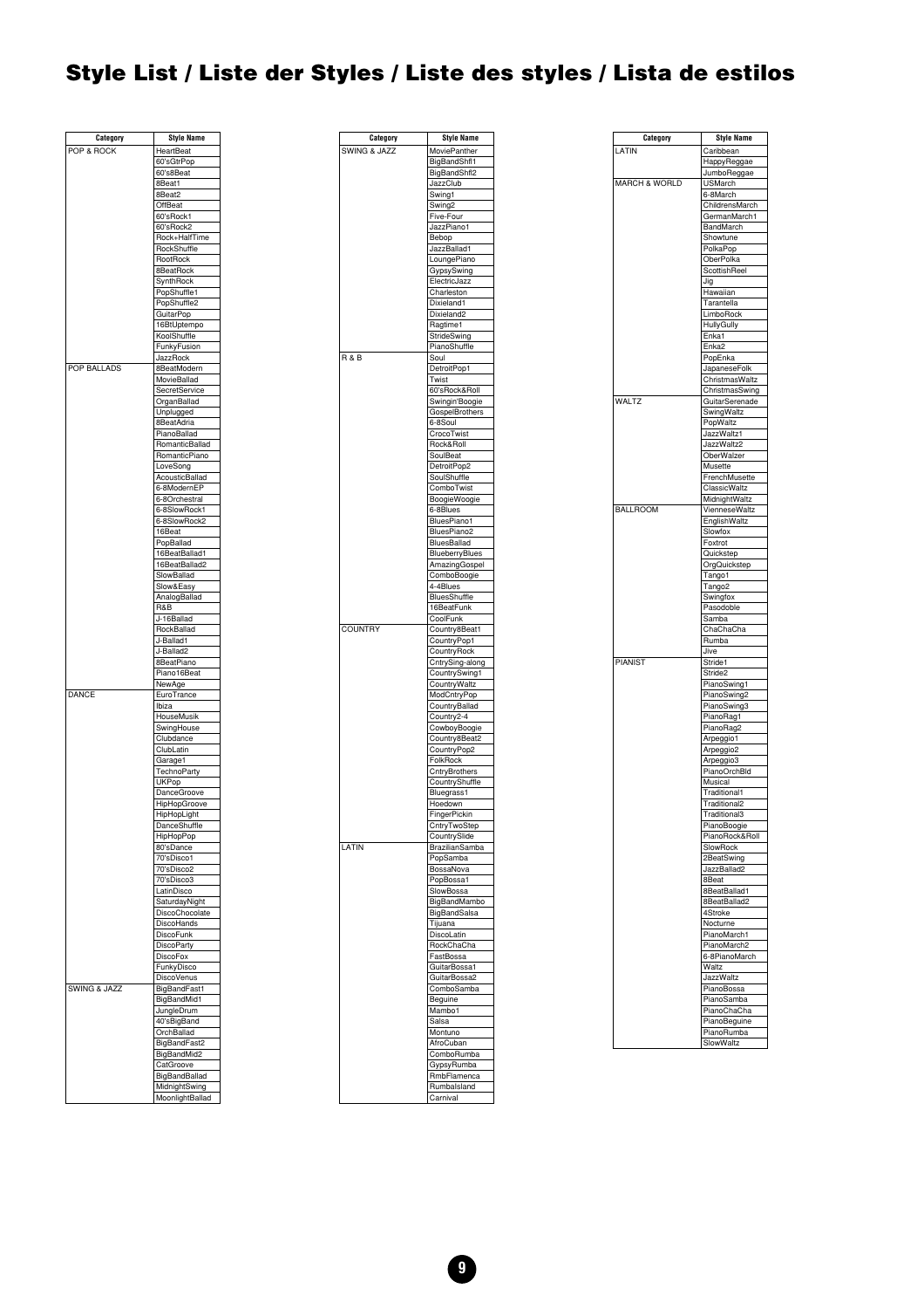# Style List / Liste der Styles / Liste des styles / Lista de estilos

| Category | Style Name |
|---|---|
| POP & ROCK | HeartBeat |
| | 60'sGtrPop |
| | 60's8Beat |
| | 8Beat1 |
| | 8Beat2 |
| | OffBeat |
| | 60'sRock1 |
| | 60'sRock2 |
| | Rock+HalfTime |
| | RockShuffle |
| | RootRock |
| | 8BeatRock |
| | SynthRock |
| | PopShuffle1 |
| | PopShuffle2 |
| | GuitarPop |
| | 16BtUptempo |
| | KoolShuffle |
| | FunkyFusion |
| | JazzRock |
| POP BALLADS | 8BeatModern |
| | MovieBallad |
| | SecretService |
| | OrganBallad |
| | Unplugged |
| | 8BeatAdria |
| | PianoBallad |
| | RomanticBallad |
| | RomanticPiano |
| | LoveSong |
| | AcousticBallad |
| | 6-8ModernEP |
| | 6-8Orchestral |
| | 6-8SlowRock1 |
| | 6-8SlowRock2 |
| | 16Beat |
| | PopBallad |
| | 16BeatBallad1 |
| | 16BeatBallad2 |
| | SlowBallad |
| | Slow&Easy |
| | AnalogBallad |
| | R&B |
| | J-16Ballad |
| | RockBallad |
| | J-Ballad1 |
| | J-Ballad2 |
| | 8BeatPiano |
| | Piano16Beat |
| | NewAge |
| DANCE | EuroTrance |
| | Ibiza |
| | HouseMusik |
| | SwingHouse |
| | Clubdance |
| | ClubLatin |
| | Garage1 |
| | TechnoParty |
| | UKPop |
| | DanceGroove |
| | HipHopGroove |
| | HipHopLight |
| | DanceShuffle |
| | HipHopPop |
| | 80'sDance |
| | 70'sDisco1 |
| | 70'sDisco2 |
| | 70'sDisco3 |
| | LatinDisco |
| | SaturdayNight |
| | DiscoChocolate |
| | DiscoHands |
| | DiscoFunk |
| | DiscoParty |
| | DiscoFox |
| | FunkyDisco |
| | DiscoVenus |
| SWING & JAZZ | BigBandFast1 |
| | BigBandMid1 |
| | JungleDrum |
| | 40'sBigBand |
| | OrchBallad |
| | BigBandFast2 |
| | BigBandMid2 |
| | CatGroove |
| | BigBandBallad |
| | MidnightSwing |
| | MoonlightBallad |

| Category | Style Name |
|---|---|
| SWING & JAZZ | MoviePanther |
| | BigBandShfl1 |
| | BigBandShfl2 |
| | JazzClub |
| | Swing1 |
| | Swing2 |
| | Five-Four |
| | JazzPiano1 |
| | Bebop |
| | JazzBallad1 |
| | LoungePiano |
| | GypsySwing |
| | ElectricJazz |
| | Charleston |
| | Dixieland1 |
| | Dixieland2 |
| | Ragtime1 |
| | StrideSwing |
| | PianoShuffle |
| R & B | Soul |
| | DetroitPop1 |
| | Twist |
| | 60'sRock&Roll |
| | Swingin'Boogie |
| | GospelBrothers |
| | 6-8Soul |
| | CrocoTwist |
| | Rock&Roll |
| | SoulBeat |
| | DetroitPop2 |
| | SoulShuffle |
| | ComboTwist |
| | BoogieWoogie |
| | 6-8Blues |
| | BluesPiano1 |
| | BluesPiano2 |
| | BluesBallad |
| | BlueberryBlues |
| | AmazingGospel |
| | ComboBoogie |
| | 4-4Blues |
| | BluesShuffle |
| | 16BeatFunk |
| | CoolFunk |
| COUNTRY | Country8Beat1 |
| | CountryPop1 |
| | CountryRock |
| | CntrySing-along |
| | CountrySwing1 |
| | CountryWaltz |
| | ModCntryPop |
| | CountryBallad |
| | Country2-4 |
| | CowboyBoogie |
| | Country8Beat2 |
| | CountryPop2 |
| | FolkRock |
| | CntryBrothers |
| | CountryShuffle |
| | Bluegrass1 |
| | Hoedown |
| | FingerPickin |
| | CntryTwoStep |
| | CountrySlide |
| LATIN | BrazilianSamba |
| | PopSamba |
| | BossaNova |
| | PopBossa1 |
| | SlowBossa |
| | BigBandMambo |
| | BigBandSalsa |
| | Tijuana |
| | DiscoLatin |
| | RockChaCha |
| | FastBossa |
| | GuitarBossa1 |
| | GuitarBossa2 |
| | ComboSamba |
| | Beguine |
| | Mambo1 |
| | Salsa |
| | Montuno |
| | AfroCuban |
| | ComboRumba |
| | GypsyRumba |
| | RmbFlamenca |
| | RumbaIsland |
| | Carnival |

| Category | Style Name |
|---|---|
| LATIN | Caribbean |
| | HappyReggae |
| | JumboReggae |
| MARCH & WORLD | USMarch |
| | 6-8March |
| | ChildrensMarch |
| | GermanMarch1 |
| | BandMarch |
| | Showtune |
| | PolkaPop |
| | OberPolka |
| | ScottishReel |
| | Jig |
| | Hawaiian |
| | Tarantella |
| | LimboRock |
| | HullyGully |
| | Enka1 |
| | Enka2 |
| | PopEnka |
| | JapaneseFolk |
| | ChristmasWaltz |
| | ChristmasSwing |
| WALTZ | GuitarSerenade |
| | SwingWaltz |
| | PopWaltz |
| | JazzWaltz1 |
| | JazzWaltz2 |
| | OberWalzer |
| | Musette |
| | FrenchMusette |
| | ClassicWaltz |
| | MidnightWaltz |
| BALLROOM | VienneseWaltz |
| | EnglishWaltz |
| | Slowfox |
| | Foxtrot |
| | Quickstep |
| | OrgQuickstep |
| | Tango1 |
| | Tango2 |
| | Swingfox |
| | Pasodoble |
| | Samba |
| | ChaChaCha |
| | Rumba |
| | Jive |
| PIANIST | Stride1 |
| | Stride2 |
| | PianoSwing1 |
| | PianoSwing2 |
| | PianoSwing3 |
| | PianoRag1 |
| | PianoRag2 |
| | Arpeggio1 |
| | Arpeggio2 |
| | Arpeggio3 |
| | PianoOrchBld |
| | Musical |
| | Traditional1 |
| | Traditional2 |
| | Traditional3 |
| | PianoBoogie |
| | PianoRock&Roll |
| | SlowRock |
| | 2BeatSwing |
| | JazzBallad2 |
| | 8Beat |
| | 8BeatBallad1 |
| | 8BeatBallad2 |
| | 4Stroke |
| | Nocturne |
| | PianoMarch1 |
| | PianoMarch2 |
| | 6-8PianoMarch |
| | Waltz |
| | JazzWaltz |
| | PianoBossa |
| | PianoSamba |
| | PianoChaCha |
| | PianoBeguine |
| | PianoRumba |
| | SlowWaltz |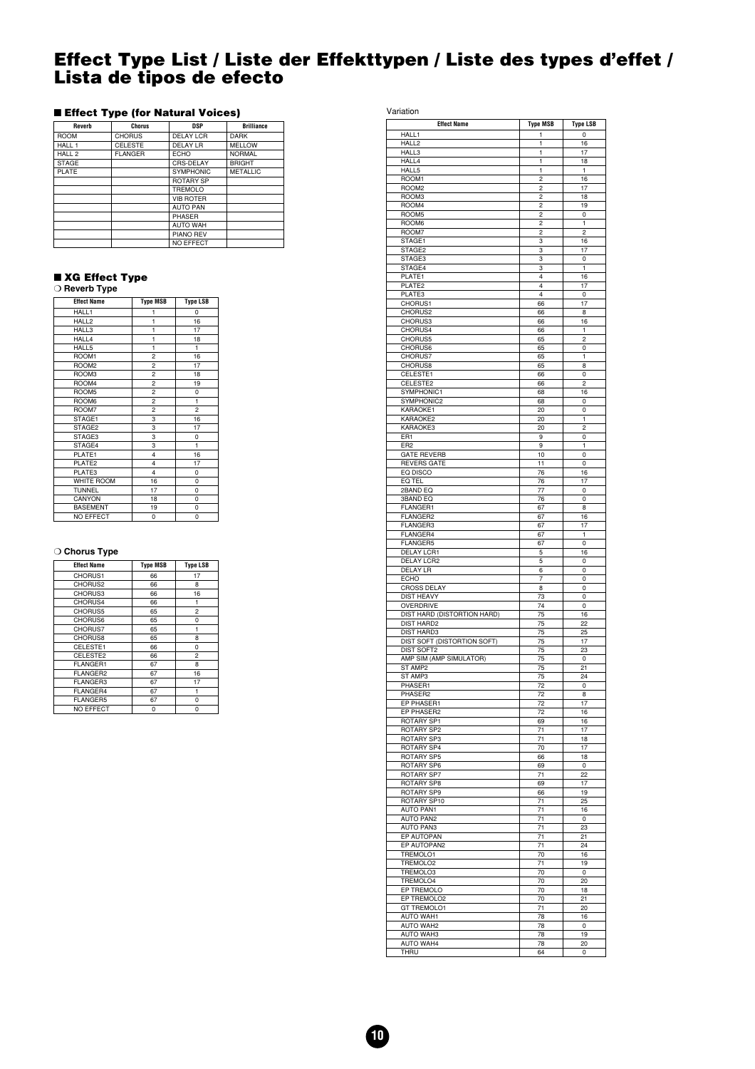# Effect Type List / Liste der Effekttypen / Liste des types d'effet / Lista de tipos de efecto

## ■ Effect Type (for Natural Voices)

| Reverb | Chorus | DSP | Brilliance |
|---|---|---|---|
| ROOM | CHORUS | DELAY LCR | DARK |
| HALL 1 | CELESTE | DELAY LR | MELLOW |
| HALL 2 | FLANGER | ECHO | NORMAL |
| STAGE | | CRS-DELAY | BRIGHT |
| PLATE | | SYMPHONIC | METALLIC |
| | | ROTARY SP | |
| | | TREMOLO | |
| | | VIB ROTER | |
| | | AUTO PAN | |
| | | PHASER | |
| | | AUTO WAH | |
| | | PIANO REV | |
| | | NO EFFECT | |

## ■ XG Effect Type

### ❍ Reverb Type

| Effect Name | Type MSB | Type LSB |
|---|---|---|
| HALL1 | 1 | 0 |
| HALL2 | 1 | 16 |
| HALL3 | 1 | 17 |
| HALL4 | 1 | 18 |
| HALL5 | 1 | 1 |
| ROOM1 | 2 | 16 |
| ROOM2 | 2 | 17 |
| ROOM3 | 2 | 18 |
| ROOM4 | 2 | 19 |
| ROOM5 | 2 | 0 |
| ROOM6 | 2 | 1 |
| ROOM7 | 2 | 2 |
| STAGE1 | 3 | 16 |
| STAGE2 | 3 | 17 |
| STAGE3 | 3 | 0 |
| STAGE4 | 3 | 1 |
| PLATE1 | 4 | 16 |
| PLATE2 | 4 | 17 |
| PLATE3 | 4 | 0 |
| WHITE ROOM | 16 | 0 |
| TUNNEL | 17 | 0 |
| CANYON | 18 | 0 |
| BASEMENT | 19 | 0 |
| NO EFFECT | 0 | 0 |

### ❍ Chorus Type

| Effect Name | Type MSB | Type LSB |
|---|---|---|
| CHORUS1 | 66 | 17 |
| CHORUS2 | 66 | 8 |
| CHORUS3 | 66 | 16 |
| CHORUS4 | 66 | 1 |
| CHORUS5 | 65 | 2 |
| CHORUS6 | 65 | 0 |
| CHORUS7 | 65 | 1 |
| CHORUS8 | 65 | 8 |
| CELESTE1 | 66 | 0 |
| CELESTE2 | 66 | 2 |
| FLANGER1 | 67 | 8 |
| FLANGER2 | 67 | 16 |
| FLANGER3 | 67 | 17 |
| FLANGER4 | 67 | 1 |
| FLANGER5 | 67 | 0 |
| NO EFFECT | 0 | 0 |

### Variation

| Effect Name | Type MSB | Type LSB |
|---|---|---|
| HALL1 | 1 | 0 |
| HALL2 | 1 | 16 |
| HALL3 | 1 | 17 |
| HALL4 | 1 | 18 |
| HALL5 | 1 | 1 |
| ROOM1 | 2 | 16 |
| ROOM2 | 2 | 17 |
| ROOM3 | 2 | 18 |
| ROOM4 | 2 | 19 |
| ROOM5 | 2 | 0 |
| ROOM6 | 2 | 1 |
| ROOM7 | 2 | 2 |
| STAGE1 | 3 | 16 |
| STAGE2 | 3 | 17 |
| STAGE3 | 3 | 0 |
| STAGE4 | 3 | 1 |
| PLATE1 | 4 | 16 |
| PLATE2 | 4 | 17 |
| PLATE3 | 4 | 0 |
| CHORUS1 | 66 | 17 |
| CHORUS2 | 66 | 8 |
| CHORUS3 | 66 | 16 |
| CHORUS4 | 66 | 1 |
| CHORUS5 | 65 | 2 |
| CHORUS6 | 65 | 0 |
| CHORUS7 | 65 | 1 |
| CHORUS8 | 65 | 8 |
| CELESTE1 | 66 | 0 |
| CELESTE2 | 66 | 2 |
| SYMPHONIC1 | 68 | 16 |
| SYMPHONIC2 | 68 | 0 |
| KARAOKE1 | 20 | 0 |
| KARAOKE2 | 20 | 1 |
| KARAOKE3 | 20 | 2 |
| ER1 | 9 | 0 |
| ER2 | 9 | 1 |
| GATE REVERB | 10 | 0 |
| REVERS GATE | 11 | 0 |
| EQ DISCO | 76 | 16 |
| EQ TEL | 76 | 17 |
| 2BAND EQ | 77 | 0 |
| 3BAND EQ | 76 | 0 |
| FLANGER1 | 67 | 8 |
| FLANGER2 | 67 | 16 |
| FLANGER3 | 67 | 17 |
| FLANGER4 | 67 | 1 |
| FLANGER5 | 67 | 0 |
| DELAY LCR1 | 5 | 16 |
| DELAY LCR2 | 5 | 0 |
| DELAY LR | 6 | 0 |
| ECHO | 7 | 0 |
| CROSS DELAY | 8 | 0 |
| DIST HEAVY | 73 | 0 |
| OVERDRIVE | 74 | 0 |
| DIST HARD (DISTORTION HARD) | 75 | 16 |
| DIST HARD2 | 75 | 22 |
| DIST HARD3 | 75 | 25 |
| DIST SOFT (DISTORTION SOFT) | 75 | 17 |
| DIST SOFT2 | 75 | 23 |
| AMP SIM (AMP SIMULATOR) | 75 | 0 |
| ST AMP2 | 75 | 21 |
| ST AMP3 | 75 | 24 |
| PHASER1 | 72 | 0 |
| PHASER2 | 72 | 8 |
| EP PHASER1 | 72 | 17 |
| EP PHASER2 | 72 | 16 |
| ROTARY SP1 | 69 | 16 |
| ROTARY SP2 | 71 | 17 |
| ROTARY SP3 | 71 | 18 |
| ROTARY SP4 | 70 | 17 |
| ROTARY SP5 | 66 | 18 |
| ROTARY SP6 | 69 | 0 |
| ROTARY SP7 | 71 | 22 |
| ROTARY SP8 | 69 | 17 |
| ROTARY SP9 | 66 | 19 |
| ROTARY SP10 | 71 | 25 |
| AUTO PAN1 | 71 | 16 |
| AUTO PAN2 | 71 | 0 |
| AUTO PAN3 | 71 | 23 |
| EP AUTOPAN | 71 | 21 |
| EP AUTOPAN2 | 71 | 24 |
| TREMOLO1 | 70 | 16 |
| TREMOLO2 | 71 | 19 |
| TREMOLO3 | 70 | 0 |
| TREMOLO4 | 70 | 20 |
| EP TREMOLO | 70 | 18 |
| EP TREMOLO2 | 70 | 21 |
| GT TREMOLO1 | 71 | 20 |
| AUTO WAH1 | 78 | 16 |
| AUTO WAH2 | 78 | 0 |
| AUTO WAH3 | 78 | 19 |
| AUTO WAH4 | 78 | 20 |
| THRU | 64 | 0 |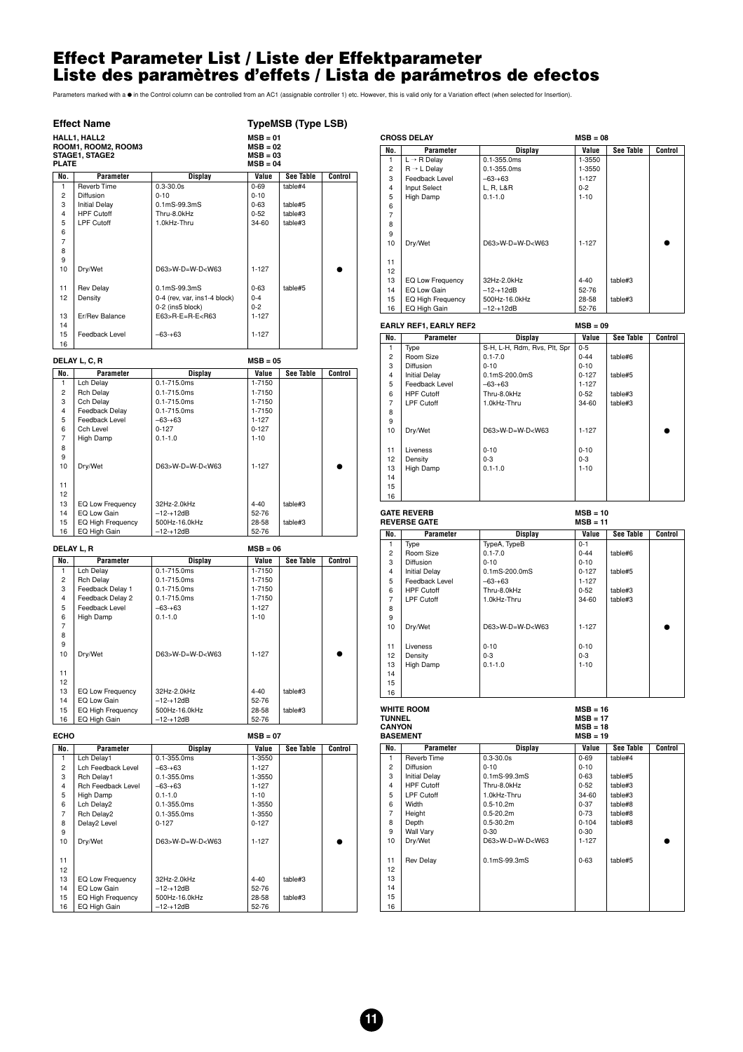# Effect Parameter List / Liste der Effektparameter
# Liste des paramètres d'effets / Lista de parámetros de efectos

Parameters marked with a ● in the Control column can be controlled from an AC1 (assignable controller 1) etc. However, this is valid only for a Variation effect (when selected for Insertion).

**Effect Name** — **TypeMSB (Type LSB)**

**HALL1, HALL2** MSB = 01
**ROOM1, ROOM2, ROOM3** MSB = 02
**STAGE1, STAGE2** MSB = 03
**PLATE** MSB = 04

| No. | Parameter | Display | Value | See Table | Control |
|---|---|---|---|---|---|
| 1 | Reverb Time | 0.3-30.0s | 0-69 | table#4 | |
| 2 | Diffusion | 0-10 | 0-10 | | |
| 3 | Initial Delay | 0.1mS-99.3mS | 0-63 | table#5 | |
| 4 | HPF Cutoff | Thru-8.0kHz | 0-52 | table#3 | |
| 5 | LPF Cutoff | 1.0kHz-Thru | 34-60 | table#3 | |
| 6 | | | | | |
| 7 | | | | | |
| 8 | | | | | |
| 9 | | | | | |
| 10 | Dry/Wet | D63>W-D=W-D<W63 | 1-127 | | ● |
| 11 | Rev Delay | 0.1mS-99.3mS | 0-63 | table#5 | |
| 12 | Density | 0-4 (rev, var, ins1-4 block)<br>0-2 (ins5 block) | 0-4<br>0-2 | | |
| 13 | Er/Rev Balance | E63>R-E=R-E<R63 | 1-127 | | |
| 14 | | | | | |
| 15 | Feedback Level | –63-+63 | 1-127 | | |
| 16 | | | | | |

**DELAY L, C, R** MSB = 05

| No. | Parameter | Display | Value | See Table | Control |
|---|---|---|---|---|---|
| 1 | Lch Delay | 0.1-715.0ms | 1-7150 | | |
| 2 | Rch Delay | 0.1-715.0ms | 1-7150 | | |
| 3 | Cch Delay | 0.1-715.0ms | 1-7150 | | |
| 4 | Feedback Delay | 0.1-715.0ms | 1-7150 | | |
| 5 | Feedback Level | –63-+63 | 1-127 | | |
| 6 | Cch Level | 0-127 | 0-127 | | |
| 7 | High Damp | 0.1-1.0 | 1-10 | | |
| 8 | | | | | |
| 9 | | | | | |
| 10 | Dry/Wet | D63>W-D=W-D<W63 | 1-127 | | ● |
| 11 | | | | | |
| 12 | | | | | |
| 13 | EQ Low Frequency | 32Hz-2.0kHz | 4-40 | table#3 | |
| 14 | EQ Low Gain | –12-+12dB | 52-76 | | |
| 15 | EQ High Frequency | 500Hz-16.0kHz | 28-58 | table#3 | |
| 16 | EQ High Gain | –12-+12dB | 52-76 | | |

**DELAY L, R** MSB = 06

| No. | Parameter | Display | Value | See Table | Control |
|---|---|---|---|---|---|
| 1 | Lch Delay | 0.1-715.0ms | 1-7150 | | |
| 2 | Rch Delay | 0.1-715.0ms | 1-7150 | | |
| 3 | Feedback Delay 1 | 0.1-715.0ms | 1-7150 | | |
| 4 | Feedback Delay 2 | 0.1-715.0ms | 1-7150 | | |
| 5 | Feedback Level | –63-+63 | 1-127 | | |
| 6 | High Damp | 0.1-1.0 | 1-10 | | |
| 7 | | | | | |
| 8 | | | | | |
| 9 | | | | | |
| 10 | Dry/Wet | D63>W-D=W-D<W63 | 1-127 | | ● |
| 11 | | | | | |
| 12 | | | | | |
| 13 | EQ Low Frequency | 32Hz-2.0kHz | 4-40 | table#3 | |
| 14 | EQ Low Gain | –12-+12dB | 52-76 | | |
| 15 | EQ High Frequency | 500Hz-16.0kHz | 28-58 | table#3 | |
| 16 | EQ High Gain | –12-+12dB | 52-76 | | |

**ECHO** MSB = 07

| No. | Parameter | Display | Value | See Table | Control |
|---|---|---|---|---|---|
| 1 | Lch Delay1 | 0.1-355.0ms | 1-3550 | | |
| 2 | Lch Feedback Level | –63-+63 | 1-127 | | |
| 3 | Rch Delay1 | 0.1-355.0ms | 1-3550 | | |
| 4 | Rch Feedback Level | –63-+63 | 1-127 | | |
| 5 | High Damp | 0.1-1.0 | 1-10 | | |
| 6 | Lch Delay2 | 0.1-355.0ms | 1-3550 | | |
| 7 | Rch Delay2 | 0.1-355.0ms | 1-3550 | | |
| 8 | Delay2 Level | 0-127 | 0-127 | | |
| 9 | | | | | |
| 10 | Dry/Wet | D63>W-D=W-D<W63 | 1-127 | | ● |
| 11 | | | | | |
| 12 | | | | | |
| 13 | EQ Low Frequency | 32Hz-2.0kHz | 4-40 | table#3 | |
| 14 | EQ Low Gain | –12-+12dB | 52-76 | | |
| 15 | EQ High Frequency | 500Hz-16.0kHz | 28-58 | table#3 | |
| 16 | EQ High Gain | –12-+12dB | 52-76 | | |

**CROSS DELAY** MSB = 08

| No. | Parameter | Display | Value | See Table | Control |
|---|---|---|---|---|---|
| 1 | L → R Delay | 0.1-355.0ms | 1-3550 | | |
| 2 | R → L Delay | 0.1-355.0ms | 1-3550 | | |
| 3 | Feedback Level | –63-+63 | 1-127 | | |
| 4 | Input Select | L, R, L&R | 0-2 | | |
| 5 | High Damp | 0.1-1.0 | 1-10 | | |
| 6 | | | | | |
| 7 | | | | | |
| 8 | | | | | |
| 9 | | | | | |
| 10 | Dry/Wet | D63>W-D=W-D<W63 | 1-127 | | ● |
| 11 | | | | | |
| 12 | | | | | |
| 13 | EQ Low Frequency | 32Hz-2.0kHz | 4-40 | table#3 | |
| 14 | EQ Low Gain | –12-+12dB | 52-76 | | |
| 15 | EQ High Frequency | 500Hz-16.0kHz | 28-58 | table#3 | |
| 16 | EQ High Gain | –12-+12dB | 52-76 | | |

**EARLY REF1, EARLY REF2** MSB = 09

| No. | Parameter | Display | Value | See Table | Control |
|---|---|---|---|---|---|
| 1 | Type | S-H, L-H, Rdm, Rvs, Plt, Spr | 0-5 | | |
| 2 | Room Size | 0.1-7.0 | 0-44 | table#6 | |
| 3 | Diffusion | 0-10 | 0-10 | | |
| 4 | Initial Delay | 0.1mS-200.0mS | 0-127 | table#5 | |
| 5 | Feedback Level | –63-+63 | 1-127 | | |
| 6 | HPF Cutoff | Thru-8.0kHz | 0-52 | table#3 | |
| 7 | LPF Cutoff | 1.0kHz-Thru | 34-60 | table#3 | |
| 8 | | | | | |
| 9 | | | | | |
| 10 | Dry/Wet | D63>W-D=W-D<W63 | 1-127 | | ● |
| 11 | Liveness | 0-10 | 0-10 | | |
| 12 | Density | 0-3 | 0-3 | | |
| 13 | High Damp | 0.1-1.0 | 1-10 | | |
| 14 | | | | | |
| 15 | | | | | |
| 16 | | | | | |

**GATE REVERB** MSB = 10
**REVERSE GATE** MSB = 11

| No. | Parameter | Display | Value | See Table | Control |
|---|---|---|---|---|---|
| 1 | Type | TypeA, TypeB | 0-1 | | |
| 2 | Room Size | 0.1-7.0 | 0-44 | table#6 | |
| 3 | Diffusion | 0-10 | 0-10 | | |
| 4 | Initial Delay | 0.1mS-200.0mS | 0-127 | table#5 | |
| 5 | Feedback Level | –63-+63 | 1-127 | | |
| 6 | HPF Cutoff | Thru-8.0kHz | 0-52 | table#3 | |
| 7 | LPF Cutoff | 1.0kHz-Thru | 34-60 | table#3 | |
| 8 | | | | | |
| 9 | | | | | |
| 10 | Dry/Wet | D63>W-D=W-D<W63 | 1-127 | | ● |
| 11 | Liveness | 0-10 | 0-10 | | |
| 12 | Density | 0-3 | 0-3 | | |
| 13 | High Damp | 0.1-1.0 | 1-10 | | |
| 14 | | | | | |
| 15 | | | | | |
| 16 | | | | | |

**WHITE ROOM** MSB = 16
**TUNNEL** MSB = 17
**CANYON** MSB = 18
**BASEMENT** MSB = 19

| No. | Parameter | Display | Value | See Table | Control |
|---|---|---|---|---|---|
| 1 | Reverb Time | 0.3-30.0s | 0-69 | table#4 | |
| 2 | Diffusion | 0-10 | 0-10 | | |
| 3 | Initial Delay | 0.1mS-99.3mS | 0-63 | table#5 | |
| 4 | HPF Cutoff | Thru-8.0kHz | 0-52 | table#3 | |
| 5 | LPF Cutoff | 1.0kHz-Thru | 34-60 | table#3 | |
| 6 | Width | 0.5-10.2m | 0-37 | table#8 | |
| 7 | Height | 0.5-20.2m | 0-73 | table#8 | |
| 8 | Depth | 0.5-30.2m | 0-104 | table#8 | |
| 9 | Wall Vary | 0-30 | 0-30 | | |
| 10 | Dry/Wet | D63>W-D=W-D<W63 | 1-127 | | ● |
| 11 | Rev Delay | 0.1mS-99.3mS | 0-63 | table#5 | |
| 12 | | | | | |
| 13 | | | | | |
| 14 | | | | | |
| 15 | | | | | |
| 16 | | | | | |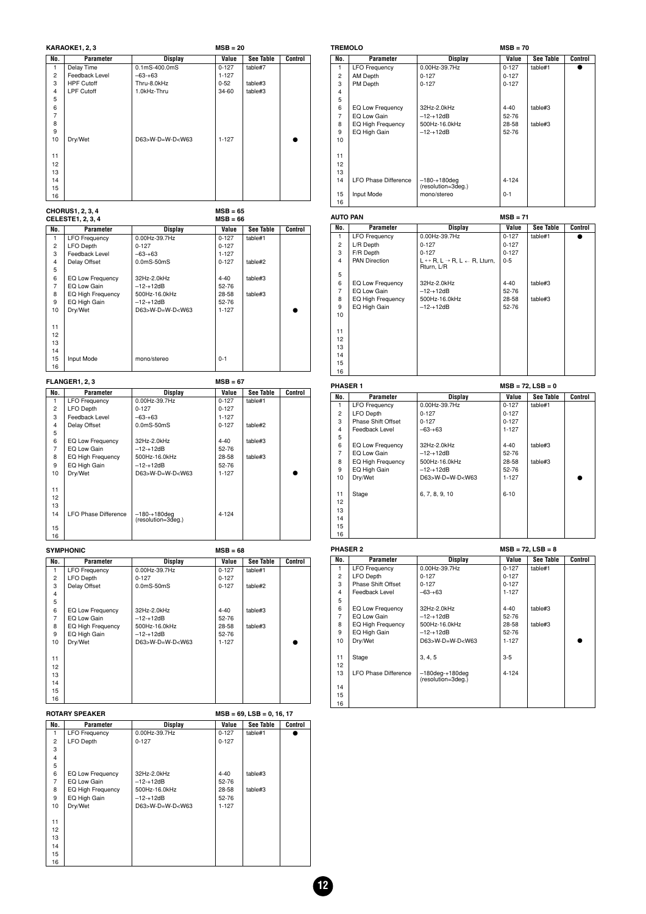### KARAOKE1, 2, 3

MSB = 20

| No. | Parameter | Display | Value | See Table | Control |
|---|---|---|---|---|---|
| 1 | Delay Time | 0.1mS-400.0mS | 0-127 | table#7 | |
| 2 | Feedback Level | –63-+63 | 1-127 | | |
| 3 | HPF Cutoff | Thru-8.0kHz | 0-52 | table#3 | |
| 4 | LPF Cutoff | 1.0kHz-Thru | 34-60 | table#3 | |
| 5 | | | | | |
| 6 | | | | | |
| 7 | | | | | |
| 8 | | | | | |
| 9 | | | | | |
| 10 | Dry/Wet | D63>W-D=W-D<W63 | 1-127 | | ● |
| 11 | | | | | |
| 12 | | | | | |
| 13 | | | | | |
| 14 | | | | | |
| 15 | | | | | |
| 16 | | | | | |

### CHORUS1, 2, 3, 4 / CELESTE1, 2, 3, 4

MSB = 65 / MSB = 66

| No. | Parameter | Display | Value | See Table | Control |
|---|---|---|---|---|---|
| 1 | LFO Frequency | 0.00Hz-39.7Hz | 0-127 | table#1 | |
| 2 | LFO Depth | 0-127 | 0-127 | | |
| 3 | Feedback Level | –63-+63 | 1-127 | | |
| 4 | Delay Offset | 0.0mS-50mS | 0-127 | table#2 | |
| 5 | | | | | |
| 6 | EQ Low Frequency | 32Hz-2.0kHz | 4-40 | table#3 | |
| 7 | EQ Low Gain | –12-+12dB | 52-76 | | |
| 8 | EQ High Frequency | 500Hz-16.0kHz | 28-58 | table#3 | |
| 9 | EQ High Gain | –12-+12dB | 52-76 | | |
| 10 | Dry/Wet | D63>W-D=W-D<W63 | 1-127 | | ● |
| 11 | | | | | |
| 12 | | | | | |
| 13 | | | | | |
| 14 | | | | | |
| 15 | Input Mode | mono/stereo | 0-1 | | |
| 16 | | | | | |

### FLANGER1, 2, 3

MSB = 67

| No. | Parameter | Display | Value | See Table | Control |
|---|---|---|---|---|---|
| 1 | LFO Frequency | 0.00Hz-39.7Hz | 0-127 | table#1 | |
| 2 | LFO Depth | 0-127 | 0-127 | | |
| 3 | Feedback Level | –63-+63 | 1-127 | | |
| 4 | Delay Offset | 0.0mS-50mS | 0-127 | table#2 | |
| 5 | | | | | |
| 6 | EQ Low Frequency | 32Hz-2.0kHz | 4-40 | table#3 | |
| 7 | EQ Low Gain | –12-+12dB | 52-76 | | |
| 8 | EQ High Frequency | 500Hz-16.0kHz | 28-58 | table#3 | |
| 9 | EQ High Gain | –12-+12dB | 52-76 | | |
| 10 | Dry/Wet | D63>W-D=W-D<W63 | 1-127 | | ● |
| 11 | | | | | |
| 12 | | | | | |
| 13 | | | | | |
| 14 | LFO Phase Difference | –180-+180deg (resolution=3deg.) | 4-124 | | |
| 15 | | | | | |
| 16 | | | | | |

### SYMPHONIC

MSB = 68

| No. | Parameter | Display | Value | See Table | Control |
|---|---|---|---|---|---|
| 1 | LFO Frequency | 0.00Hz-39.7Hz | 0-127 | table#1 | |
| 2 | LFO Depth | 0-127 | 0-127 | | |
| 3 | Delay Offset | 0.0mS-50mS | 0-127 | table#2 | |
| 4 | | | | | |
| 5 | | | | | |
| 6 | EQ Low Frequency | 32Hz-2.0kHz | 4-40 | table#3 | |
| 7 | EQ Low Gain | –12-+12dB | 52-76 | | |
| 8 | EQ High Frequency | 500Hz-16.0kHz | 28-58 | table#3 | |
| 9 | EQ High Gain | –12-+12dB | 52-76 | | |
| 10 | Dry/Wet | D63>W-D=W-D<W63 | 1-127 | | ● |
| 11 | | | | | |
| 12 | | | | | |
| 13 | | | | | |
| 14 | | | | | |
| 15 | | | | | |
| 16 | | | | | |

### ROTARY SPEAKER

MSB = 69, LSB = 0, 16, 17

| No. | Parameter | Display | Value | See Table | Control |
|---|---|---|---|---|---|
| 1 | LFO Frequency | 0.00Hz-39.7Hz | 0-127 | table#1 | ● |
| 2 | LFO Depth | 0-127 | 0-127 | | |
| 3 | | | | | |
| 4 | | | | | |
| 5 | | | | | |
| 6 | EQ Low Frequency | 32Hz-2.0kHz | 4-40 | table#3 | |
| 7 | EQ Low Gain | –12-+12dB | 52-76 | | |
| 8 | EQ High Frequency | 500Hz-16.0kHz | 28-58 | table#3 | |
| 9 | EQ High Gain | –12-+12dB | 52-76 | | |
| 10 | Dry/Wet | D63>W-D=W-D<W63 | 1-127 | | |
| 11 | | | | | |
| 12 | | | | | |
| 13 | | | | | |
| 14 | | | | | |
| 15 | | | | | |
| 16 | | | | | |

### TREMOLO

MSB = 70

| No. | Parameter | Display | Value | See Table | Control |
|---|---|---|---|---|---|
| 1 | LFO Frequency | 0.00Hz-39.7Hz | 0-127 | table#1 | ● |
| 2 | AM Depth | 0-127 | 0-127 | | |
| 3 | PM Depth | 0-127 | 0-127 | | |
| 4 | | | | | |
| 5 | | | | | |
| 6 | EQ Low Frequency | 32Hz-2.0kHz | 4-40 | table#3 | |
| 7 | EQ Low Gain | –12-+12dB | 52-76 | | |
| 8 | EQ High Frequency | 500Hz-16.0kHz | 28-58 | table#3 | |
| 9 | EQ High Gain | –12-+12dB | 52-76 | | |
| 10 | | | | | |
| 11 | | | | | |
| 12 | | | | | |
| 13 | | | | | |
| 14 | LFO Phase Difference | –180-+180deg (resolution=3deg.) | 4-124 | | |
| 15 | Input Mode | mono/stereo | 0-1 | | |
| 16 | | | | | |

### AUTO PAN

MSB = 71

| No. | Parameter | Display | Value | See Table | Control |
|---|---|---|---|---|---|
| 1 | LFO Frequency | 0.00Hz-39.7Hz | 0-127 | table#1 | ● |
| 2 | L/R Depth | 0-127 | 0-127 | | |
| 3 | F/R Depth | 0-127 | 0-127 | | |
| 4 | PAN Direction | L ↔ R, L → R, L ← R, Lturn, Rturn, L/R | 0-5 | | |
| 5 | | | | | |
| 6 | EQ Low Frequency | 32Hz-2.0kHz | 4-40 | table#3 | |
| 7 | EQ Low Gain | –12-+12dB | 52-76 | | |
| 8 | EQ High Frequency | 500Hz-16.0kHz | 28-58 | table#3 | |
| 9 | EQ High Gain | –12-+12dB | 52-76 | | |
| 10 | | | | | |
| 11 | | | | | |
| 12 | | | | | |
| 13 | | | | | |
| 14 | | | | | |
| 15 | | | | | |
| 16 | | | | | |

### PHASER 1

MSB = 72, LSB = 0

| No. | Parameter | Display | Value | See Table | Control |
|---|---|---|---|---|---|
| 1 | LFO Frequency | 0.00Hz-39.7Hz | 0-127 | table#1 | |
| 2 | LFO Depth | 0-127 | 0-127 | | |
| 3 | Phase Shift Offset | 0-127 | 0-127 | | |
| 4 | Feedback Level | –63-+63 | 1-127 | | |
| 5 | | | | | |
| 6 | EQ Low Frequency | 32Hz-2.0kHz | 4-40 | table#3 | |
| 7 | EQ Low Gain | –12-+12dB | 52-76 | | |
| 8 | EQ High Frequency | 500Hz-16.0kHz | 28-58 | table#3 | |
| 9 | EQ High Gain | –12-+12dB | 52-76 | | |
| 10 | Dry/Wet | D63>W-D=W-D<W63 | 1-127 | | ● |
| 11 | Stage | 6, 7, 8, 9, 10 | 6-10 | | |
| 12 | | | | | |
| 13 | | | | | |
| 14 | | | | | |
| 15 | | | | | |
| 16 | | | | | |

### PHASER 2

MSB = 72, LSB = 8

| No. | Parameter | Display | Value | See Table | Control |
|---|---|---|---|---|---|
| 1 | LFO Frequency | 0.00Hz-39.7Hz | 0-127 | table#1 | |
| 2 | LFO Depth | 0-127 | 0-127 | | |
| 3 | Phase Shift Offset | 0-127 | 0-127 | | |
| 4 | Feedback Level | –63-+63 | 1-127 | | |
| 5 | | | | | |
| 6 | EQ Low Frequency | 32Hz-2.0kHz | 4-40 | table#3 | |
| 7 | EQ Low Gain | –12-+12dB | 52-76 | | |
| 8 | EQ High Frequency | 500Hz-16.0kHz | 28-58 | table#3 | |
| 9 | EQ High Gain | –12-+12dB | 52-76 | | |
| 10 | Dry/Wet | D63>W-D=W-D<W63 | 1-127 | | ● |
| 11 | Stage | 3, 4, 5 | 3-5 | | |
| 12 | | | | | |
| 13 | LFO Phase Difference | –180deg-+180deg (resolution=3deg.) | 4-124 | | |
| 14 | | | | | |
| 15 | | | | | |
| 16 | | | | | |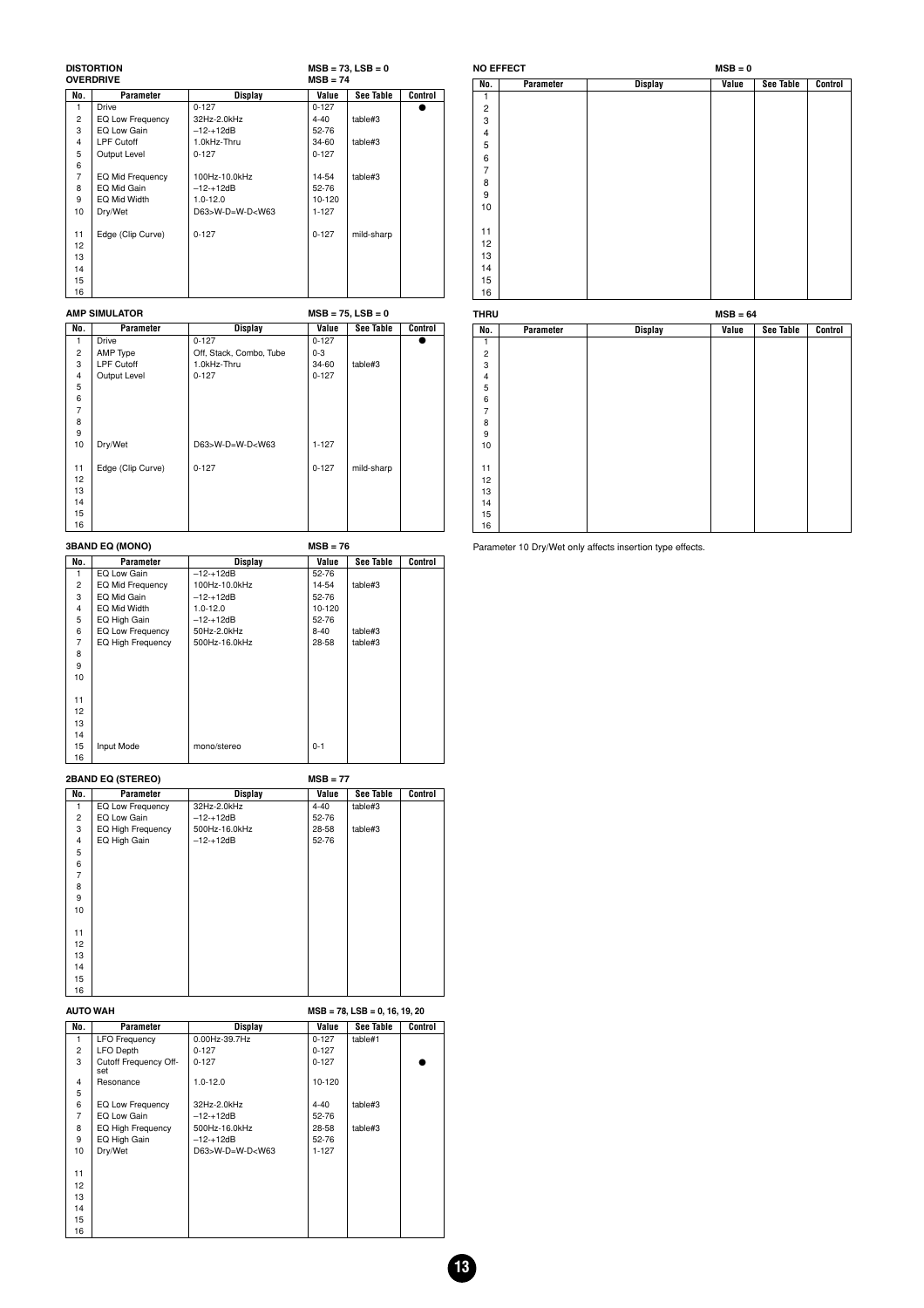### DISTORTION / OVERDRIVE

MSB = 73, LSB = 0 / MSB = 74

| No. | Parameter | Display | Value | See Table | Control |
|---|---|---|---|---|---|
| 1 | Drive | 0-127 | 0-127 | | ● |
| 2 | EQ Low Frequency | 32Hz-2.0kHz | 4-40 | table#3 | |
| 3 | EQ Low Gain | –12-+12dB | 52-76 | | |
| 4 | LPF Cutoff | 1.0kHz-Thru | 34-60 | table#3 | |
| 5 | Output Level | 0-127 | 0-127 | | |
| 6 | | | | | |
| 7 | EQ Mid Frequency | 100Hz-10.0kHz | 14-54 | table#3 | |
| 8 | EQ Mid Gain | –12-+12dB | 52-76 | | |
| 9 | EQ Mid Width | 1.0-12.0 | 10-120 | | |
| 10 | Dry/Wet | D63>W-D=W-D<W63 | 1-127 | | |
| 11 | Edge (Clip Curve) | 0-127 | 0-127 | mild-sharp | |
| 12 | | | | | |
| 13 | | | | | |
| 14 | | | | | |
| 15 | | | | | |
| 16 | | | | | |

### AMP SIMULATOR

MSB = 75, LSB = 0

| No. | Parameter | Display | Value | See Table | Control |
|---|---|---|---|---|---|
| 1 | Drive | 0-127 | 0-127 | | ● |
| 2 | AMP Type | Off, Stack, Combo, Tube | 0-3 | | |
| 3 | LPF Cutoff | 1.0kHz-Thru | 34-60 | table#3 | |
| 4 | Output Level | 0-127 | 0-127 | | |
| 5 | | | | | |
| 6 | | | | | |
| 7 | | | | | |
| 8 | | | | | |
| 9 | | | | | |
| 10 | Dry/Wet | D63>W-D=W-D<W63 | 1-127 | | |
| 11 | Edge (Clip Curve) | 0-127 | 0-127 | mild-sharp | |
| 12 | | | | | |
| 13 | | | | | |
| 14 | | | | | |
| 15 | | | | | |
| 16 | | | | | |

### 3BAND EQ (MONO)

MSB = 76

| No. | Parameter | Display | Value | See Table | Control |
|---|---|---|---|---|---|
| 1 | EQ Low Gain | –12-+12dB | 52-76 | | |
| 2 | EQ Mid Frequency | 100Hz-10.0kHz | 14-54 | table#3 | |
| 3 | EQ Mid Gain | –12-+12dB | 52-76 | | |
| 4 | EQ Mid Width | 1.0-12.0 | 10-120 | | |
| 5 | EQ High Gain | –12-+12dB | 52-76 | | |
| 6 | EQ Low Frequency | 50Hz-2.0kHz | 8-40 | table#3 | |
| 7 | EQ High Frequency | 500Hz-16.0kHz | 28-58 | table#3 | |
| 8 | | | | | |
| 9 | | | | | |
| 10 | | | | | |
| 11 | | | | | |
| 12 | | | | | |
| 13 | | | | | |
| 14 | | | | | |
| 15 | Input Mode | mono/stereo | 0-1 | | |
| 16 | | | | | |

### 2BAND EQ (STEREO)

MSB = 77

| No. | Parameter | Display | Value | See Table | Control |
|---|---|---|---|---|---|
| 1 | EQ Low Frequency | 32Hz-2.0kHz | 4-40 | table#3 | |
| 2 | EQ Low Gain | –12-+12dB | 52-76 | | |
| 3 | EQ High Frequency | 500Hz-16.0kHz | 28-58 | table#3 | |
| 4 | EQ High Gain | –12-+12dB | 52-76 | | |
| 5 | | | | | |
| 6 | | | | | |
| 7 | | | | | |
| 8 | | | | | |
| 9 | | | | | |
| 10 | | | | | |
| 11 | | | | | |
| 12 | | | | | |
| 13 | | | | | |
| 14 | | | | | |
| 15 | | | | | |
| 16 | | | | | |

### AUTO WAH

MSB = 78, LSB = 0, 16, 19, 20

| No. | Parameter | Display | Value | See Table | Control |
|---|---|---|---|---|---|
| 1 | LFO Frequency | 0.00Hz-39.7Hz | 0-127 | table#1 | |
| 2 | LFO Depth | 0-127 | 0-127 | | |
| 3 | Cutoff Frequency Offset | 0-127 | 0-127 | | ● |
| 4 | Resonance | 1.0-12.0 | 10-120 | | |
| 5 | | | | | |
| 6 | EQ Low Frequency | 32Hz-2.0kHz | 4-40 | table#3 | |
| 7 | EQ Low Gain | –12-+12dB | 52-76 | | |
| 8 | EQ High Frequency | 500Hz-16.0kHz | 28-58 | table#3 | |
| 9 | EQ High Gain | –12-+12dB | 52-76 | | |
| 10 | Dry/Wet | D63>W-D=W-D<W63 | 1-127 | | |
| 11 | | | | | |
| 12 | | | | | |
| 13 | | | | | |
| 14 | | | | | |
| 15 | | | | | |
| 16 | | | | | |

### NO EFFECT

MSB = 0

| No. | Parameter | Display | Value | See Table | Control |
|---|---|---|---|---|---|
| 1 | | | | | |
| 2 | | | | | |
| 3 | | | | | |
| 4 | | | | | |
| 5 | | | | | |
| 6 | | | | | |
| 7 | | | | | |
| 8 | | | | | |
| 9 | | | | | |
| 10 | | | | | |
| 11 | | | | | |
| 12 | | | | | |
| 13 | | | | | |
| 14 | | | | | |
| 15 | | | | | |
| 16 | | | | | |

### THRU

MSB = 64

| No. | Parameter | Display | Value | See Table | Control |
|---|---|---|---|---|---|
| 1 | | | | | |
| 2 | | | | | |
| 3 | | | | | |
| 4 | | | | | |
| 5 | | | | | |
| 6 | | | | | |
| 7 | | | | | |
| 8 | | | | | |
| 9 | | | | | |
| 10 | | | | | |
| 11 | | | | | |
| 12 | | | | | |
| 13 | | | | | |
| 14 | | | | | |
| 15 | | | | | |
| 16 | | | | | |

Parameter 10 Dry/Wet only affects insertion type effects.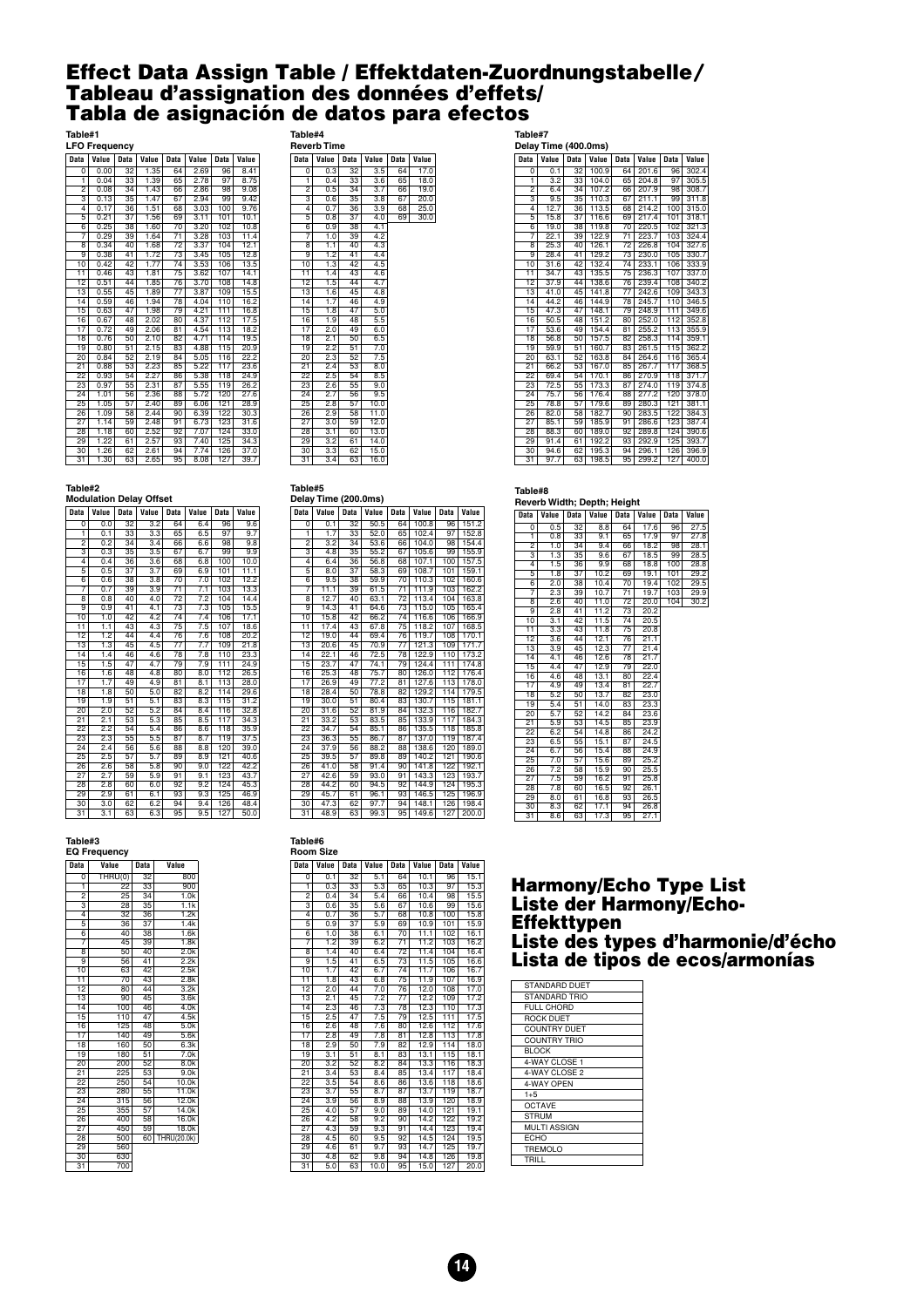# Effect Data Assign Table / Effektdaten-Zuordnungstabelle/ Tableau d'assignation des données d'effets/ Tabla de asignación de datos para efectos

**Table#1**
**LFO Frequency**

| Data | Value | Data | Value | Data | Value | Data | Value |
|---|---|---|---|---|---|---|---|
| 0 | 0.00 | 32 | 1.35 | 64 | 2.69 | 96 | 8.41 |
| 1 | 0.04 | 33 | 1.39 | 65 | 2.78 | 97 | 8.75 |
| 2 | 0.08 | 34 | 1.43 | 66 | 2.86 | 98 | 9.08 |
| 3 | 0.13 | 35 | 1.47 | 67 | 2.94 | 99 | 9.42 |
| 4 | 0.17 | 36 | 1.51 | 68 | 3.03 | 100 | 9.76 |
| 5 | 0.21 | 37 | 1.56 | 69 | 3.11 | 101 | 10.1 |
| 6 | 0.25 | 38 | 1.60 | 70 | 3.20 | 102 | 10.8 |
| 7 | 0.29 | 39 | 1.64 | 71 | 3.28 | 103 | 11.4 |
| 8 | 0.34 | 40 | 1.68 | 72 | 3.37 | 104 | 12.1 |
| 9 | 0.38 | 41 | 1.72 | 73 | 3.45 | 105 | 12.8 |
| 10 | 0.42 | 42 | 1.77 | 74 | 3.53 | 106 | 13.5 |
| 11 | 0.46 | 43 | 1.81 | 75 | 3.62 | 107 | 14.1 |
| 12 | 0.51 | 44 | 1.85 | 76 | 3.70 | 108 | 14.8 |
| 13 | 0.55 | 45 | 1.89 | 77 | 3.87 | 109 | 15.5 |
| 14 | 0.59 | 46 | 1.94 | 78 | 4.04 | 110 | 16.2 |
| 15 | 0.63 | 47 | 1.98 | 79 | 4.21 | 111 | 16.8 |
| 16 | 0.67 | 48 | 2.02 | 80 | 4.37 | 112 | 17.5 |
| 17 | 0.72 | 49 | 2.06 | 81 | 4.54 | 113 | 18.2 |
| 18 | 0.76 | 50 | 2.10 | 82 | 4.71 | 114 | 19.5 |
| 19 | 0.80 | 51 | 2.15 | 83 | 4.88 | 115 | 20.9 |
| 20 | 0.84 | 52 | 2.19 | 84 | 5.05 | 116 | 22.2 |
| 21 | 0.88 | 53 | 2.23 | 85 | 5.22 | 117 | 23.6 |
| 22 | 0.93 | 54 | 2.27 | 86 | 5.38 | 118 | 24.9 |
| 23 | 0.97 | 55 | 2.31 | 87 | 5.55 | 119 | 26.2 |
| 24 | 1.01 | 56 | 2.36 | 88 | 5.72 | 120 | 27.6 |
| 25 | 1.05 | 57 | 2.40 | 89 | 6.06 | 121 | 28.9 |
| 26 | 1.09 | 58 | 2.44 | 90 | 6.39 | 122 | 30.3 |
| 27 | 1.14 | 59 | 2.48 | 91 | 6.73 | 123 | 31.6 |
| 28 | 1.18 | 60 | 2.52 | 92 | 7.07 | 124 | 33.0 |
| 29 | 1.22 | 61 | 2.57 | 93 | 7.40 | 125 | 34.3 |
| 30 | 1.26 | 62 | 2.61 | 94 | 7.74 | 126 | 37.0 |
| 31 | 1.30 | 63 | 2.65 | 95 | 8.08 | 127 | 39.7 |

**Table#2**
**Modulation Delay Offset**

| Data | Value | Data | Value | Data | Value | Data | Value |
|---|---|---|---|---|---|---|---|
| 0 | 0.0 | 32 | 3.2 | 64 | 6.4 | 96 | 9.6 |
| 1 | 0.1 | 33 | 3.3 | 65 | 6.5 | 97 | 9.7 |
| 2 | 0.2 | 34 | 3.4 | 66 | 6.6 | 98 | 9.8 |
| 3 | 0.3 | 35 | 3.5 | 67 | 6.7 | 99 | 9.9 |
| 4 | 0.4 | 36 | 3.6 | 68 | 6.8 | 100 | 10.0 |
| 5 | 0.5 | 37 | 3.7 | 69 | 6.9 | 101 | 11.1 |
| 6 | 0.6 | 38 | 3.8 | 70 | 7.0 | 102 | 12.2 |
| 7 | 0.7 | 39 | 3.9 | 71 | 7.1 | 103 | 13.3 |
| 8 | 0.8 | 40 | 4.0 | 72 | 7.2 | 104 | 14.4 |
| 9 | 0.9 | 41 | 4.1 | 73 | 7.3 | 105 | 15.5 |
| 10 | 1.0 | 42 | 4.2 | 74 | 7.4 | 106 | 17.1 |
| 11 | 1.1 | 43 | 4.3 | 75 | 7.5 | 107 | 18.6 |
| 12 | 1.2 | 44 | 4.4 | 76 | 7.6 | 108 | 20.2 |
| 13 | 1.3 | 45 | 4.5 | 77 | 7.7 | 109 | 21.8 |
| 14 | 1.4 | 46 | 4.6 | 78 | 7.8 | 110 | 23.3 |
| 15 | 1.5 | 47 | 4.7 | 79 | 7.9 | 111 | 24.9 |
| 16 | 1.6 | 48 | 4.8 | 80 | 8.0 | 112 | 26.5 |
| 17 | 1.7 | 49 | 4.9 | 81 | 8.1 | 113 | 28.0 |
| 18 | 1.8 | 50 | 5.0 | 82 | 8.2 | 114 | 29.6 |
| 19 | 1.9 | 51 | 5.1 | 83 | 8.3 | 115 | 31.2 |
| 20 | 2.0 | 52 | 5.2 | 84 | 8.4 | 116 | 32.8 |
| 21 | 2.1 | 53 | 5.3 | 85 | 8.5 | 117 | 34.3 |
| 22 | 2.2 | 54 | 5.4 | 86 | 8.6 | 118 | 35.9 |
| 23 | 2.3 | 55 | 5.5 | 87 | 8.7 | 119 | 37.5 |
| 24 | 2.4 | 56 | 5.6 | 88 | 8.8 | 120 | 39.0 |
| 25 | 2.5 | 57 | 5.7 | 89 | 8.9 | 121 | 40.6 |
| 26 | 2.6 | 58 | 5.8 | 90 | 9.0 | 122 | 42.2 |
| 27 | 2.7 | 59 | 5.9 | 91 | 9.1 | 123 | 43.7 |
| 28 | 2.8 | 60 | 6.0 | 92 | 9.2 | 124 | 45.3 |
| 29 | 2.9 | 61 | 6.1 | 93 | 9.3 | 125 | 46.9 |
| 30 | 3.0 | 62 | 6.2 | 94 | 9.4 | 126 | 48.4 |
| 31 | 3.1 | 63 | 6.3 | 95 | 9.5 | 127 | 50.0 |

**Table#3**
**EQ Frequency**

| Data | Value | Data | Value |
|---|---|---|---|
| 0 | THRU(0) | 32 | 800 |
| 1 | 22 | 33 | 900 |
| 2 | 25 | 34 | 1.0k |
| 3 | 28 | 35 | 1.1k |
| 4 | 32 | 36 | 1.2k |
| 5 | 36 | 37 | 1.4k |
| 6 | 40 | 38 | 1.6k |
| 7 | 45 | 39 | 1.8k |
| 8 | 50 | 40 | 2.0k |
| 9 | 56 | 41 | 2.2k |
| 10 | 63 | 42 | 2.5k |
| 11 | 70 | 43 | 2.8k |
| 12 | 80 | 44 | 3.2k |
| 13 | 90 | 45 | 3.6k |
| 14 | 100 | 46 | 4.0k |
| 15 | 110 | 47 | 4.5k |
| 16 | 125 | 48 | 5.0k |
| 17 | 140 | 49 | 5.6k |
| 18 | 160 | 50 | 6.3k |
| 19 | 180 | 51 | 7.0k |
| 20 | 200 | 52 | 8.0k |
| 21 | 225 | 53 | 9.0k |
| 22 | 250 | 54 | 10.0k |
| 23 | 280 | 55 | 11.0k |
| 24 | 315 | 56 | 12.0k |
| 25 | 355 | 57 | 14.0k |
| 26 | 400 | 58 | 16.0k |
| 27 | 450 | 59 | 18.0k |
| 28 | 500 | 60 | THRU(20.0k) |
| 29 | 560 | | |
| 30 | 630 | | |
| 31 | 700 | | |

**Table#4**
**Reverb Time**

| Data | Value | Data | Value | Data | Value |
|---|---|---|---|---|---|
| 0 | 0.3 | 32 | 3.5 | 64 | 17.0 |
| 1 | 0.4 | 33 | 3.6 | 65 | 18.0 |
| 2 | 0.5 | 34 | 3.7 | 66 | 19.0 |
| 3 | 0.6 | 35 | 3.8 | 67 | 20.0 |
| 4 | 0.7 | 36 | 3.9 | 68 | 25.0 |
| 5 | 0.8 | 37 | 4.0 | 69 | 30.0 |
| 6 | 0.9 | 38 | 4.1 | | |
| 7 | 1.0 | 39 | 4.2 | | |
| 8 | 1.1 | 40 | 4.3 | | |
| 9 | 1.2 | 41 | 4.4 | | |
| 10 | 1.3 | 42 | 4.5 | | |
| 11 | 1.4 | 43 | 4.6 | | |
| 12 | 1.5 | 44 | 4.7 | | |
| 13 | 1.6 | 45 | 4.8 | | |
| 14 | 1.7 | 46 | 4.9 | | |
| 15 | 1.8 | 47 | 5.0 | | |
| 16 | 1.9 | 48 | 5.5 | | |
| 17 | 2.0 | 49 | 6.0 | | |
| 18 | 2.1 | 50 | 6.5 | | |
| 19 | 2.2 | 51 | 7.0 | | |
| 20 | 2.3 | 52 | 7.5 | | |
| 21 | 2.4 | 53 | 8.0 | | |
| 22 | 2.5 | 54 | 8.5 | | |
| 23 | 2.6 | 55 | 9.0 | | |
| 24 | 2.7 | 56 | 9.5 | | |
| 25 | 2.8 | 57 | 10.0 | | |
| 26 | 2.9 | 58 | 11.0 | | |
| 27 | 3.0 | 59 | 12.0 | | |
| 28 | 3.1 | 60 | 13.0 | | |
| 29 | 3.2 | 61 | 14.0 | | |
| 30 | 3.3 | 62 | 15.0 | | |
| 31 | 3.4 | 63 | 16.0 | | |

**Table#5**
**Delay Time (200.0ms)**

| Data | Value | Data | Value | Data | Value | Data | Value |
|---|---|---|---|---|---|---|---|
| 0 | 0.1 | 32 | 50.5 | 64 | 100.8 | 96 | 151.2 |
| 1 | 1.7 | 33 | 52.0 | 65 | 102.4 | 97 | 152.8 |
| 2 | 3.2 | 34 | 53.6 | 66 | 104.0 | 98 | 154.4 |
| 3 | 4.8 | 35 | 55.2 | 67 | 105.6 | 99 | 155.9 |
| 4 | 6.4 | 36 | 56.8 | 68 | 107.1 | 100 | 157.5 |
| 5 | 8.0 | 37 | 58.3 | 69 | 108.7 | 101 | 159.1 |
| 6 | 9.5 | 38 | 59.9 | 70 | 110.3 | 102 | 160.6 |
| 7 | 11.1 | 39 | 61.5 | 71 | 111.9 | 103 | 162.2 |
| 8 | 12.7 | 40 | 63.1 | 72 | 113.4 | 104 | 163.8 |
| 9 | 14.3 | 41 | 64.6 | 73 | 115.0 | 105 | 165.4 |
| 10 | 15.8 | 42 | 66.2 | 74 | 116.6 | 106 | 166.9 |
| 11 | 17.4 | 43 | 67.8 | 75 | 118.2 | 107 | 168.5 |
| 12 | 19.0 | 44 | 69.4 | 76 | 119.7 | 108 | 170.1 |
| 13 | 20.6 | 45 | 70.9 | 77 | 121.3 | 109 | 171.7 |
| 14 | 22.1 | 46 | 72.5 | 78 | 122.9 | 110 | 173.2 |
| 15 | 23.7 | 47 | 74.1 | 79 | 124.4 | 111 | 174.8 |
| 16 | 25.3 | 48 | 75.7 | 80 | 126.0 | 112 | 176.4 |
| 17 | 26.9 | 49 | 77.2 | 81 | 127.6 | 113 | 178.0 |
| 18 | 28.4 | 50 | 78.8 | 82 | 129.2 | 114 | 179.5 |
| 19 | 30.0 | 51 | 80.4 | 83 | 130.7 | 115 | 181.1 |
| 20 | 31.6 | 52 | 81.9 | 84 | 132.3 | 116 | 182.7 |
| 21 | 33.2 | 53 | 83.5 | 85 | 133.9 | 117 | 184.3 |
| 22 | 34.7 | 54 | 85.1 | 86 | 135.5 | 118 | 185.8 |
| 23 | 36.3 | 55 | 86.7 | 87 | 137.0 | 119 | 187.4 |
| 24 | 37.9 | 56 | 88.2 | 88 | 138.6 | 120 | 189.0 |
| 25 | 39.5 | 57 | 89.8 | 89 | 140.2 | 121 | 190.6 |
| 26 | 41.0 | 58 | 91.4 | 90 | 141.8 | 122 | 192.1 |
| 27 | 42.6 | 59 | 93.0 | 91 | 143.3 | 123 | 193.7 |
| 28 | 44.2 | 60 | 94.5 | 92 | 144.9 | 124 | 195.3 |
| 29 | 45.7 | 61 | 96.1 | 93 | 146.5 | 125 | 196.9 |
| 30 | 47.3 | 62 | 97.7 | 94 | 148.1 | 126 | 198.4 |
| 31 | 48.9 | 63 | 99.3 | 95 | 149.6 | 127 | 200.0 |

**Table#6**
**Room Size**

| Data | Value | Data | Value | Data | Value | Data | Value |
|---|---|---|---|---|---|---|---|
| 0 | 0.1 | 32 | 5.1 | 64 | 10.1 | 96 | 15.1 |
| 1 | 0.3 | 33 | 5.3 | 65 | 10.3 | 97 | 15.3 |
| 2 | 0.4 | 34 | 5.4 | 66 | 10.4 | 98 | 15.5 |
| 3 | 0.6 | 35 | 5.6 | 67 | 10.6 | 99 | 15.6 |
| 4 | 0.7 | 36 | 5.7 | 68 | 10.8 | 100 | 15.8 |
| 5 | 0.9 | 37 | 5.9 | 69 | 10.9 | 101 | 15.9 |
| 6 | 1.0 | 38 | 6.1 | 70 | 11.1 | 102 | 16.1 |
| 7 | 1.2 | 39 | 6.2 | 71 | 11.2 | 103 | 16.2 |
| 8 | 1.4 | 40 | 6.4 | 72 | 11.4 | 104 | 16.4 |
| 9 | 1.5 | 41 | 6.5 | 73 | 11.5 | 105 | 16.6 |
| 10 | 1.7 | 42 | 6.7 | 74 | 11.7 | 106 | 16.7 |
| 11 | 1.8 | 43 | 6.8 | 75 | 11.9 | 107 | 16.9 |
| 12 | 2.0 | 44 | 7.0 | 76 | 12.0 | 108 | 17.0 |
| 13 | 2.1 | 45 | 7.2 | 77 | 12.2 | 109 | 17.2 |
| 14 | 2.3 | 46 | 7.3 | 78 | 12.3 | 110 | 17.3 |
| 15 | 2.5 | 47 | 7.5 | 79 | 12.5 | 111 | 17.5 |
| 16 | 2.6 | 48 | 7.6 | 80 | 12.6 | 112 | 17.6 |
| 17 | 2.8 | 49 | 7.8 | 81 | 12.8 | 113 | 17.8 |
| 18 | 2.9 | 50 | 7.9 | 82 | 12.9 | 114 | 18.0 |
| 19 | 3.1 | 51 | 8.1 | 83 | 13.1 | 115 | 18.1 |
| 20 | 3.2 | 52 | 8.2 | 84 | 13.3 | 116 | 18.3 |
| 21 | 3.4 | 53 | 8.4 | 85 | 13.4 | 117 | 18.4 |
| 22 | 3.5 | 54 | 8.6 | 86 | 13.6 | 118 | 18.6 |
| 23 | 3.7 | 55 | 8.7 | 87 | 13.7 | 119 | 18.7 |
| 24 | 3.9 | 56 | 8.9 | 88 | 13.9 | 120 | 18.9 |
| 25 | 4.0 | 57 | 9.0 | 89 | 14.0 | 121 | 19.1 |
| 26 | 4.2 | 58 | 9.2 | 90 | 14.2 | 122 | 19.2 |
| 27 | 4.3 | 59 | 9.3 | 91 | 14.4 | 123 | 19.4 |
| 28 | 4.5 | 60 | 9.5 | 92 | 14.5 | 124 | 19.5 |
| 29 | 4.6 | 61 | 9.7 | 93 | 14.7 | 125 | 19.7 |
| 30 | 4.8 | 62 | 9.8 | 94 | 14.8 | 126 | 19.8 |
| 31 | 5.0 | 63 | 10.0 | 95 | 15.0 | 127 | 20.0 |

**Table#7**
**Delay Time (400.0ms)**

| Data | Value | Data | Value | Data | Value | Data | Value |
|---|---|---|---|---|---|---|---|
| 0 | 0.1 | 32 | 100.9 | 64 | 201.6 | 96 | 302.4 |
| 1 | 3.2 | 33 | 104.0 | 65 | 204.8 | 97 | 305.5 |
| 2 | 6.4 | 34 | 107.2 | 66 | 207.9 | 98 | 308.7 |
| 3 | 9.5 | 35 | 110.3 | 67 | 211.1 | 99 | 311.8 |
| 4 | 12.7 | 36 | 113.5 | 68 | 214.2 | 100 | 315.0 |
| 5 | 15.8 | 37 | 116.6 | 69 | 217.4 | 101 | 318.1 |
| 6 | 19.0 | 38 | 119.8 | 70 | 220.5 | 102 | 321.3 |
| 7 | 22.1 | 39 | 122.9 | 71 | 223.7 | 103 | 324.4 |
| 8 | 25.3 | 40 | 126.1 | 72 | 226.8 | 104 | 327.6 |
| 9 | 28.4 | 41 | 129.2 | 73 | 230.0 | 105 | 330.7 |
| 10 | 31.6 | 42 | 132.4 | 74 | 233.1 | 106 | 333.9 |
| 11 | 34.7 | 43 | 135.5 | 75 | 236.3 | 107 | 337.0 |
| 12 | 37.9 | 44 | 138.6 | 76 | 239.4 | 108 | 340.2 |
| 13 | 41.0 | 45 | 141.8 | 77 | 242.6 | 109 | 343.3 |
| 14 | 44.2 | 46 | 144.9 | 78 | 245.7 | 110 | 346.5 |
| 15 | 47.3 | 47 | 148.1 | 79 | 248.9 | 111 | 349.6 |
| 16 | 50.5 | 48 | 151.2 | 80 | 252.0 | 112 | 352.8 |
| 17 | 53.6 | 49 | 154.4 | 81 | 255.2 | 113 | 355.9 |
| 18 | 56.8 | 50 | 157.5 | 82 | 258.3 | 114 | 359.1 |
| 19 | 59.9 | 51 | 160.7 | 83 | 261.5 | 115 | 362.2 |
| 20 | 63.1 | 52 | 163.8 | 84 | 264.6 | 116 | 365.4 |
| 21 | 66.2 | 53 | 167.0 | 85 | 267.7 | 117 | 368.5 |
| 22 | 69.4 | 54 | 170.1 | 86 | 270.9 | 118 | 371.7 |
| 23 | 72.5 | 55 | 173.3 | 87 | 274.0 | 119 | 374.8 |
| 24 | 75.7 | 56 | 176.4 | 88 | 277.2 | 120 | 378.0 |
| 25 | 78.8 | 57 | 179.6 | 89 | 280.3 | 121 | 381.1 |
| 26 | 82.0 | 58 | 182.7 | 90 | 283.5 | 122 | 384.3 |
| 27 | 85.1 | 59 | 185.9 | 91 | 286.6 | 123 | 387.4 |
| 28 | 88.3 | 60 | 189.0 | 92 | 289.8 | 124 | 390.6 |
| 29 | 91.4 | 61 | 192.2 | 93 | 292.9 | 125 | 393.7 |
| 30 | 94.6 | 62 | 195.3 | 94 | 296.1 | 126 | 396.9 |
| 31 | 97.7 | 63 | 198.5 | 95 | 299.2 | 127 | 400.0 |

**Table#8**
**Reverb Width; Depth; Height**

| Data | Value | Data | Value | Data | Value | Data | Value |
|---|---|---|---|---|---|---|---|
| 0 | 0.5 | 32 | 8.8 | 64 | 17.6 | 96 | 27.5 |
| 1 | 0.8 | 33 | 9.1 | 65 | 17.9 | 97 | 27.8 |
| 2 | 1.0 | 34 | 9.4 | 66 | 18.2 | 98 | 28.1 |
| 3 | 1.3 | 35 | 9.6 | 67 | 18.5 | 99 | 28.5 |
| 4 | 1.5 | 36 | 9.9 | 68 | 18.8 | 100 | 28.8 |
| 5 | 1.8 | 37 | 10.2 | 69 | 19.1 | 101 | 29.2 |
| 6 | 2.0 | 38 | 10.4 | 70 | 19.4 | 102 | 29.5 |
| 7 | 2.3 | 39 | 10.7 | 71 | 19.7 | 103 | 29.9 |
| 8 | 2.6 | 40 | 11.0 | 72 | 20.0 | 104 | 30.2 |
| 9 | 2.8 | 41 | 11.2 | 73 | 20.2 | | |
| 10 | 3.1 | 42 | 11.5 | 74 | 20.5 | | |
| 11 | 3.3 | 43 | 11.8 | 75 | 20.8 | | |
| 12 | 3.6 | 44 | 12.1 | 76 | 21.1 | | |
| 13 | 3.9 | 45 | 12.3 | 77 | 21.4 | | |
| 14 | 4.1 | 46 | 12.6 | 78 | 21.7 | | |
| 15 | 4.4 | 47 | 12.9 | 79 | 22.0 | | |
| 16 | 4.6 | 48 | 13.1 | 80 | 22.4 | | |
| 17 | 4.9 | 49 | 13.4 | 81 | 22.7 | | |
| 18 | 5.2 | 50 | 13.7 | 82 | 23.0 | | |
| 19 | 5.4 | 51 | 14.0 | 83 | 23.3 | | |
| 20 | 5.7 | 52 | 14.2 | 84 | 23.6 | | |
| 21 | 5.9 | 53 | 14.5 | 85 | 23.9 | | |
| 22 | 6.2 | 54 | 14.8 | 86 | 24.2 | | |
| 23 | 6.5 | 55 | 15.1 | 87 | 24.5 | | |
| 24 | 6.7 | 56 | 15.4 | 88 | 24.9 | | |
| 25 | 7.0 | 57 | 15.6 | 89 | 25.2 | | |
| 26 | 7.2 | 58 | 15.9 | 90 | 25.5 | | |
| 27 | 7.5 | 59 | 16.2 | 91 | 25.8 | | |
| 28 | 7.8 | 60 | 16.5 | 92 | 26.1 | | |
| 29 | 8.0 | 61 | 16.8 | 93 | 26.5 | | |
| 30 | 8.3 | 62 | 17.1 | 94 | 26.8 | | |
| 31 | 8.6 | 63 | 17.3 | 95 | 27.1 | | |

# Harmony/Echo Type List / Liste der Harmony/Echo-Effekttypen / Liste des types d'harmonie/d'écho / Lista de tipos de ecos/armonías

| |
|---|
| STANDARD DUET |
| STANDARD TRIO |
| FULL CHORD |
| ROCK DUET |
| COUNTRY DUET |
| COUNTRY TRIO |
| BLOCK |
| 4-WAY CLOSE 1 |
| 4-WAY CLOSE 2 |
| 4-WAY OPEN |
| 1+5 |
| OCTAVE |
| STRUM |
| MULTI ASSIGN |
| ECHO |
| TREMOLO |
| TRILL |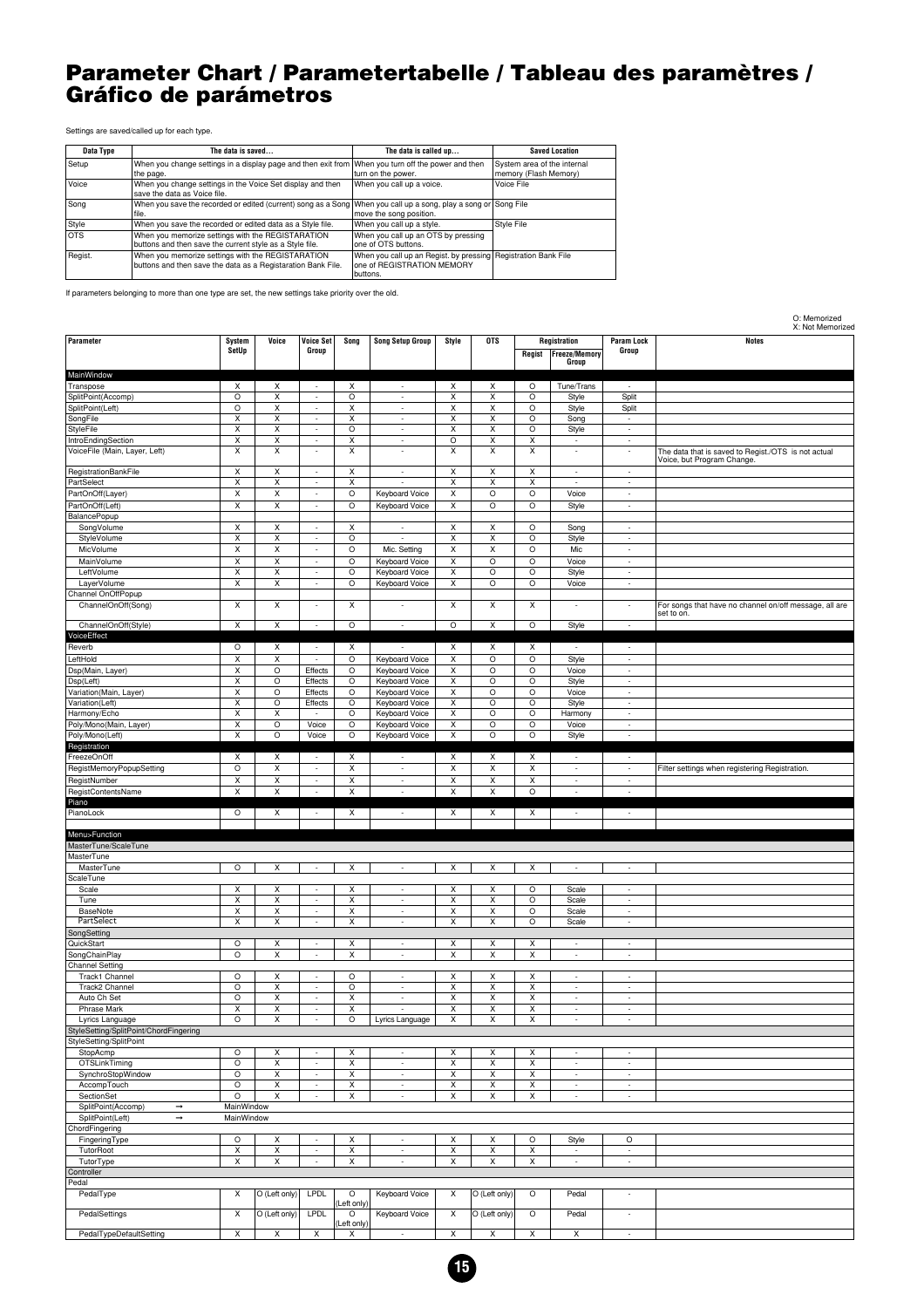# Parameter Chart / Parametertabelle / Tableau des paramètres / Gráfico de parámetros

Settings are saved/called up for each type.

| Data Type | The data is saved... | The data is called up... | Saved Location |
|---|---|---|---|
| Setup | When you change settings in a display page and then exit from the page. | When you turn off the power and then turn on the power. | System area of the internal memory (Flash Memory) |
| Voice | When you change settings in the Voice Set display and then save the data as Voice file. | When you call up a voice. | Voice File |
| Song | When you save the recorded or edited (current) song as a Song file. | When you call up a song, play a song or move the song position. | Song File |
| Style | When you save the recorded or edited data as a Style file. | When you call up a style. | Style File |
| OTS | When you memorize settings with the REGISTRATION buttons and then save the current style as a Style file. | When you call up an OTS by pressing one of OTS buttons. | |
| Regist. | When you memorize settings with the REGISTRATION buttons and then save the data as a Registaration Bank File. | When you call up an Regist. by pressing one of REGISTRATION MEMORY buttons. | Registration Bank File |

If parameters belonging to more than one type are set, the new settings take priority over the old.

O: Memorized
X: Not Memorized

| Parameter | System SetUp | Voice | Voice Set Group | Song | Song Setup Group | Style | OTS | Registration: Regist | Registration: Freeze/Memory Group | Param Lock Group | Notes |
|---|---|---|---|---|---|---|---|---|---|---|---|
| **MainWindow** | | | | | | | | | | | |
| Transpose | X | X | - | X | - | X | X | O | Tune/Trans | - | |
| SplitPoint(Accomp) | O | X | - | O | - | X | X | O | Style | Split | |
| SplitPoint(Left) | O | X | - | X | - | X | X | O | Style | Split | |
| SongFile | X | X | - | X | - | X | X | O | Song | - | |
| StyleFile | X | X | - | O | - | X | X | O | Style | - | |
| IntroEndingSection | X | X | - | X | - | O | X | X | - | - | |
| VoiceFile (Main, Layer, Left) | X | X | - | X | - | X | X | X | - | - | The data that is saved to Regist./OTS is not actual Voice, but Program Change. |
| RegistrationBankFile | X | X | - | X | - | X | X | X | - | - | |
| PartSelect | X | X | - | X | - | X | X | X | - | - | |
| PartOnOff(Layer) | X | X | - | O | Keyboard Voice | X | O | O | Voice | - | |
| PartOnOff(Left) | X | X | - | O | Keyboard Voice | X | O | O | Style | - | |
| BalancePopup | | | | | | | | | | | |
| SongVolume | X | X | - | X | - | X | X | O | Song | - | |
| StyleVolume | X | X | - | O | - | X | X | O | Style | - | |
| MicVolume | X | X | - | O | Mic. Setting | X | X | O | Mic | - | |
| MainVolume | X | X | - | O | Keyboard Voice | X | O | O | Voice | - | |
| LeftVolume | X | X | - | O | Keyboard Voice | X | O | O | Style | - | |
| LayerVolume | X | X | - | O | Keyboard Voice | X | O | O | Voice | - | |
| Channel OnOffPopup | | | | | | | | | | | |
| ChannelOnOff(Song) | X | X | - | X | - | X | X | X | - | - | For songs that have no channel on/off message, all are set to on. |
| ChannelOnOff(Style) | X | X | - | O | - | O | X | O | Style | - | |
| **VoiceEffect** | | | | | | | | | | | |
| Reverb | O | X | - | X | - | X | X | X | - | - | |
| LeftHold | X | X | - | O | Keyboard Voice | X | O | O | Style | - | |
| Dsp(Main, Layer) | X | O | Effects | O | Keyboard Voice | X | O | O | Voice | - | |
| Dsp(Left) | X | O | Effects | O | Keyboard Voice | X | O | O | Style | - | |
| Variation(Main, Layer) | X | O | Effects | O | Keyboard Voice | X | O | O | Voice | - | |
| Variation(Left) | X | O | Effects | O | Keyboard Voice | X | O | O | Style | - | |
| Harmony/Echo | X | X | - | O | Keyboard Voice | X | O | O | Harmony | - | |
| Poly/Mono(Main, Layer) | X | O | Voice | O | Keyboard Voice | X | O | O | Voice | - | |
| Poly/Mono(Left) | X | O | Voice | O | Keyboard Voice | X | O | O | Style | - | |
| **Registration** | | | | | | | | | | | |
| FreezeOnOff | X | X | - | X | - | X | X | X | - | - | |
| RegistMemoryPopupSetting | O | X | - | X | - | X | X | X | - | - | Filter settings when registering Registration. |
| RegistNumber | X | X | - | X | - | X | X | X | - | - | |
| RegistContentsName | X | X | - | X | - | X | X | O | - | - | |
| **Piano** | | | | | | | | | | | |
| PianoLock | O | X | - | X | - | X | X | X | - | - | |
| | | | | | | | | | | | |
| **Menu>Function** | | | | | | | | | | | |
| MasterTune/ScaleTune | | | | | | | | | | | |
| MasterTune | | | | | | | | | | | |
| MasterTune | O | X | - | X | - | X | X | X | - | - | |
| ScaleTune | | | | | | | | | | | |
| Scale | X | X | - | X | - | X | X | O | Scale | - | |
| Tune | X | X | - | X | - | X | X | O | Scale | - | |
| BaseNote | X | X | - | X | - | X | X | O | Scale | - | |
| PartSelect | X | X | - | X | - | X | X | O | Scale | - | |
| SongSetting | | | | | | | | | | | |
| QuickStart | O | X | - | X | - | X | X | X | - | - | |
| SongChainPlay | O | X | - | X | - | X | X | X | - | - | |
| Channel Setting | | | | | | | | | | | |
| Track1 Channel | O | X | - | O | - | X | X | X | - | - | |
| Track2 Channel | O | X | - | O | - | X | X | X | - | - | |
| Auto Ch Set | O | X | - | X | - | X | X | X | - | - | |
| Phrase Mark | X | X | - | X | - | X | X | X | - | - | |
| Lyrics Language | O | X | - | O | Lyrics Language | X | X | X | - | - | |
| StyleSetting/SplitPoint/ChordFingering | | | | | | | | | | | |
| StyleSetting/SplitPoint | | | | | | | | | | | |
| StopAcmp | O | X | - | X | - | X | X | X | - | - | |
| OTSLinkTiming | O | X | - | X | - | X | X | X | - | - | |
| SynchroStopWindow | O | X | - | X | - | X | X | X | - | - | |
| AccompTouch | O | X | - | X | - | X | X | X | - | - | |
| SectionSet | O | X | - | X | - | X | X | X | - | - | |
| SplitPoint(Accomp) → | MainWindow | | | | | | | | | | |
| SplitPoint(Left) → | MainWindow | | | | | | | | | | |
| ChordFingering | | | | | | | | | | | |
| FingeringType | O | X | - | X | - | X | X | O | Style | O | |
| TutorRoot | X | X | - | X | - | X | X | X | - | - | |
| TutorType | X | X | - | X | - | X | X | X | - | - | |
| Controller | | | | | | | | | | | |
| Pedal | | | | | | | | | | | |
| PedalType | X | O (Left only) | LPDL | O (Left only) | Keyboard Voice | X | O (Left only) | O | Pedal | - | |
| PedalSettings | X | O (Left only) | LPDL | O (Left only) | Keyboard Voice | X | O (Left only) | O | Pedal | - | |
| PedalTypeDefaultSetting | X | X | X | X | - | X | X | X | X | - | |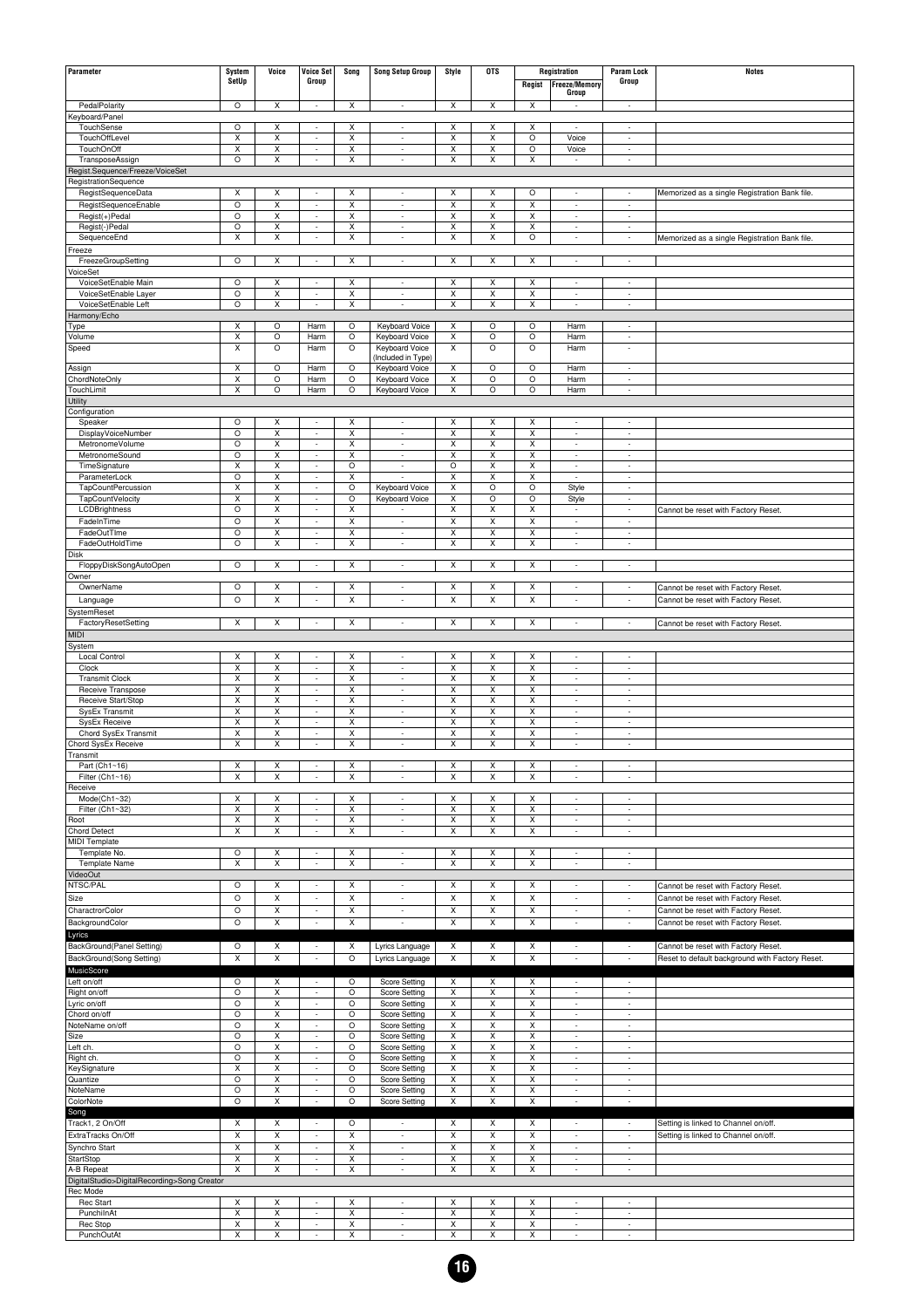| Parameter | System SetUp | Voice | Voice Set Group | Song | Song Setup Group | Style | OTS | Registration | | Param Lock Group | Notes |
|---|---|---|---|---|---|---|---|---|---|---|---|
| | | | | | | | | Regist | Freeze/Memory Group | | |
| PedalPolarity | O | X | - | X | - | X | X | X | - | - | |
| Keyboard/Panel | | | | | | | | | | | |
| TouchSense | O | X | - | X | - | X | X | X | - | - | |
| TouchOffLevel | X | X | - | X | - | X | X | O | Voice | - | |
| TouchOnOff | X | X | - | X | - | X | X | O | Voice | - | |
| TransposeAssign | O | X | - | X | - | X | X | X | - | - | |
| Regist.Sequence/Freeze/VoiceSet | | | | | | | | | | | |
| RegistrationSequence | | | | | | | | | | | |
| RegistSequenceData | X | X | - | X | - | X | X | O | - | - | Memorized as a single Registration Bank file. |
| RegistSequenceEnable | O | X | - | X | - | X | X | X | - | - | |
| Regist(+)Pedal | O | X | - | X | - | X | X | X | - | - | |
| Regist(-)Pedal | O | X | - | X | - | X | X | X | - | - | |
| SequenceEnd | X | X | - | X | - | X | X | O | - | - | Memorized as a single Registration Bank file. |
| Freeze | | | | | | | | | | | |
| FreezeGroupSetting | O | X | - | X | - | X | X | X | - | - | |
| VoiceSet | | | | | | | | | | | |
| VoiceSetEnable Main | O | X | - | X | - | X | X | X | - | - | |
| VoiceSetEnable Layer | O | X | - | X | - | X | X | X | - | - | |
| VoiceSetEnable Left | O | X | - | X | - | X | X | X | - | - | |
| Harmony/Echo | | | | | | | | | | | |
| Type | X | O | Harm | O | Keyboard Voice | X | O | O | Harm | - | |
| Volume | X | O | Harm | O | Keyboard Voice | X | O | O | Harm | - | |
| Speed | X | O | Harm | O | Keyboard Voice (Included in Type) | X | O | O | Harm | - | |
| Assign | X | O | Harm | O | Keyboard Voice | X | O | O | Harm | - | |
| ChordNoteOnly | X | O | Harm | O | Keyboard Voice | X | O | O | Harm | - | |
| TouchLimit | X | O | Harm | O | Keyboard Voice | X | O | O | Harm | - | |
| Utility | | | | | | | | | | | |
| Configuration | | | | | | | | | | | |
| Speaker | O | X | - | X | - | X | X | X | - | - | |
| DisplayVoiceNumber | O | X | - | X | - | X | X | X | - | - | |
| MetronomeVolume | O | X | - | X | - | X | X | X | - | - | |
| MetronomeSound | O | X | - | X | - | X | X | X | - | - | |
| TimeSignature | X | X | - | O | - | O | X | X | - | - | |
| ParameterLock | O | X | - | X | - | X | X | X | - | - | |
| TapCountPercussion | X | X | - | O | Keyboard Voice | X | O | O | Style | - | |
| TapCountVelocity | X | X | - | O | Keyboard Voice | X | O | O | Style | - | |
| LCDBrightness | O | X | - | X | - | X | X | X | - | - | Cannot be reset with Factory Reset. |
| FadeInTime | O | X | - | X | - | X | X | X | - | - | |
| FadeOutTIme | O | X | - | X | - | X | X | X | - | - | |
| FadeOutHoldTime | O | X | - | X | - | X | X | X | - | - | |
| Disk | | | | | | | | | | | |
| FloppyDiskSongAutoOpen | O | X | - | X | - | X | X | X | - | - | |
| Owner | | | | | | | | | | | |
| OwnerName | O | X | - | X | - | X | X | X | - | - | Cannot be reset with Factory Reset. |
| Language | O | X | - | X | - | X | X | X | - | - | Cannot be reset with Factory Reset. |
| SystemReset | | | | | | | | | | | |
| FactoryResetSetting | X | X | - | X | - | X | X | X | - | - | Cannot be reset with Factory Reset. |
| MIDI | | | | | | | | | | | |
| System | | | | | | | | | | | |
| Local Control | X | X | - | X | - | X | X | X | - | - | |
| Clock | X | X | - | X | - | X | X | X | - | - | |
| Transmit Clock | X | X | - | X | - | X | X | X | - | - | |
| Receive Transpose | X | X | - | X | - | X | X | X | - | - | |
| Receive Start/Stop | X | X | - | X | - | X | X | X | - | - | |
| SysEx Transmit | X | X | - | X | - | X | X | X | - | - | |
| SysEx Receive | X | X | - | X | - | X | X | X | - | - | |
| Chord SysEx Transmit | X | X | - | X | - | X | X | X | - | - | |
| Chord SysEx Receive | X | X | - | X | - | X | X | X | - | - | |
| Transmit | | | | | | | | | | | |
| Part (Ch1~16) | X | X | - | X | - | X | X | X | - | - | |
| Filter (Ch1~16) | X | X | - | X | - | X | X | X | - | - | |
| Receive | | | | | | | | | | | |
| Mode(Ch1~32) | X | X | - | X | - | X | X | X | - | - | |
| Filter (Ch1~32) | X | X | - | X | - | X | X | X | - | - | |
| Root | X | X | - | X | - | X | X | X | - | - | |
| Chord Detect | X | X | - | X | - | X | X | X | - | - | |
| MIDI Template | | | | | | | | | | | |
| Template No. | O | X | - | X | - | X | X | X | - | - | |
| Template Name | X | X | - | X | - | X | X | X | - | - | |
| VideoOut | | | | | | | | | | | |
| NTSC/PAL | O | X | - | X | - | X | X | X | - | - | Cannot be reset with Factory Reset. |
| Size | O | X | - | X | - | X | X | X | - | - | Cannot be reset with Factory Reset. |
| CharactrorColor | O | X | - | X | - | X | X | X | - | - | Cannot be reset with Factory Reset. |
| BackgroundColor | O | X | - | X | - | X | X | X | - | - | Cannot be reset with Factory Reset. |
| Lyrics | | | | | | | | | | | |
| BackGround(Panel Setting) | O | X | - | X | Lyrics Language | X | X | X | - | - | Cannot be reset with Factory Reset. |
| BackGround(Song Setting) | X | X | - | O | Lyrics Language | X | X | X | - | - | Reset to default background with Factory Reset. |
| MusicScore | | | | | | | | | | | |
| Left on/off | O | X | - | O | Score Setting | X | X | X | - | - | |
| Right on/off | O | X | - | O | Score Setting | X | X | X | - | - | |
| Lyric on/off | O | X | - | O | Score Setting | X | X | X | - | - | |
| Chord on/off | O | X | - | O | Score Setting | X | X | X | - | - | |
| NoteName on/off | O | X | - | O | Score Setting | X | X | X | - | - | |
| Size | O | X | - | O | Score Setting | X | X | X | - | - | |
| Left ch. | O | X | - | O | Score Setting | X | X | X | - | - | |
| Right ch. | O | X | - | O | Score Setting | X | X | X | - | - | |
| KeySignature | X | X | - | O | Score Setting | X | X | X | - | - | |
| Quantize | O | X | - | O | Score Setting | X | X | X | - | - | |
| NoteName | O | X | - | O | Score Setting | X | X | X | - | - | |
| ColorNote | O | X | - | O | Score Setting | X | X | X | - | - | |
| Song | | | | | | | | | | | |
| Track1, 2 On/Off | X | X | - | O | - | X | X | X | - | - | Setting is linked to Channel on/off. |
| ExtraTracks On/Off | X | X | - | X | - | X | X | X | - | - | Setting is linked to Channel on/off. |
| Synchro Start | X | X | - | X | - | X | X | X | - | - | |
| StartStop | X | X | - | X | - | X | X | X | - | - | |
| A-B Repeat | X | X | - | X | - | X | X | X | - | - | |
| DigitalStudio>DigitalRecording>Song Creator | | | | | | | | | | | |
| Rec Mode | | | | | | | | | | | |
| Rec Start | X | X | - | X | - | X | X | X | - | - | |
| PunchInAt | X | X | - | X | - | X | X | X | - | - | |
| Rec Stop | X | X | - | X | - | X | X | X | - | - | |
| PunchOutAt | X | X | - | X | - | X | X | X | - | - | |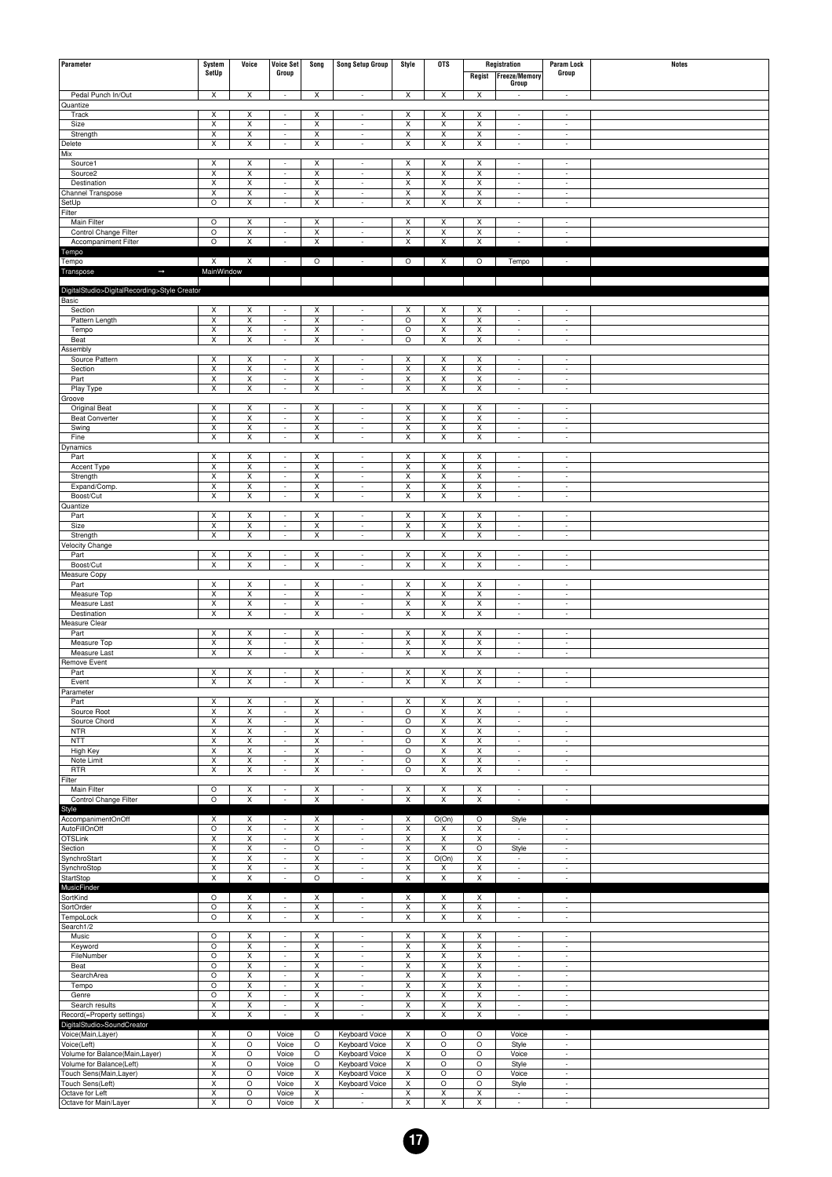| Parameter | System SetUp | Voice | Voice Set Group | Song | Song Setup Group | Style | OTS | Registration | | Param Lock Group | Notes |
|---|---|---|---|---|---|---|---|---|---|---|---|
| | | | | | | | | Regist | Freeze/Memory Group | | |
| Pedal Punch In/Out | X | X | - | X | - | X | X | X | - | - | |
| Quantize | | | | | | | | | | | |
| Track | X | X | - | X | - | X | X | X | - | - | |
| Size | X | X | - | X | - | X | X | X | - | - | |
| Strength | X | X | - | X | - | X | X | X | - | - | |
| Delete | X | X | - | X | - | X | X | X | - | - | |
| Mix | | | | | | | | | | | |
| Source1 | X | X | - | X | - | X | X | X | - | - | |
| Source2 | X | X | - | X | - | X | X | X | - | - | |
| Destination | X | X | - | X | - | X | X | X | - | - | |
| Channel Transpose | X | X | - | X | - | X | X | X | - | - | |
| SetUp | O | X | - | X | - | X | X | X | - | - | |
| Filter | | | | | | | | | | | |
| Main Filter | O | X | - | X | - | X | X | X | - | - | |
| Control Change Filter | O | X | - | X | - | X | X | X | - | - | |
| Accompaniment Filter | O | X | - | X | - | X | X | X | - | - | |
| **Tempo** | | | | | | | | | | | |
| Tempo | X | X | - | O | - | O | X | O | Tempo | - | |
| **Transpose →** | MainWindow | | | | | | | | | | |
| **DigitalStudio>DigitalRecording>Style Creator** | | | | | | | | | | | |
| Basic | | | | | | | | | | | |
| Section | X | X | - | X | - | X | X | X | - | - | |
| Pattern Length | X | X | - | X | - | O | X | X | - | - | |
| Tempo | X | X | - | X | - | O | X | X | - | - | |
| Beat | X | X | - | X | - | O | X | X | - | - | |
| Assembly | | | | | | | | | | | |
| Source Pattern | X | X | - | X | - | X | X | X | - | - | |
| Section | X | X | - | X | - | X | X | X | - | - | |
| Part | X | X | - | X | - | X | X | X | - | - | |
| Play Type | X | X | - | X | - | X | X | X | - | - | |
| Groove | | | | | | | | | | | |
| Original Beat | X | X | - | X | - | X | X | X | - | - | |
| Beat Converter | X | X | - | X | - | X | X | X | - | - | |
| Swing | X | X | - | X | - | X | X | X | - | - | |
| Fine | X | X | - | X | - | X | X | X | - | - | |
| Dynamics | | | | | | | | | | | |
| Part | X | X | - | X | - | X | X | X | - | - | |
| Accent Type | X | X | - | X | - | X | X | X | - | - | |
| Strength | X | X | - | X | - | X | X | X | - | - | |
| Expand/Comp. | X | X | - | X | - | X | X | X | - | - | |
| Boost/Cut | X | X | - | X | - | X | X | X | - | - | |
| Quantize | | | | | | | | | | | |
| Part | X | X | - | X | - | X | X | X | - | - | |
| Size | X | X | - | X | - | X | X | X | - | - | |
| Strength | X | X | - | X | - | X | X | X | - | - | |
| Velocity Change | | | | | | | | | | | |
| Part | X | X | - | X | - | X | X | X | - | - | |
| Boost/Cut | X | X | - | X | - | X | X | X | - | - | |
| Measure Copy | | | | | | | | | | | |
| Part | X | X | - | X | - | X | X | X | - | - | |
| Measure Top | X | X | - | X | - | X | X | X | - | - | |
| Measure Last | X | X | - | X | - | X | X | X | - | - | |
| Destination | X | X | - | X | - | X | X | X | - | - | |
| Measure Clear | | | | | | | | | | | |
| Part | X | X | - | X | - | X | X | X | - | - | |
| Measure Top | X | X | - | X | - | X | X | X | - | - | |
| Measure Last | X | X | - | X | - | X | X | X | - | - | |
| Remove Event | | | | | | | | | | | |
| Part | X | X | - | X | - | X | X | X | - | - | |
| Event | X | X | - | X | - | X | X | X | - | - | |
| Parameter | | | | | | | | | | | |
| Part | X | X | - | X | - | X | X | X | - | - | |
| Source Root | X | X | - | X | - | O | X | X | - | - | |
| Source Chord | X | X | - | X | - | O | X | X | - | - | |
| NTR | X | X | - | X | - | O | X | X | - | - | |
| NTT | X | X | - | X | - | O | X | X | - | - | |
| High Key | X | X | - | X | - | O | X | X | - | - | |
| Note Limit | X | X | - | X | - | O | X | X | - | - | |
| RTR | X | X | - | X | - | O | X | X | - | - | |
| Filter | | | | | | | | | | | |
| Main Filter | O | X | - | X | - | X | X | X | - | - | |
| Control Change Filter | O | X | - | X | - | X | X | X | - | - | |
| **Style** | | | | | | | | | | | |
| AccompanimentOnOff | X | X | - | X | - | X | O(On) | O | Style | - | |
| AutoFillOnOff | O | X | - | X | - | X | X | X | - | - | |
| OTSLink | X | X | - | X | - | X | X | X | - | - | |
| Section | X | X | - | O | - | X | X | O | Style | - | |
| SynchroStart | X | X | - | X | - | X | O(On) | X | - | - | |
| SynchroStop | X | X | - | X | - | X | X | X | - | - | |
| StartStop | X | X | - | O | - | X | X | X | - | - | |
| **MusicFinder** | | | | | | | | | | | |
| SortKind | O | X | - | X | - | X | X | X | - | - | |
| SortOrder | O | X | - | X | - | X | X | X | - | - | |
| TempoLock | O | X | - | X | - | X | X | X | - | - | |
| Search1/2 | | | | | | | | | | | |
| Music | O | X | - | X | - | X | X | X | - | - | |
| Keyword | O | X | - | X | - | X | X | X | - | - | |
| FileNumber | O | X | - | X | - | X | X | X | - | - | |
| Beat | O | X | - | X | - | X | X | X | - | - | |
| SearchArea | O | X | - | X | - | X | X | X | - | - | |
| Tempo | O | X | - | X | - | X | X | X | - | - | |
| Genre | O | X | - | X | - | X | X | X | - | - | |
| Search results | X | X | - | X | - | X | X | X | - | - | |
| Record(=Property settings) | X | X | - | X | - | X | X | X | - | - | |
| **DigitalStudio>SoundCreator** | | | | | | | | | | | |
| Voice(Main,Layer) | X | O | Voice | O | Keyboard Voice | X | O | O | Voice | - | |
| Voice(Left) | X | O | Voice | O | Keyboard Voice | X | O | O | Style | - | |
| Volume for Balance(Main,Layer) | X | O | Voice | O | Keyboard Voice | X | O | O | Voice | - | |
| Volume for Balance(Left) | X | O | Voice | O | Keyboard Voice | X | O | O | Style | - | |
| Touch Sens(Main,Layer) | X | O | Voice | X | Keyboard Voice | X | O | O | Voice | - | |
| Touch Sens(Left) | X | O | Voice | X | Keyboard Voice | X | O | O | Style | - | |
| Octave for Left | X | O | Voice | X | - | X | X | X | - | - | |
| Octave for Main/Layer | X | O | Voice | X | - | X | X | X | - | - | |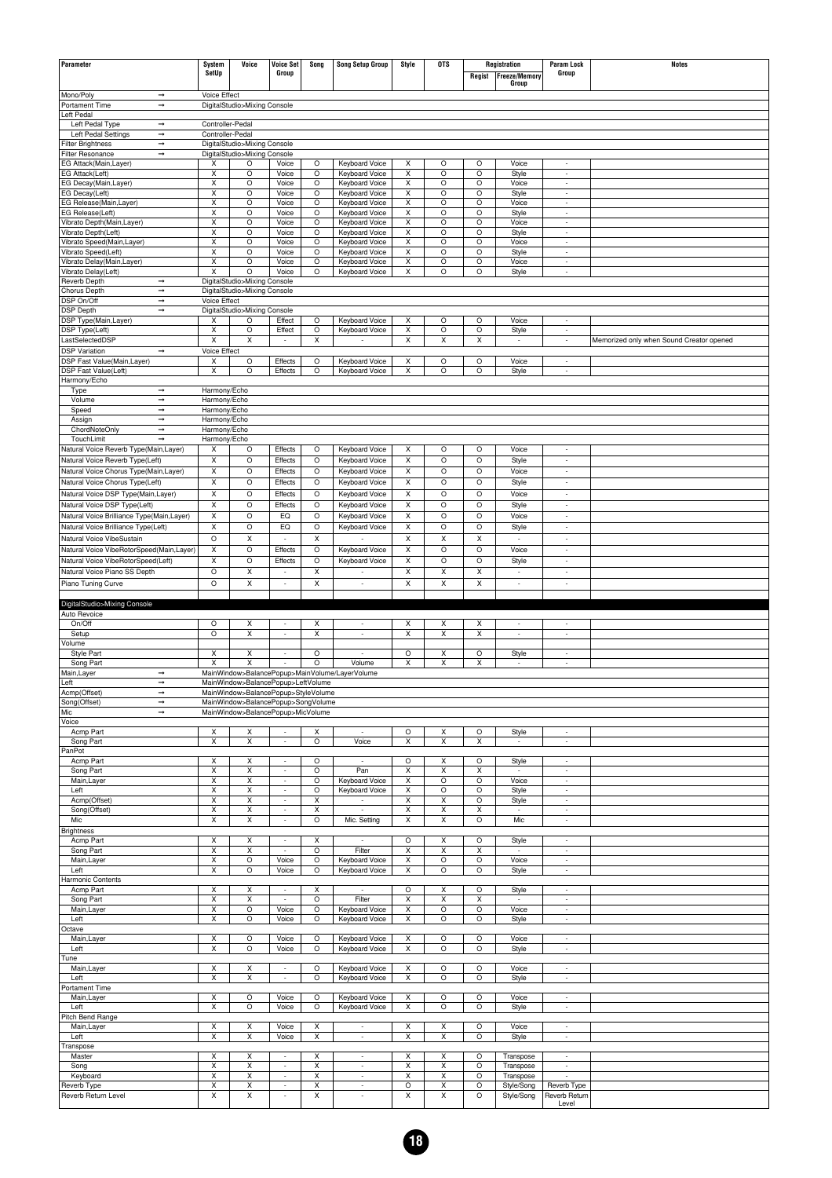| Parameter | | System SetUp | Voice | Voice Set Group | Song | Song Setup Group | Style | OTS | Registration Regist | Registration Freeze/Memory Group | Param Lock Group | Notes |
|---|---|---|---|---|---|---|---|---|---|---|---|---|
| Mono/Poly | → | Voice Effect | | | | | | | | | | |
| Portament Time | → | DigitalStudio>Mixing Console | | | | | | | | | | |
| Left Pedal | | | | | | | | | | | | |
| Left Pedal Type | → | Controller-Pedal | | | | | | | | | | |
| Left Pedal Settings | → | Controller-Pedal | | | | | | | | | | |
| Filter Brightness | → | DigitalStudio>Mixing Console | | | | | | | | | | |
| Filter Resonance | → | DigitalStudio>Mixing Console | | | | | | | | | | |
| EG Attack(Main,Layer) | | X | O | Voice | O | Keyboard Voice | X | O | O | Voice | - | |
| EG Attack(Left) | | X | O | Voice | O | Keyboard Voice | X | O | O | Style | - | |
| EG Decay(Main,Layer) | | X | O | Voice | O | Keyboard Voice | X | O | O | Voice | - | |
| EG Decay(Left) | | X | O | Voice | O | Keyboard Voice | X | O | O | Style | - | |
| EG Release(Main,Layer) | | X | O | Voice | O | Keyboard Voice | X | O | O | Voice | - | |
| EG Release(Left) | | X | O | Voice | O | Keyboard Voice | X | O | O | Style | - | |
| Vibrato Depth(Main,Layer) | | X | O | Voice | O | Keyboard Voice | X | O | O | Voice | - | |
| Vibrato Depth(Left) | | X | O | Voice | O | Keyboard Voice | X | O | O | Style | - | |
| Vibrato Speed(Main,Layer) | | X | O | Voice | O | Keyboard Voice | X | O | O | Voice | - | |
| Vibrato Speed(Left) | | X | O | Voice | O | Keyboard Voice | X | O | O | Style | - | |
| Vibrato Delay(Main,Layer) | | X | O | Voice | O | Keyboard Voice | X | O | O | Voice | - | |
| Vibrato Delay(Left) | | X | O | Voice | O | Keyboard Voice | X | O | O | Style | - | |
| Reverb Depth | → | DigitalStudio>Mixing Console | | | | | | | | | | |
| Chorus Depth | → | DigitalStudio>Mixing Console | | | | | | | | | | |
| DSP On/Off | → | Voice Effect | | | | | | | | | | |
| DSP Depth | → | DigitalStudio>Mixing Console | | | | | | | | | | |
| DSP Type(Main,Layer) | | X | O | Effect | O | Keyboard Voice | X | O | O | Voice | - | |
| DSP Type(Left) | | X | O | Effect | O | Keyboard Voice | X | O | O | Style | - | |
| LastSelectedDSP | | X | X | - | X | - | X | X | X | - | - | Memorized only when Sound Creator opened |
| DSP Variation | → | Voice Effect | | | | | | | | | | |
| DSP Fast Value(Main,Layer) | | X | O | Effects | O | Keyboard Voice | X | O | O | Voice | - | |
| DSP Fast Value(Left) | | X | O | Effects | O | Keyboard Voice | X | O | O | Style | - | |
| Harmony/Echo | | | | | | | | | | | | |
| Type | → | Harmony/Echo | | | | | | | | | | |
| Volume | → | Harmony/Echo | | | | | | | | | | |
| Speed | → | Harmony/Echo | | | | | | | | | | |
| Assign | → | Harmony/Echo | | | | | | | | | | |
| ChordNoteOnly | → | Harmony/Echo | | | | | | | | | | |
| TouchLimit | → | Harmony/Echo | | | | | | | | | | |
| Natural Voice Reverb Type(Main,Layer) | | X | O | Effects | O | Keyboard Voice | X | O | O | Voice | - | |
| Natural Voice Reverb Type(Left) | | X | O | Effects | O | Keyboard Voice | X | O | O | Style | - | |
| Natural Voice Chorus Type(Main,Layer) | | X | O | Effects | O | Keyboard Voice | X | O | O | Voice | - | |
| Natural Voice Chorus Type(Left) | | X | O | Effects | O | Keyboard Voice | X | O | O | Style | - | |
| Natural Voice DSP Type(Main,Layer) | | X | O | Effects | O | Keyboard Voice | X | O | O | Voice | - | |
| Natural Voice DSP Type(Left) | | X | O | Effects | O | Keyboard Voice | X | O | O | Style | - | |
| Natural Voice Brilliance Type(Main,Layer) | | X | O | EQ | O | Keyboard Voice | X | O | O | Voice | - | |
| Natural Voice Brilliance Type(Left) | | X | O | EQ | O | Keyboard Voice | X | O | O | Style | - | |
| Natural Voice VibeSustain | | O | X | - | X | - | X | X | X | - | - | |
| Natural Voice VibeRotorSpeed(Main,Layer) | | X | O | Effects | O | Keyboard Voice | X | O | O | Voice | - | |
| Natural Voice VibeRotorSpeed(Left) | | X | O | Effects | O | Keyboard Voice | X | O | O | Style | - | |
| Natural Voice Piano SS Depth | | O | X | - | X | - | X | X | X | - | - | |
| Piano Tuning Curve | | O | X | - | X | - | X | X | X | - | - | |
| **DigitalStudio>Mixing Console** | | | | | | | | | | | | |
| Auto Revoice | | | | | | | | | | | | |
| On/Off | | O | X | - | X | - | X | X | X | - | - | |
| Setup | | O | X | - | X | - | X | X | X | - | - | |
| Volume | | | | | | | | | | | | |
| Style Part | | X | X | - | O | - | O | X | O | Style | - | |
| Song Part | | X | X | - | O | Volume | X | X | X | - | - | |
| Main,Layer | → | MainWindow>BalancePopup>MainVolume/LayerVolume | | | | | | | | | | |
| Left | → | MainWindow>BalancePopup>LeftVolume | | | | | | | | | | |
| Acmp(Offset) | → | MainWindow>BalancePopup>StyleVolume | | | | | | | | | | |
| Song(Offset) | → | MainWindow>BalancePopup>SongVolume | | | | | | | | | | |
| Mic | → | MainWindow>BalancePopup>MicVolume | | | | | | | | | | |
| Voice | | | | | | | | | | | | |
| Acmp Part | | X | X | - | X | - | O | X | O | Style | - | |
| Song Part | | X | X | - | O | Voice | X | X | X | - | - | |
| PanPot | | | | | | | | | | | | |
| Acmp Part | | X | X | - | O | - | O | X | O | Style | - | |
| Song Part | | X | X | - | O | Pan | X | X | X | - | - | |
| Main,Layer | | X | X | - | O | Keyboard Voice | X | O | O | Voice | - | |
| Left | | X | X | - | O | Keyboard Voice | X | O | O | Style | - | |
| Acmp(Offset) | | X | X | - | X | - | X | X | O | Style | - | |
| Song(Offset) | | X | X | - | X | - | X | X | X | - | - | |
| Mic | | X | X | - | O | Mic. Setting | X | X | O | Mic | - | |
| Brightness | | | | | | | | | | | | |
| Acmp Part | | X | X | - | X | - | O | X | O | Style | - | |
| Song Part | | X | X | - | O | Filter | X | X | X | - | - | |
| Main,Layer | | X | O | Voice | O | Keyboard Voice | X | O | O | Voice | - | |
| Left | | X | O | Voice | O | Keyboard Voice | X | O | O | Style | - | |
| Harmonic Contents | | | | | | | | | | | | |
| Acmp Part | | X | X | - | X | - | O | X | O | Style | - | |
| Song Part | | X | X | - | O | Filter | X | X | X | - | - | |
| Main,Layer | | X | O | Voice | O | Keyboard Voice | X | O | O | Voice | - | |
| Left | | X | O | Voice | O | Keyboard Voice | X | O | O | Style | - | |
| Octave | | | | | | | | | | | | |
| Main,Layer | | X | O | Voice | O | Keyboard Voice | X | O | O | Voice | - | |
| Left | | X | O | Voice | O | Keyboard Voice | X | O | O | Style | - | |
| Tune | | | | | | | | | | | | |
| Main,Layer | | X | X | - | O | Keyboard Voice | X | O | O | Voice | - | |
| Left | | X | X | - | O | Keyboard Voice | X | O | O | Style | - | |
| Portament Time | | | | | | | | | | | | |
| Main,Layer | | X | O | Voice | O | Keyboard Voice | X | O | O | Voice | - | |
| Left | | X | O | Voice | O | Keyboard Voice | X | O | O | Style | - | |
| Pitch Bend Range | | | | | | | | | | | | |
| Main,Layer | | X | X | Voice | X | - | X | X | O | Voice | - | |
| Left | | X | X | Voice | X | - | X | X | O | Style | - | |
| Transpose | | | | | | | | | | | | |
| Master | | X | X | - | X | - | X | X | O | Transpose | - | |
| Song | | X | X | - | X | - | X | X | O | Transpose | - | |
| Keyboard | | X | X | - | X | - | X | X | O | Transpose | - | |
| Reverb Type | | X | X | - | X | - | O | X | O | Style/Song | Reverb Type | |
| Reverb Return Level | | X | X | - | X | - | X | X | O | Style/Song | Reverb Return Level | |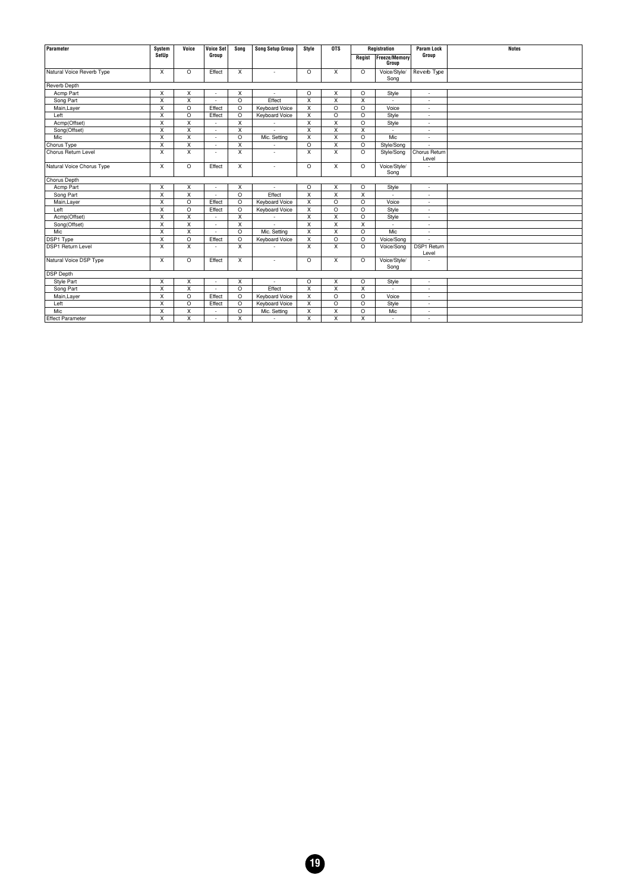| Parameter | System SetUp | Voice | Voice Set Group | Song | Song Setup Group | Style | OTS | Registration | | Param Lock Group | Notes |
|---|---|---|---|---|---|---|---|---|---|---|---|
| | | | | | | | | Regist | Freeze/Memory Group | | |
| Natural Voice Reverb Type | X | O | Effect | X | - | O | X | O | Voice/Style/ Song | Reverb Type | |
| Reverb Depth | | | | | | | | | | | |
| Acmp Part | X | X | - | X | - | O | X | O | Style | - | |
| Song Part | X | X | - | O | Effect | X | X | X | - | - | |
| Main,Layer | X | O | Effect | O | Keyboard Voice | X | O | O | Voice | - | |
| Left | X | O | Effect | O | Keyboard Voice | X | O | O | Style | - | |
| Acmp(Offset) | X | X | - | X | - | X | X | O | Style | - | |
| Song(Offset) | X | X | - | X | - | X | X | X | - | - | |
| Mic | X | X | - | O | Mic. Setting | X | X | O | Mic | - | |
| Chorus Type | X | X | - | X | - | O | X | O | Style/Song | - | |
| Chorus Return Level | X | X | - | X | - | X | X | O | Style/Song | Chorus Return Level | |
| Natural Voice Chorus Type | X | O | Effect | X | - | O | X | O | Voice/Style/ Song | - | |
| Chorus Depth | | | | | | | | | | | |
| Acmp Part | X | X | - | X | - | O | X | O | Style | - | |
| Song Part | X | X | - | O | Effect | X | X | X | - | - | |
| Main,Layer | X | O | Effect | O | Keyboard Voice | X | O | O | Voice | - | |
| Left | X | O | Effect | O | Keyboard Voice | X | O | O | Style | - | |
| Acmp(Offset) | X | X | - | X | - | X | X | O | Style | - | |
| Song(Offset) | X | X | - | X | - | X | X | X | - | - | |
| Mic | X | X | - | O | Mic. Setting | X | X | O | Mic | - | |
| DSP1 Type | X | O | Effect | O | Keyboard Voice | X | O | O | Voice/Song | - | |
| DSP1 Return Level | X | X | - | X | - | X | X | O | Voice/Song | DSP1 Return Level | |
| Natural Voice DSP Type | X | O | Effect | X | - | O | X | O | Voice/Style/ Song | - | |
| DSP Depth | | | | | | | | | | | |
| Style Part | X | X | - | X | - | O | X | O | Style | - | |
| Song Part | X | X | - | O | Effect | X | X | X | - | - | |
| Main,Layer | X | O | Effect | O | Keyboard Voice | X | O | O | Voice | - | |
| Left | X | O | Effect | O | Keyboard Voice | X | O | O | Style | - | |
| Mic | X | X | - | O | Mic. Setting | X | X | O | Mic | - | |
| Effect Parameter | X | X | - | X | - | X | X | X | - | - | |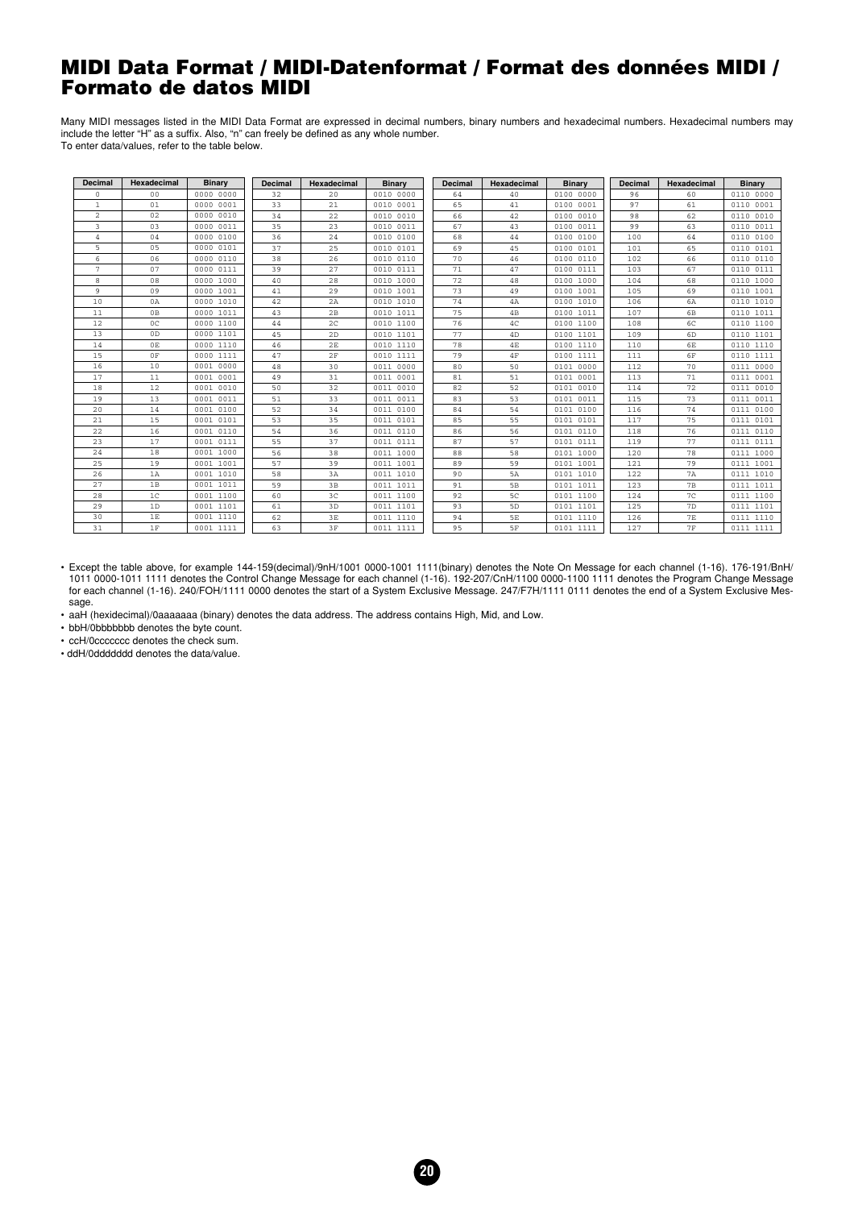# MIDI Data Format / MIDI-Datenformat / Format des données MIDI / Formato de datos MIDI

Many MIDI messages listed in the MIDI Data Format are expressed in decimal numbers, binary numbers and hexadecimal numbers. Hexadecimal numbers may include the letter "H" as a suffix. Also, "n" can freely be defined as any whole number.
To enter data/values, refer to the table below.

| Decimal | Hexadecimal | Binary | Decimal | Hexadecimal | Binary | Decimal | Hexadecimal | Binary | Decimal | Hexadecimal | Binary |
|---|---|---|---|---|---|---|---|---|---|---|---|
| 0 | 00 | 0000 0000 | 32 | 20 | 0010 0000 | 64 | 40 | 0100 0000 | 96 | 60 | 0110 0000 |
| 1 | 01 | 0000 0001 | 33 | 21 | 0010 0001 | 65 | 41 | 0100 0001 | 97 | 61 | 0110 0001 |
| 2 | 02 | 0000 0010 | 34 | 22 | 0010 0010 | 66 | 42 | 0100 0010 | 98 | 62 | 0110 0010 |
| 3 | 03 | 0000 0011 | 35 | 23 | 0010 0011 | 67 | 43 | 0100 0011 | 99 | 63 | 0110 0011 |
| 4 | 04 | 0000 0100 | 36 | 24 | 0010 0100 | 68 | 44 | 0100 0100 | 100 | 64 | 0110 0100 |
| 5 | 05 | 0000 0101 | 37 | 25 | 0010 0101 | 69 | 45 | 0100 0101 | 101 | 65 | 0110 0101 |
| 6 | 06 | 0000 0110 | 38 | 26 | 0010 0110 | 70 | 46 | 0100 0110 | 102 | 66 | 0110 0110 |
| 7 | 07 | 0000 0111 | 39 | 27 | 0010 0111 | 71 | 47 | 0100 0111 | 103 | 67 | 0110 0111 |
| 8 | 08 | 0000 1000 | 40 | 28 | 0010 1000 | 72 | 48 | 0100 1000 | 104 | 68 | 0110 1000 |
| 9 | 09 | 0000 1001 | 41 | 29 | 0010 1001 | 73 | 49 | 0100 1001 | 105 | 69 | 0110 1001 |
| 10 | 0A | 0000 1010 | 42 | 2A | 0010 1010 | 74 | 4A | 0100 1010 | 106 | 6A | 0110 1010 |
| 11 | 0B | 0000 1011 | 43 | 2B | 0010 1011 | 75 | 4B | 0100 1011 | 107 | 6B | 0110 1011 |
| 12 | 0C | 0000 1100 | 44 | 2C | 0010 1100 | 76 | 4C | 0100 1100 | 108 | 6C | 0110 1100 |
| 13 | 0D | 0000 1101 | 45 | 2D | 0010 1101 | 77 | 4D | 0100 1101 | 109 | 6D | 0110 1101 |
| 14 | 0E | 0000 1110 | 46 | 2E | 0010 1110 | 78 | 4E | 0100 1110 | 110 | 6E | 0110 1110 |
| 15 | 0F | 0000 1111 | 47 | 2F | 0010 1111 | 79 | 4F | 0100 1111 | 111 | 6F | 0110 1111 |
| 16 | 10 | 0001 0000 | 48 | 30 | 0011 0000 | 80 | 50 | 0101 0000 | 112 | 70 | 0111 0000 |
| 17 | 11 | 0001 0001 | 49 | 31 | 0011 0001 | 81 | 51 | 0101 0001 | 113 | 71 | 0111 0001 |
| 18 | 12 | 0001 0010 | 50 | 32 | 0011 0010 | 82 | 52 | 0101 0010 | 114 | 72 | 0111 0010 |
| 19 | 13 | 0001 0011 | 51 | 33 | 0011 0011 | 83 | 53 | 0101 0011 | 115 | 73 | 0111 0011 |
| 20 | 14 | 0001 0100 | 52 | 34 | 0011 0100 | 84 | 54 | 0101 0100 | 116 | 74 | 0111 0100 |
| 21 | 15 | 0001 0101 | 53 | 35 | 0011 0101 | 85 | 55 | 0101 0101 | 117 | 75 | 0111 0101 |
| 22 | 16 | 0001 0110 | 54 | 36 | 0011 0110 | 86 | 56 | 0101 0110 | 118 | 76 | 0111 0110 |
| 23 | 17 | 0001 0111 | 55 | 37 | 0011 0111 | 87 | 57 | 0101 0111 | 119 | 77 | 0111 0111 |
| 24 | 18 | 0001 1000 | 56 | 38 | 0011 1000 | 88 | 58 | 0101 1000 | 120 | 78 | 0111 1000 |
| 25 | 19 | 0001 1001 | 57 | 39 | 0011 1001 | 89 | 59 | 0101 1001 | 121 | 79 | 0111 1001 |
| 26 | 1A | 0001 1010 | 58 | 3A | 0011 1010 | 90 | 5A | 0101 1010 | 122 | 7A | 0111 1010 |
| 27 | 1B | 0001 1011 | 59 | 3B | 0011 1011 | 91 | 5B | 0101 1011 | 123 | 7B | 0111 1011 |
| 28 | 1C | 0001 1100 | 60 | 3C | 0011 1100 | 92 | 5C | 0101 1100 | 124 | 7C | 0111 1100 |
| 29 | 1D | 0001 1101 | 61 | 3D | 0011 1101 | 93 | 5D | 0101 1101 | 125 | 7D | 0111 1101 |
| 30 | 1E | 0001 1110 | 62 | 3E | 0011 1110 | 94 | 5E | 0101 1110 | 126 | 7E | 0111 1110 |
| 31 | 1F | 0001 1111 | 63 | 3F | 0011 1111 | 95 | 5F | 0101 1111 | 127 | 7F | 0111 1111 |

- Except the table above, for example 144-159(decimal)/9nH/1001 0000-1001 1111(binary) denotes the Note On Message for each channel (1-16). 176-191/BnH/1011 0000-1011 1111 denotes the Control Change Message for each channel (1-16). 192-207/CnH/1100 0000-1100 1111 denotes the Program Change Message for each channel (1-16). 240/FOH/1111 0000 denotes the start of a System Exclusive Message. 247/F7H/1111 0111 denotes the end of a System Exclusive Message.
- aaH (hexidecimal)/0aaaaaaa (binary) denotes the data address. The address contains High, Mid, and Low.
- bbH/0bbbbbbb denotes the byte count.
- ccH/0ccccccc denotes the check sum.
- ddH/0ddddddd denotes the data/value.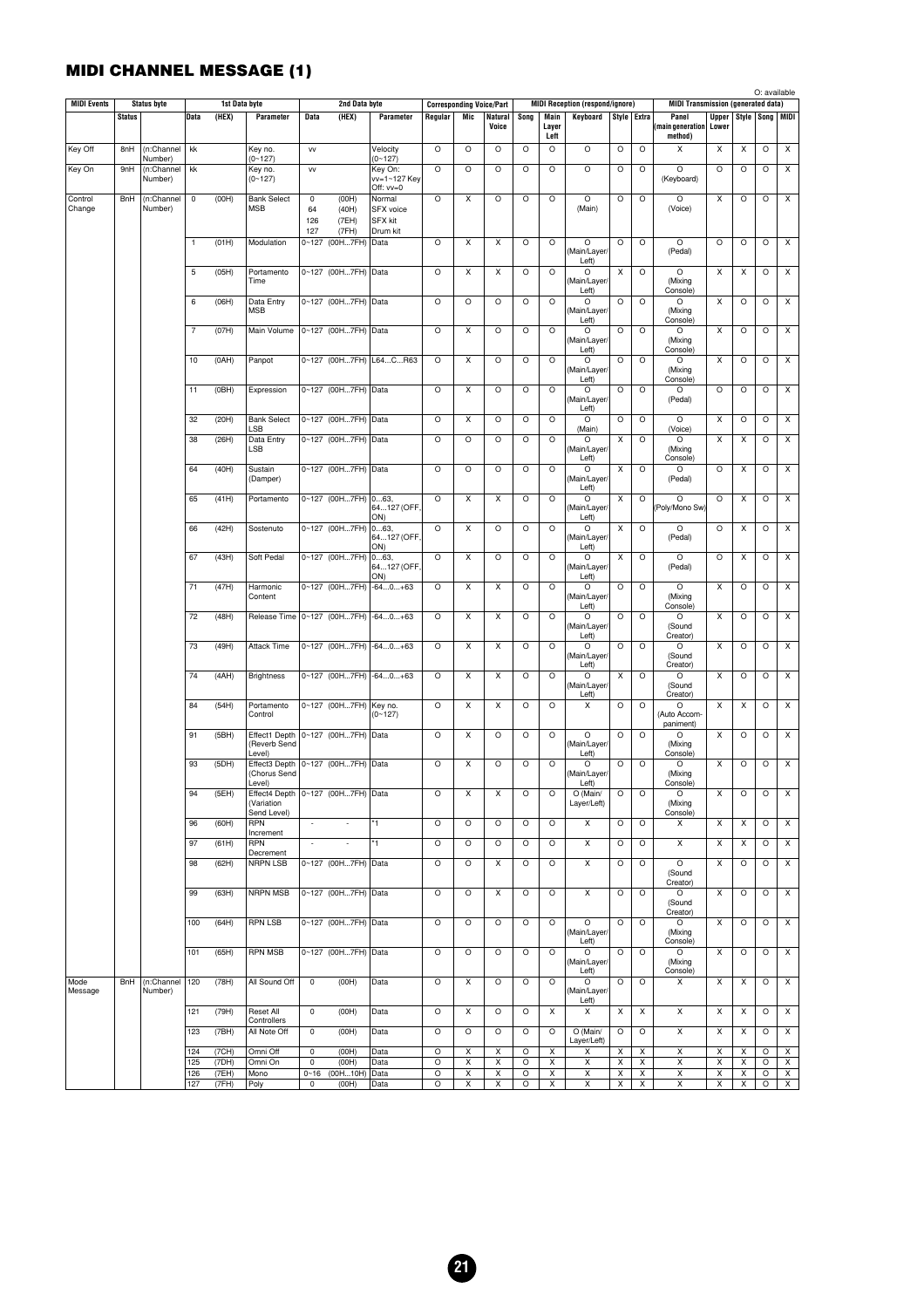## MIDI CHANNEL MESSAGE (1)

O: available

| MIDI Events | Status byte | | 1st Data byte | | | 2nd Data byte | | | Corresponding Voice/Part | | | MIDI Reception (respond/ignore) | | | | | MIDI Transmission (generated data) | | | | |
|---|---|---|---|---|---|---|---|---|---|---|---|---|---|---|---|---|---|---|---|---|---|
| | Status | | Data | (HEX) | Parameter | Data | (HEX) | Parameter | Regular | Mic | Natural Voice | Song | Main Layer Left | Keyboard | Style | Extra | Panel (main generation method) | Upper Lower | Style | Song | MIDI |
| Key Off | 8nH | (n:Channel Number) | kk | | Key no. (0~127) | vv | | Velocity (0~127) | O | O | O | O | O | O | O | O | X | X | X | O | X |
| Key On | 9nH | (n:Channel Number) | kk | | Key no. (0~127) | vv | | Key On: vv=1~127 Key Off: vv=0 | O | O | O | O | O | O | O | O | O (Keyboard) | O | O | O | X |
| Control Change | BnH | (n:Channel Number) | 0 | (00H) | Bank Select MSB | 0 64 126 127 | (00H) (40H) (7EH) (7FH) | Normal SFX voice SFX kit Drum kit | O | X | O | O | O | O (Main) | O | O | O (Voice) | X | O | O | X |
| | | | 1 | (01H) | Modulation | 0~127 | (00H...7FH) | Data | O | X | X | O | O | O (Main/Layer/Left) | O | O | O (Pedal) | O | O | O | X |
| | | | 5 | (05H) | Portamento Time | 0~127 | (00H...7FH) | Data | O | X | X | O | O | O (Main/Layer/Left) | X | O | O (Mixing Console) | X | X | O | X |
| | | | 6 | (06H) | Data Entry MSB | 0~127 | (00H...7FH) | Data | O | O | O | O | O | O (Main/Layer/Left) | O | O | O (Mixing Console) | X | O | O | X |
| | | | 7 | (07H) | Main Volume | 0~127 | (00H...7FH) | Data | O | X | O | O | O | O (Main/Layer/Left) | O | O | O (Mixing Console) | X | O | O | X |
| | | | 10 | (0AH) | Panpot | 0~127 | (00H...7FH) | L64...C...R63 | O | X | O | O | O | O (Main/Layer/Left) | O | O | O (Mixing Console) | X | O | O | X |
| | | | 11 | (0BH) | Expression | 0~127 | (00H...7FH) | Data | O | X | O | O | O | O (Main/Layer/Left) | O | O | O (Pedal) | O | O | O | X |
| | | | 32 | (20H) | Bank Select LSB | 0~127 | (00H...7FH) | Data | O | X | O | O | O | O (Main) | O | O | O (Voice) | X | O | O | X |
| | | | 38 | (26H) | Data Entry LSB | 0~127 | (00H...7FH) | Data | O | O | O | O | O | O (Main/Layer/Left) | X | O | O (Mixing Console) | X | X | O | X |
| | | | 64 | (40H) | Sustain (Damper) | 0~127 | (00H...7FH) | Data | O | O | O | O | O | O (Main/Layer/Left) | X | O | O (Pedal) | O | X | O | X |
| | | | 65 | (41H) | Portamento | 0~127 | (00H...7FH) | 0...63, 64...127 (OFF, ON) | O | X | X | O | O | O (Main/Layer/Left) | X | O | O (Poly/Mono Sw) | O | X | O | X |
| | | | 66 | (42H) | Sostenuto | 0~127 | (00H...7FH) | 0...63, 64...127 (OFF, ON) | O | X | O | O | O | O (Main/Layer/Left) | X | O | O (Pedal) | O | X | O | X |
| | | | 67 | (43H) | Soft Pedal | 0~127 | (00H...7FH) | 0...63, 64...127 (OFF, ON) | O | X | O | O | O | O (Main/Layer/Left) | X | O | O (Pedal) | O | X | O | X |
| | | | 71 | (47H) | Harmonic Content | 0~127 | (00H...7FH) | -64...0...+63 | O | X | X | O | O | O (Main/Layer/Left) | O | O | O (Mixing Console) | X | O | O | X |
| | | | 72 | (48H) | Release Time | 0~127 | (00H...7FH) | -64...0...+63 | O | X | X | O | O | O (Main/Layer/Left) | O | O | O (Sound Creator) | X | O | O | X |
| | | | 73 | (49H) | Attack Time | 0~127 | (00H...7FH) | -64...0...+63 | O | X | X | O | O | O (Main/Layer/Left) | O | O | O (Sound Creator) | X | O | O | X |
| | | | 74 | (4AH) | Brightness | 0~127 | (00H...7FH) | -64...0...+63 | O | X | X | O | O | O (Main/Layer/Left) | X | O | O (Sound Creator) | X | O | O | X |
| | | | 84 | (54H) | Portamento Control | 0~127 | (00H...7FH) | Key no. (0~127) | O | X | X | O | O | X | O | O | O (Auto Accompaniment) | X | X | O | X |
| | | | 91 | (5BH) | Effect1 Depth (Reverb Send Level) | 0~127 | (00H...7FH) | Data | O | X | O | O | O | O (Main/Layer/Left) | O | O | O (Mixing Console) | X | O | O | X |
| | | | 93 | (5DH) | Effect3 Depth (Chorus Send Level) | 0~127 | (00H...7FH) | Data | O | X | O | O | O | O (Main/Layer/Left) | O | O | O (Mixing Console) | X | O | O | X |
| | | | 94 | (5EH) | Effect4 Depth (Variation Send Level) | 0~127 | (00H...7FH) | Data | O | X | X | O | O | O (Main/Layer/Left) | O | O | O (Mixing Console) | X | O | O | X |
| | | | 96 | (60H) | RPN Increment | - | - | *1 | O | O | O | O | O | X | O | O | X | X | X | O | X |
| | | | 97 | (61H) | RPN Decrement | - | - | *1 | O | O | O | O | O | X | O | O | X | X | X | O | X |
| | | | 98 | (62H) | NRPN LSB | 0~127 | (00H...7FH) | Data | O | O | X | O | O | X | O | O | O (Sound Creator) | X | O | O | X |
| | | | 99 | (63H) | NRPN MSB | 0~127 | (00H...7FH) | Data | O | O | X | O | O | X | O | O | O (Sound Creator) | X | O | O | X |
| | | | 100 | (64H) | RPN LSB | 0~127 | (00H...7FH) | Data | O | O | O | O | O | O (Main/Layer/Left) | O | O | O (Mixing Console) | X | O | O | X |
| | | | 101 | (65H) | RPN MSB | 0~127 | (00H...7FH) | Data | O | O | O | O | O | O (Main/Layer/Left) | O | O | O (Mixing Console) | X | O | O | X |
| Mode Message | BnH | (n:Channel Number) | 120 | (78H) | All Sound Off | 0 | (00H) | Data | O | X | O | O | O | O (Main/Layer/Left) | O | O | X | X | X | O | X |
| | | | 121 | (79H) | Reset All Controllers | 0 | (00H) | Data | O | X | O | O | X | X | X | X | X | X | X | O | X |
| | | | 123 | (7BH) | All Note Off | 0 | (00H) | Data | O | O | O | O | O | O (Main/Layer/Left) | O | O | X | X | X | O | X |
| | | | 124 | (7CH) | Omni Off | 0 | (00H) | Data | O | X | X | O | X | X | X | X | X | X | X | O | X |
| | | | 125 | (7DH) | Omni On | 0 | (00H) | Data | O | X | X | O | X | X | X | X | X | X | X | O | X |
| | | | 126 | (7EH) | Mono | 0~16 | (00H...10H) | Data | O | X | X | O | X | X | X | X | X | X | X | O | X |
| | | | 127 | (7FH) | Poly | 0 | (00H) | Data | O | X | X | O | X | X | X | X | X | X | X | O | X |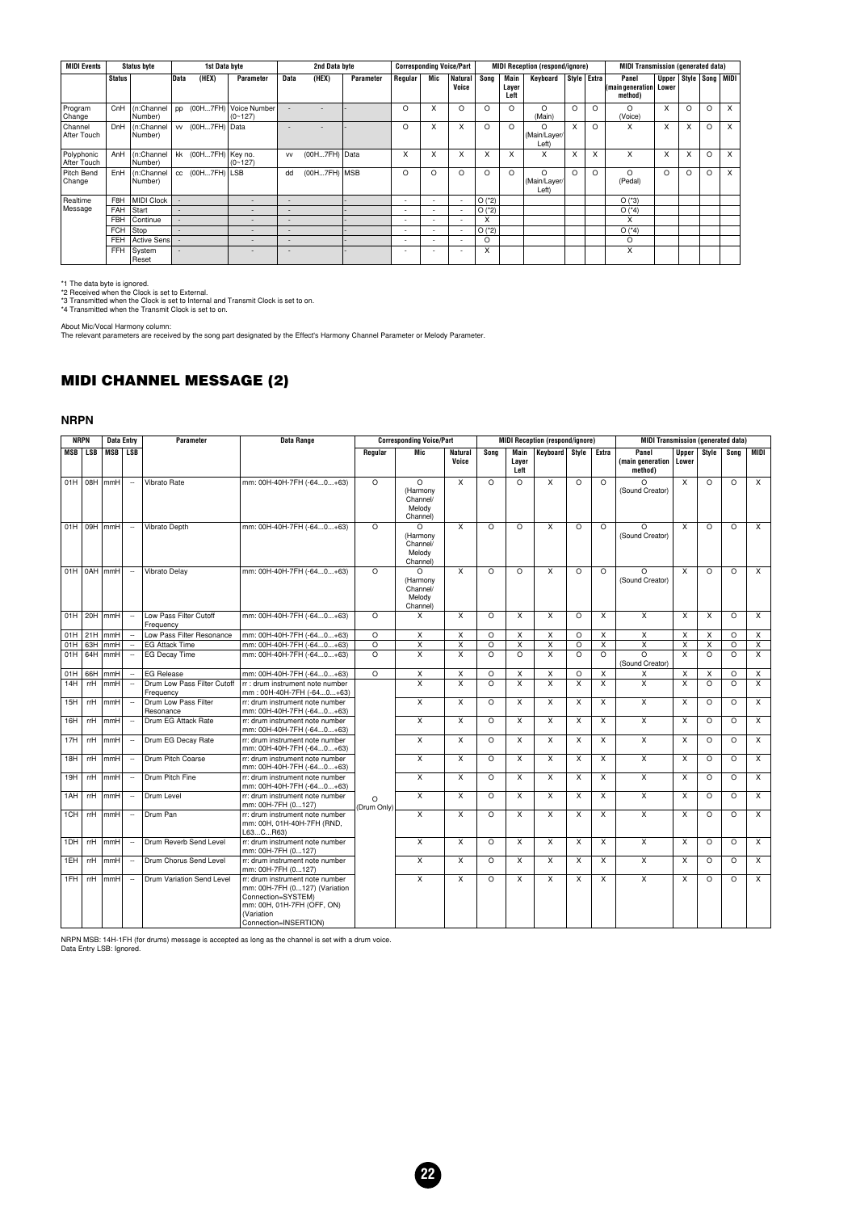| MIDI Events | Status byte | | 1st Data byte | | | 2nd Data byte | | | Corresponding Voice/Part | | | MIDI Reception (respond/ignore) | | | | | MIDI Transmission (generated data) | | | | |
|---|---|---|---|---|---|---|---|---|---|---|---|---|---|---|---|---|---|---|---|---|---|
| | Status | | Data | (HEX) | Parameter | Data | (HEX) | Parameter | Regular | Mic | Natural Voice | Song | Main Layer Left | Keyboard | Style | Extra | Panel (main generation method) | Upper Lower | Style | Song | MIDI |
| Program Change | CnH | (n:Channel Number) | pp | (00H...7FH) | Voice Number (0~127) | - | - | - | O | X | O | O | O | O (Main) | O | O | O (Voice) | X | O | O | X |
| Channel After Touch | DnH | (n:Channel Number) | vv | (00H...7FH) | Data | - | - | - | O | X | X | O | O | O (Main/Layer/ Left) | X | O | X | X | X | O | X |
| Polyphonic After Touch | AnH | (n:Channel Number) | kk | (00H...7FH) | Key no. (0~127) | vv | (00H...7FH) | Data | X | X | X | X | X | X | X | X | X | X | X | O | X |
| Pitch Bend Change | EnH | (n:Channel Number) | cc | (00H...7FH) | LSB | dd | (00H...7FH) | MSB | O | O | O | O | O | O (Main/Layer/ Left) | O | O | O (Pedal) | O | O | O | X |
| Realtime Message | F8H | MIDI Clock | - | | - | - | | - | - | - | - | O (*2) | | | | | O (*3) | | | | |
| | FAH | Start | - | | - | - | | - | - | - | - | O (*2) | | | | | O (*4) | | | | |
| | FBH | Continue | - | | - | - | | - | - | - | - | X | | | | | X | | | | |
| | FCH | Stop | - | | - | - | | - | - | - | - | O (*2) | | | | | O (*4) | | | | |
| | FEH | Active Sens | - | | - | - | | - | - | - | - | O | | | | | O | | | | |
| | FFH | System Reset | - | | - | - | | - | - | - | - | X | | | | | X | | | | |

*1 The data byte is ignored.
*2 Received when the Clock is set to External.
*3 Transmitted when the Clock is set to Internal and Transmit Clock is set to on.
*4 Transmitted when the Transmit Clock is set to on.

About Mic/Vocal Harmony column:
The relevant parameters are received by the song part designated by the Effect's Harmony Channel Parameter or Melody Parameter.

# MIDI CHANNEL MESSAGE (2)

## NRPN

| NRPN | | Data Entry | | Parameter | Data Range | Corresponding Voice/Part | | | MIDI Reception (respond/ignore) | | | | | MIDI Transmission (generated data) | | | | |
|---|---|---|---|---|---|---|---|---|---|---|---|---|---|---|---|---|---|---|
| MSB | LSB | MSB | LSB | | | Regular | Mic | Natural Voice | Song | Main Layer Left | Keyboard | Style | Extra | Panel (main generation method) | Upper Lower | Style | Song | MIDI |
| 01H | 08H | mmH | -- | Vibrato Rate | mm: 00H-40H-7FH (-64...0...+63) | O | O (Harmony Channel/ Melody Channel) | X | O | O | X | O | O | O (Sound Creator) | X | O | O | X |
| 01H | 09H | mmH | -- | Vibrato Depth | mm: 00H-40H-7FH (-64...0...+63) | O | O (Harmony Channel/ Melody Channel) | X | O | O | X | O | O | O (Sound Creator) | X | O | O | X |
| 01H | 0AH | mmH | -- | Vibrato Delay | mm: 00H-40H-7FH (-64...0...+63) | O | O (Harmony Channel/ Melody Channel) | X | O | O | X | O | O | O (Sound Creator) | X | O | O | X |
| 01H | 20H | mmH | -- | Low Pass Filter Cutoff Frequency | mm: 00H-40H-7FH (-64...0...+63) | O | X | X | O | X | X | O | X | X | X | X | O | X |
| 01H | 21H | mmH | -- | Low Pass Filter Resonance | mm: 00H-40H-7FH (-64...0...+63) | O | X | X | O | X | X | O | X | X | X | X | O | X |
| 01H | 63H | mmH | -- | EG Attack Time | mm: 00H-40H-7FH (-64...0...+63) | O | X | X | O | X | X | O | X | X | X | X | O | X |
| 01H | 64H | mmH | -- | EG Decay Time | mm: 00H-40H-7FH (-64...0...+63) | O | X | X | O | O | X | O | O | O (Sound Creator) | X | O | O | X |
| 01H | 66H | mmH | -- | EG Release | mm: 00H-40H-7FH (-64...0...+63) | O | X | X | O | X | X | O | X | X | X | X | O | X |
| 14H | rrH | mmH | -- | Drum Low Pass Filter Cutoff Frequency | rr : drum instrument note number mm : 00H-40H-7FH (-64...0...+63) | O (Drum Only) | X | X | O | X | X | X | X | X | X | O | O | X |
| 15H | rrH | mmH | -- | Drum Low Pass Filter Resonance | rr: drum instrument note number mm: 00H-40H-7FH (-64...0...+63) | | X | X | O | X | X | X | X | X | X | O | O | X |
| 16H | rrH | mmH | -- | Drum EG Attack Rate | rr: drum instrument note number mm: 00H-40H-7FH (-64...0...+63) | | X | X | O | X | X | X | X | X | X | O | O | X |
| 17H | rrH | mmH | -- | Drum EG Decay Rate | rr: drum instrument note number mm: 00H-40H-7FH (-64...0...+63) | | X | X | O | X | X | X | X | X | X | O | O | X |
| 18H | rrH | mmH | -- | Drum Pitch Coarse | rr: drum instrument note number mm: 00H-40H-7FH (-64...0...+63) | | X | X | O | X | X | X | X | X | X | O | O | X |
| 19H | rrH | mmH | -- | Drum Pitch Fine | rr: drum instrument note number mm: 00H-40H-7FH (-64...0...+63) | | X | X | O | X | X | X | X | X | X | O | O | X |
| 1AH | rrH | mmH | -- | Drum Level | rr: drum instrument note number mm: 00H-7FH (0...127) | | X | X | O | X | X | X | X | X | X | O | O | X |
| 1CH | rrH | mmH | -- | Drum Pan | rr: drum instrument note number mm: 00H, 01H-40H-7FH (RND, L63...C...R63) | | X | X | O | X | X | X | X | X | X | O | O | X |
| 1DH | rrH | mmH | -- | Drum Reverb Send Level | rr: drum instrument note number mm: 00H-7FH (0...127) | | X | X | O | X | X | X | X | X | X | O | O | X |
| 1EH | rrH | mmH | -- | Drum Chorus Send Level | rr: drum instrument note number mm: 00H-7FH (0...127) | | X | X | O | X | X | X | X | X | X | O | O | X |
| 1FH | rrH | mmH | -- | Drum Variation Send Level | rr: drum instrument note number mm: 00H-7FH (0...127) (Variation Connection=SYSTEM) mm: 00H, 01H-7FH (OFF, ON) (Variation Connection=INSERTION) | | X | X | O | X | X | X | X | X | X | O | O | X |

NRPN MSB: 14H-1FH (for drums) message is accepted as long as the channel is set with a drum voice.
Data Entry LSB: Ignored.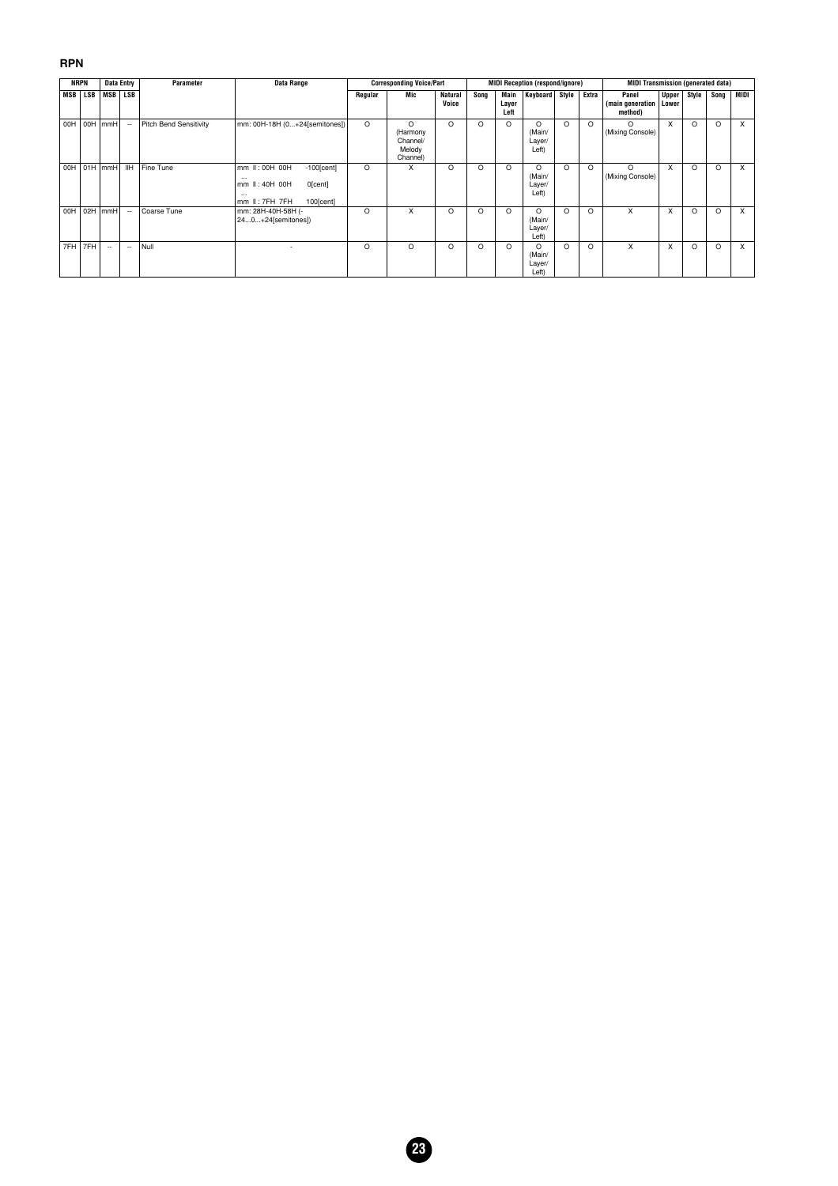### RPN

| NRPN | | Data Entry | | Parameter | Data Range | Corresponding Voice/Part | | | MIDI Reception (respond/ignore) | | | | | MIDI Transmission (generated data) | | | | |
|---|---|---|---|---|---|---|---|---|---|---|---|---|---|---|---|---|---|---|
| MSB | LSB | MSB | LSB | | | Regular | Mic | Natural Voice | Song | Main Layer Left | Keyboard | Style | Extra | Panel (main generation method) | Upper Lower | Style | Song | MIDI |
| 00H | 00H | mmH | -- | Pitch Bend Sensitivity | mm: 00H-18H (0...+24[semitones]) | O | O (Harmony Channel/ Melody Channel) | O | O | O | O (Main/ Layer/ Left) | O | O | O (Mixing Console) | X | O | O | X |
| 00H | 01H | mmH | llH | Fine Tune | mm ll : 00H 00H -100[cent] ... mm ll : 40H 00H 0[cent] ... mm ll : 7FH 7FH 100[cent] | O | X | O | O | O | O (Main/ Layer/ Left) | O | O | O (Mixing Console) | X | O | O | X |
| 00H | 02H | mmH | -- | Coarse Tune | mm: 28H-40H-58H (-24...0...+24[semitones]) | O | X | O | O | O | O (Main/ Layer/ Left) | O | O | X | X | O | O | X |
| 7FH | 7FH | -- | -- | Null | - | O | O | O | O | O | O (Main/ Layer/ Left) | O | O | X | X | O | O | X |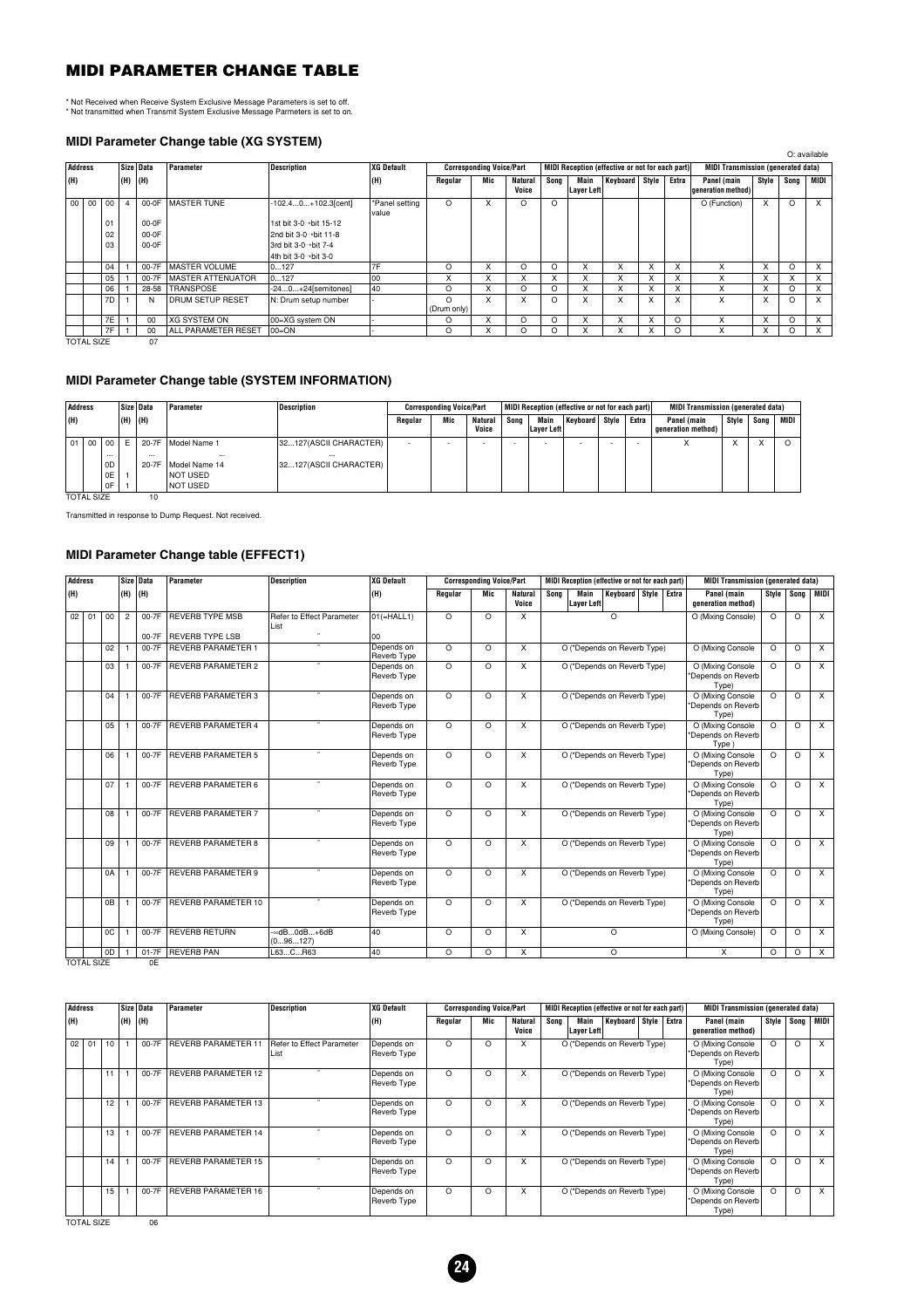# MIDI PARAMETER CHANGE TABLE

* Not Received when Receive System Exclusive Message Parameters is set to off.
* Not transmitted when Transmit System Exclusive Message Parmeters is set to on.

### MIDI Parameter Change table (XG SYSTEM)

O: available

| Address (H) | | | Size (H) | Data (H) | Parameter | Description | XG Default (H) | Corresponding Voice/Part | | | MIDI Reception (effective or not for each part) | | | | | MIDI Transmission (generated data) | | | |
|---|---|---|---|---|---|---|---|---|---|---|---|---|---|---|---|---|---|---|---|
| | | | | | | | | Regular | Mic | Natural Voice | Song | Main Layer Left | Keyboard | Style | Extra | Panel (main generation method) | Style | Song | MIDI |
| 00 | 00 | 00 | 4 | 00-0F | MASTER TUNE | -102.4...0...+102.3[cent] | *Panel setting value | O | X | O | O | | | | | O (Function) | X | O | X |
| | | 01 | | 00-0F | | 1st bit 3-0 →bit 15-12 | | | | | | | | | | | | | |
| | | 02 | | 00-0F | | 2nd bit 3-0 →bit 11-8 | | | | | | | | | | | | | |
| | | 03 | | 00-0F | | 3rd bit 3-0 →bit 7-4 | | | | | | | | | | | | | |
| | | | | | | 4th bit 3-0 →bit 3-0 | | | | | | | | | | | | | |
| | | 04 | 1 | 00-7F | MASTER VOLUME | 0...127 | 7F | O | X | O | O | X | X | X | X | X | X | O | X |
| | | 05 | 1 | 00-7F | MASTER ATTENUATOR | 0...127 | 00 | X | X | X | X | X | X | X | X | X | X | X | X |
| | | 06 | 1 | 28-58 | TRANSPOSE | -24...0...+24[semitones] | 40 | O | X | O | O | X | X | X | X | X | X | O | X |
| | | 7D | 1 | N | DRUM SETUP RESET | N: Drum setup number | - | O (Drum only) | X | X | O | X | X | X | X | X | X | O | X |
| | | 7E | 1 | 00 | XG SYSTEM ON | 00=XG system ON | - | O | X | O | O | X | X | X | O | X | X | O | X |
| | | 7F | 1 | 00 | ALL PARAMETER RESET | 00=ON | - | O | X | O | O | X | X | X | O | X | X | O | X |
| TOTAL SIZE | | | | 07 | | | | | | | | | | | | | | | |

### MIDI Parameter Change table (SYSTEM INFORMATION)

| Address (H) | | | Size (H) | Data (H) | Parameter | Description | Corresponding Voice/Part | | | MIDI Reception (effective or not for each part) | | | | | MIDI Transmission (generated data) | | | |
|---|---|---|---|---|---|---|---|---|---|---|---|---|---|---|---|---|---|---|
| | | | | | | | Regular | Mic | Natural Voice | Song | Main Layer Left | Keyboard | Style | Extra | Panel (main generation method) | Style | Song | MIDI |
| 01 | 00 | 00 | E | 20-7F | Model Name 1 | 32...127(ASCII CHARACTER) | - | - | - | - | - | - | - | - | X | X | X | O |
| | | ... | | ... | ... | ... | | | | | | | | | | | | |
| | | 0D | | 20-7F | Model Name 14 | 32...127(ASCII CHARACTER) | | | | | | | | | | | | |
| | | 0E | 1 | | NOT USED | | | | | | | | | | | | | |
| | | 0F | 1 | | NOT USED | | | | | | | | | | | | | |
| TOTAL SIZE | | | | 10 | | | | | | | | | | | | | | |

Transmitted in response to Dump Request. Not received.

### MIDI Parameter Change table (EFFECT1)

| Address (H) | | | Size (H) | Data (H) | Parameter | Description | XG Default (H) | Corresponding Voice/Part | | | MIDI Reception (effective or not for each part) | MIDI Transmission (generated data) | | | |
|---|---|---|---|---|---|---|---|---|---|---|---|---|---|---|---|
| | | | | | | | | Regular | Mic | Natural Voice | Song / Main Layer Left / Keyboard / Style / Extra | Panel (main generation method) | Style | Song | MIDI |
| 02 | 01 | 00 | 2 | 00-7F | REVERB TYPE MSB | Refer to Effect Parameter List | 01(=HALL1) | O | O | X | O | O (Mixing Console) | O | O | X |
| | | | | 00-7F | REVERB TYPE LSB | 〃 | 00 | | | | | | | | |
| | | 02 | 1 | 00-7F | REVERB PARAMETER 1 | 〃 | Depends on Reverb Type | O | O | X | O (*Depends on Reverb Type) | O (Mixing Console | O | O | X |
| | | 03 | 1 | 00-7F | REVERB PARAMETER 2 | 〃 | Depends on Reverb Type | O | O | X | O (*Depends on Reverb Type) | O (Mixing Console *Depends on Reverb Type) | O | O | X |
| | | 04 | 1 | 00-7F | REVERB PARAMETER 3 | 〃 | Depends on Reverb Type | O | O | X | O (*Depends on Reverb Type) | O (Mixing Console *Depends on Reverb Type) | O | O | X |
| | | 05 | 1 | 00-7F | REVERB PARAMETER 4 | 〃 | Depends on Reverb Type | O | O | X | O (*Depends on Reverb Type) | O (Mixing Console *Depends on Reverb Type ) | O | O | X |
| | | 06 | 1 | 00-7F | REVERB PARAMETER 5 | 〃 | Depends on Reverb Type | O | O | X | O (*Depends on Reverb Type) | O (Mixing Console *Depends on Reverb Type) | O | O | X |
| | | 07 | 1 | 00-7F | REVERB PARAMETER 6 | 〃 | Depends on Reverb Type | O | O | X | O (*Depends on Reverb Type) | O (Mixing Console *Depends on Reverb Type) | O | O | X |
| | | 08 | 1 | 00-7F | REVERB PARAMETER 7 | 〃 | Depends on Reverb Type | O | O | X | O (*Depends on Reverb Type) | O (Mixing Console *Depends on Reverb Type) | O | O | X |
| | | 09 | 1 | 00-7F | REVERB PARAMETER 8 | 〃 | Depends on Reverb Type | O | O | X | O (*Depends on Reverb Type) | O (Mixing Console *Depends on Reverb Type) | O | O | X |
| | | 0A | 1 | 00-7F | REVERB PARAMETER 9 | 〃 | Depends on Reverb Type | O | O | X | O (*Depends on Reverb Type) | O (Mixing Console *Depends on Reverb Type) | O | O | X |
| | | 0B | 1 | 00-7F | REVERB PARAMETER 10 | 〃 | Depends on Reverb Type | O | O | X | O (*Depends on Reverb Type) | O (Mixing Console *Depends on Reverb Type) | O | O | X |
| | | 0C | 1 | 00-7F | REVERB RETURN | -∞dB...0dB...+6dB (0...96...127) | 40 | O | O | X | O | O (Mixing Console) | O | O | X |
| | | 0D | 1 | 01-7F | REVERB PAN | L63...C...R63 | 40 | O | O | X | O | X | O | O | X |
| TOTAL SIZE | | | | 0E | | | | | | | | | | | |

| Address (H) | | | Size (H) | Data (H) | Parameter | Description | XG Default (H) | Corresponding Voice/Part | | | MIDI Reception (effective or not for each part) | MIDI Transmission (generated data) | | | |
|---|---|---|---|---|---|---|---|---|---|---|---|---|---|---|---|
| | | | | | | | | Regular | Mic | Natural Voice | Song / Main Layer Left / Keyboard / Style / Extra | Panel (main generation method) | Style | Song | MIDI |
| 02 | 01 | 10 | 1 | 00-7F | REVERB PARAMETER 11 | Refer to Effect Parameter List | Depends on Reverb Type | O | O | X | O (*Depends on Reverb Type) | O (Mixing Console *Depends on Reverb Type) | O | O | X |
| | | 11 | 1 | 00-7F | REVERB PARAMETER 12 | 〃 | Depends on Reverb Type | O | O | X | O (*Depends on Reverb Type) | O (Mixing Console *Depends on Reverb Type) | O | O | X |
| | | 12 | 1 | 00-7F | REVERB PARAMETER 13 | 〃 | Depends on Reverb Type | O | O | X | O (*Depends on Reverb Type) | O (Mixing Console *Depends on Reverb Type) | O | O | X |
| | | 13 | 1 | 00-7F | REVERB PARAMETER 14 | 〃 | Depends on Reverb Type | O | O | X | O (*Depends on Reverb Type) | O (Mixing Console *Depends on Reverb Type) | O | O | X |
| | | 14 | 1 | 00-7F | REVERB PARAMETER 15 | 〃 | Depends on Reverb Type | O | O | X | O (*Depends on Reverb Type) | O (Mixing Console *Depends on Reverb Type) | O | O | X |
| | | 15 | 1 | 00-7F | REVERB PARAMETER 16 | 〃 | Depends on Reverb Type | O | O | X | O (*Depends on Reverb Type) | O (Mixing Console *Depends on Reverb Type) | O | O | X |
| TOTAL SIZE | | | | 06 | | | | | | | | | | | |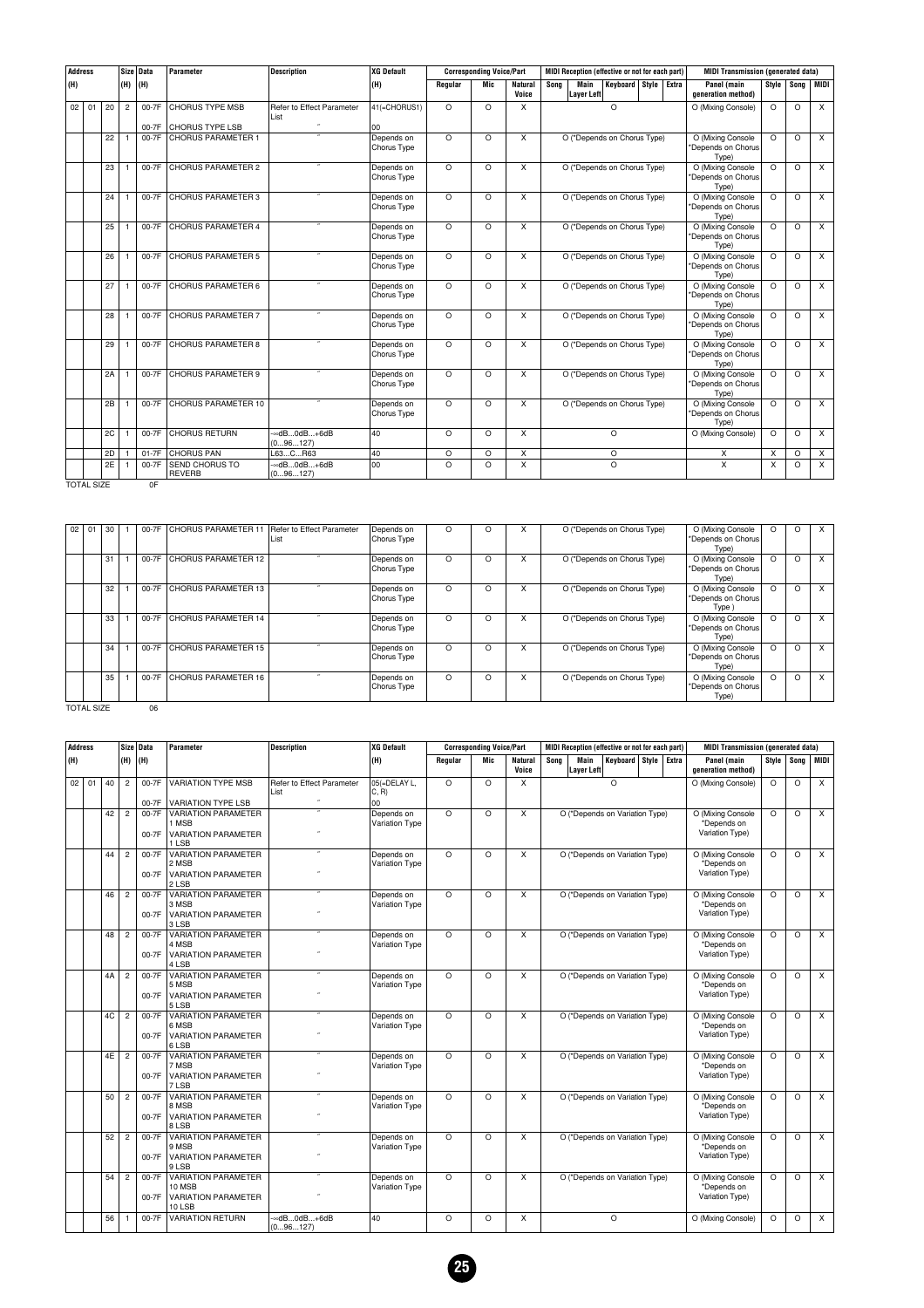| Address (H) | | | Size (H) | Data (H) | Parameter | Description | XG Default (H) | Corresponding Voice/Part | | | MIDI Reception (effective or not for each part) | | | | | MIDI Transmission (generated data) | | | |
|---|---|---|---|---|---|---|---|---|---|---|---|---|---|---|---|---|---|---|---|
| | | | | | | | | Regular | Mic | Natural Voice | Song | Main Layer Left | Keyboard | Style | Extra | Panel (main generation method) | Style | Song | MIDI |
| 02 | 01 | 20 | 2 | 00-7F<br>00-7F | CHORUS TYPE MSB<br>CHORUS TYPE LSB | Refer to Effect Parameter List<br>″ | 41(=CHORUS1)<br>00 | O | O | X | O | | | | | O (Mixing Console) | O | O | X |
| | | 22 | 1 | 00-7F | CHORUS PARAMETER 1 | ″ | Depends on Chorus Type | O | O | X | O (*Depends on Chorus Type) | | | | | O (Mixing Console *Depends on Chorus Type) | O | O | X |
| | | 23 | 1 | 00-7F | CHORUS PARAMETER 2 | ″ | Depends on Chorus Type | O | O | X | O (*Depends on Chorus Type) | | | | | O (Mixing Console *Depends on Chorus Type) | O | O | X |
| | | 24 | 1 | 00-7F | CHORUS PARAMETER 3 | ″ | Depends on Chorus Type | O | O | X | O (*Depends on Chorus Type) | | | | | O (Mixing Console *Depends on Chorus Type) | O | O | X |
| | | 25 | 1 | 00-7F | CHORUS PARAMETER 4 | ″ | Depends on Chorus Type | O | O | X | O (*Depends on Chorus Type) | | | | | O (Mixing Console *Depends on Chorus Type) | O | O | X |
| | | 26 | 1 | 00-7F | CHORUS PARAMETER 5 | ″ | Depends on Chorus Type | O | O | X | O (*Depends on Chorus Type) | | | | | O (Mixing Console *Depends on Chorus Type) | O | O | X |
| | | 27 | 1 | 00-7F | CHORUS PARAMETER 6 | ″ | Depends on Chorus Type | O | O | X | O (*Depends on Chorus Type) | | | | | O (Mixing Console *Depends on Chorus Type) | O | O | X |
| | | 28 | 1 | 00-7F | CHORUS PARAMETER 7 | ″ | Depends on Chorus Type | O | O | X | O (*Depends on Chorus Type) | | | | | O (Mixing Console *Depends on Chorus Type) | O | O | X |
| | | 29 | 1 | 00-7F | CHORUS PARAMETER 8 | ″ | Depends on Chorus Type | O | O | X | O (*Depends on Chorus Type) | | | | | O (Mixing Console *Depends on Chorus Type) | O | O | X |
| | | 2A | 1 | 00-7F | CHORUS PARAMETER 9 | ″ | Depends on Chorus Type | O | O | X | O (*Depends on Chorus Type) | | | | | O (Mixing Console *Depends on Chorus Type) | O | O | X |
| | | 2B | 1 | 00-7F | CHORUS PARAMETER 10 | ″ | Depends on Chorus Type | O | O | X | O (*Depends on Chorus Type) | | | | | O (Mixing Console *Depends on Chorus Type) | O | O | X |
| | | 2C | 1 | 00-7F | CHORUS RETURN | -∞dB...0dB...+6dB (0...96...127) | 40 | O | O | X | O | | | | | O (Mixing Console) | O | O | X |
| | | 2D | 1 | 01-7F | CHORUS PAN | L63...C...R63 | 40 | O | O | X | O | | | | | X | X | O | X |
| | | 2E | 1 | 00-7F | SEND CHORUS TO REVERB | -∞dB...0dB...+6dB (0...96...127) | 00 | O | O | X | O | | | | | X | X | O | X |

TOTAL SIZE 0F

| Address (H) | | | Size (H) | Data (H) | Parameter | Description | XG Default (H) | Regular | Mic | Natural Voice | MIDI Reception | Panel (main generation method) | Style | Song | MIDI |
|---|---|---|---|---|---|---|---|---|---|---|---|---|---|---|---|
| 02 | 01 | 30 | 1 | 00-7F | CHORUS PARAMETER 11 | Refer to Effect Parameter List | Depends on Chorus Type | O | O | X | O (*Depends on Chorus Type) | O (Mixing Console *Depends on Chorus Type) | O | O | X |
| | | 31 | 1 | 00-7F | CHORUS PARAMETER 12 | ″ | Depends on Chorus Type | O | O | X | O (*Depends on Chorus Type) | O (Mixing Console *Depends on Chorus Type) | O | O | X |
| | | 32 | 1 | 00-7F | CHORUS PARAMETER 13 | ″ | Depends on Chorus Type | O | O | X | O (*Depends on Chorus Type) | O (Mixing Console *Depends on Chorus Type ) | O | O | X |
| | | 33 | 1 | 00-7F | CHORUS PARAMETER 14 | ″ | Depends on Chorus Type | O | O | X | O (*Depends on Chorus Type) | O (Mixing Console *Depends on Chorus Type ) | O | O | X |
| | | 34 | 1 | 00-7F | CHORUS PARAMETER 15 | ″ | Depends on Chorus Type | O | O | X | O (*Depends on Chorus Type) | O (Mixing Console *Depends on Chorus Type) | O | O | X |
| | | 35 | 1 | 00-7F | CHORUS PARAMETER 16 | ″ | Depends on Chorus Type | O | O | X | O (*Depends on Chorus Type) | O (Mixing Console *Depends on Chorus Type) | O | O | X |

TOTAL SIZE 06

| Address (H) | | | Size (H) | Data (H) | Parameter | Description | XG Default (H) | Corresponding Voice/Part | | | MIDI Reception (effective or not for each part) | | | | | MIDI Transmission (generated data) | | | |
|---|---|---|---|---|---|---|---|---|---|---|---|---|---|---|---|---|---|---|---|
| | | | | | | | | Regular | Mic | Natural Voice | Song | Main Layer Left | Keyboard | Style | Extra | Panel (main generation method) | Style | Song | MIDI |
| 02 | 01 | 40 | 2 | 00-7F<br>00-7F | VARIATION TYPE MSB<br>VARIATION TYPE LSB | Refer to Effect Parameter List<br>″ | 05(=DELAY L, C, R)<br>00 | O | O | X | O | | | | | O (Mixing Console) | O | O | X |
| | | 42 | 2 | 00-7F<br>00-7F | VARIATION PARAMETER 1 MSB<br>VARIATION PARAMETER 1 LSB | ″<br>″ | Depends on Variation Type | O | O | X | O (*Depends on Variation Type) | | | | | O (Mixing Console *Depends on Variation Type) | O | O | X |
| | | 44 | 2 | 00-7F<br>00-7F | VARIATION PARAMETER 2 MSB<br>VARIATION PARAMETER 2 LSB | ″<br>″ | Depends on Variation Type | O | O | X | O (*Depends on Variation Type) | | | | | O (Mixing Console *Depends on Variation Type) | O | O | X |
| | | 46 | 2 | 00-7F<br>00-7F | VARIATION PARAMETER 3 MSB<br>VARIATION PARAMETER 3 LSB | ″<br>″ | Depends on Variation Type | O | O | X | O (*Depends on Variation Type) | | | | | O (Mixing Console *Depends on Variation Type) | O | O | X |
| | | 48 | 2 | 00-7F<br>00-7F | VARIATION PARAMETER 4 MSB<br>VARIATION PARAMETER 4 LSB | ″<br>″ | Depends on Variation Type | O | O | X | O (*Depends on Variation Type) | | | | | O (Mixing Console *Depends on Variation Type) | O | O | X |
| | | 4A | 2 | 00-7F<br>00-7F | VARIATION PARAMETER 5 MSB<br>VARIATION PARAMETER 5 LSB | ″<br>″ | Depends on Variation Type | O | O | X | O (*Depends on Variation Type) | | | | | O (Mixing Console *Depends on Variation Type) | O | O | X |
| | | 4C | 2 | 00-7F<br>00-7F | VARIATION PARAMETER 6 MSB<br>VARIATION PARAMETER 6 LSB | ″<br>″ | Depends on Variation Type | O | O | X | O (*Depends on Variation Type) | | | | | O (Mixing Console *Depends on Variation Type) | O | O | X |
| | | 4E | 2 | 00-7F<br>00-7F | VARIATION PARAMETER 7 MSB<br>VARIATION PARAMETER 7 LSB | ″<br>″ | Depends on Variation Type | O | O | X | O (*Depends on Variation Type) | | | | | O (Mixing Console *Depends on Variation Type) | O | O | X |
| | | 50 | 2 | 00-7F<br>00-7F | VARIATION PARAMETER 8 MSB<br>VARIATION PARAMETER 8 LSB | ″<br>″ | Depends on Variation Type | O | O | X | O (*Depends on Variation Type) | | | | | O (Mixing Console *Depends on Variation Type) | O | O | X |
| | | 52 | 2 | 00-7F<br>00-7F | VARIATION PARAMETER 9 MSB<br>VARIATION PARAMETER 9 LSB | ″<br>″ | Depends on Variation Type | O | O | X | O (*Depends on Variation Type) | | | | | O (Mixing Console *Depends on Variation Type) | O | O | X |
| | | 54 | 2 | 00-7F<br>00-7F | VARIATION PARAMETER 10 MSB<br>VARIATION PARAMETER 10 LSB | ″<br>″ | Depends on Variation Type | O | O | X | O (*Depends on Variation Type) | | | | | O (Mixing Console *Depends on Variation Type) | O | O | X |
| | | 56 | 1 | 00-7F | VARIATION RETURN | -∞dB...0dB...+6dB (0...96...127) | 40 | O | O | X | O | | | | | O (Mixing Console) | O | O | X |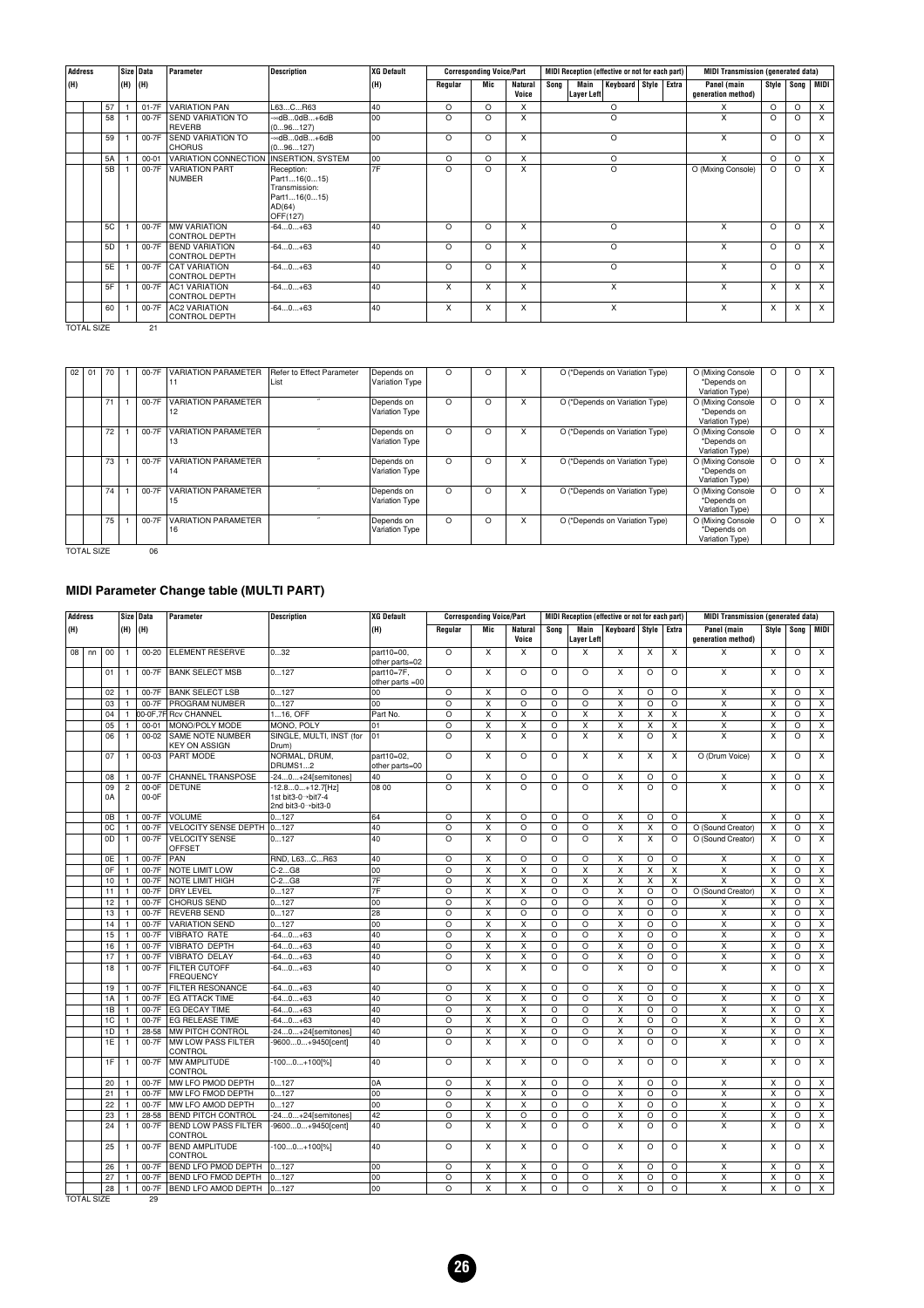| Address | | | Size | Data | Parameter | Description | XG Default | Corresponding Voice/Part | | | MIDI Reception (effective or not for each part) | | | | | MIDI Transmission (generated data) | | | |
|---|---|---|---|---|---|---|---|---|---|---|---|---|---|---|---|---|---|---|---|
| (H) | | | (H) | (H) | | | (H) | Regular | Mic | Natural Voice | Song | Main Layer Left | Keyboard | Style | Extra | Panel (main generation method) | Style | Song | MIDI |
| | | 57 | 1 | 01-7F | VARIATION PAN | L63...C...R63 | 40 | O | O | X | O | | | | | X | O | O | X |
| | | 58 | 1 | 00-7F | SEND VARIATION TO REVERB | -∞dB...0dB...+6dB (0...96...127) | 00 | O | O | X | O | | | | | X | O | O | X |
| | | 59 | 1 | 00-7F | SEND VARIATION TO CHORUS | -∞dB...0dB...+6dB (0...96...127) | 00 | O | O | X | O | | | | | X | O | O | X |
| | | 5A | 1 | 00-01 | VARIATION CONNECTION | INSERTION, SYSTEM | 00 | O | O | X | O | | | | | X | O | O | X |
| | | 5B | 1 | 00-7F | VARIATION PART NUMBER | Reception: Part1...16(0...15) Transmission: Part1...16(0...15) AD(64) OFF(127) | 7F | O | O | X | O | | | | | O (Mixing Console) | O | O | X |
| | | 5C | 1 | 00-7F | MW VARIATION CONTROL DEPTH | -64...0...+63 | 40 | O | O | X | O | | | | | X | O | O | X |
| | | 5D | 1 | 00-7F | BEND VARIATION CONTROL DEPTH | -64...0...+63 | 40 | O | O | X | O | | | | | X | O | O | X |
| | | 5E | 1 | 00-7F | CAT VARIATION CONTROL DEPTH | -64...0...+63 | 40 | O | O | X | O | | | | | X | O | O | X |
| | | 5F | 1 | 00-7F | AC1 VARIATION CONTROL DEPTH | -64...0...+63 | 40 | X | X | X | X | | | | | X | X | X | X |
| | | 60 | 1 | 00-7F | AC2 VARIATION CONTROL DEPTH | -64...0...+63 | 40 | X | X | X | X | | | | | X | X | X | X |
| TOTAL SIZE | | | | 21 | | | | | | | | | | | | | | | |

| Address | | | Size | Data | Parameter | Description | XG Default | Regular | Mic | Natural Voice | MIDI Reception | Panel (main generation method) | Style | Song | MIDI |
|---|---|---|---|---|---|---|---|---|---|---|---|---|---|---|---|
| 02 | 01 | 70 | 1 | 00-7F | VARIATION PARAMETER 11 | Refer to Effect Parameter List | Depends on Variation Type | O | O | X | O (*Depends on Variation Type) | O (Mixing Console *Depends on Variation Type) | O | O | X |
| | | 71 | 1 | 00-7F | VARIATION PARAMETER 12 | 〃 | Depends on Variation Type | O | O | X | O (*Depends on Variation Type) | O (Mixing Console *Depends on Variation Type) | O | O | X |
| | | 72 | 1 | 00-7F | VARIATION PARAMETER 13 | 〃 | Depends on Variation Type | O | O | X | O (*Depends on Variation Type) | O (Mixing Console *Depends on Variation Type) | O | O | X |
| | | 73 | 1 | 00-7F | VARIATION PARAMETER 14 | 〃 | Depends on Variation Type | O | O | X | O (*Depends on Variation Type) | O (Mixing Console *Depends on Variation Type) | O | O | X |
| | | 74 | 1 | 00-7F | VARIATION PARAMETER 15 | 〃 | Depends on Variation Type | O | O | X | O (*Depends on Variation Type) | O (Mixing Console *Depends on Variation Type) | O | O | X |
| | | 75 | 1 | 00-7F | VARIATION PARAMETER 16 | 〃 | Depends on Variation Type | O | O | X | O (*Depends on Variation Type) | O (Mixing Console *Depends on Variation Type) | O | O | X |
| TOTAL SIZE | | | | 06 | | | | | | | | | | | |

## MIDI Parameter Change table (MULTI PART)

| Address | | | Size | Data | Parameter | Description | XG Default | Corresponding Voice/Part | | | MIDI Reception (effective or not for each part) | | | | | MIDI Transmission (generated data) | | | |
|---|---|---|---|---|---|---|---|---|---|---|---|---|---|---|---|---|---|---|---|
| (H) | | | (H) | (H) | | | (H) | Regular | Mic | Natural Voice | Song | Main Layer Left | Keyboard | Style | Extra | Panel (main generation method) | Style | Song | MIDI |
| 08 | nn | 00 | 1 | 00-20 | ELEMENT RESERVE | 0...32 | part10=00, other parts=02 | O | X | X | O | X | X | X | X | X | X | O | X |
| | | 01 | 1 | 00-7F | BANK SELECT MSB | 0...127 | part10=7F, other parts =00 | O | X | O | O | O | X | O | O | X | X | O | X |
| | | 02 | 1 | 00-7F | BANK SELECT LSB | 0...127 | 00 | O | X | O | O | O | X | O | O | X | X | O | X |
| | | 03 | 1 | 00-7F | PROGRAM NUMBER | 0...127 | 00 | O | X | O | O | O | X | O | O | X | X | O | X |
| | | 04 | 1 | 00-0F,7F | Rcv CHANNEL | 1...16, OFF | Part No. | O | X | X | O | X | X | X | X | X | X | O | X |
| | | 05 | 1 | 00-01 | MONO/POLY MODE | MONO, POLY | 01 | O | X | X | O | X | X | X | X | X | X | O | X |
| | | 06 | 1 | 00-02 | SAME NOTE NUMBER KEY ON ASSIGN | SINGLE, MULTI, INST (for Drum) | 01 | O | X | X | O | X | X | O | X | X | X | O | X |
| | | 07 | 1 | 00-03 | PART MODE | NORMAL, DRUM, DRUMS1...2 | part10=02, other parts=00 | O | X | O | O | X | X | X | X | O (Drum Voice) | X | O | X |
| | | 08 | 1 | 00-7F | CHANNEL TRANSPOSE | -24...0...+24[semitones] | 40 | O | X | O | O | O | X | O | O | X | X | O | X |
| | | 09 0A | 2 | 00-0F 00-0F | DETUNE | -12.8...0...+12.7[Hz] 1st bit3-0→bit7-4 2nd bit3-0→bit3-0 | 08 00 | O | X | O | O | O | X | O | O | X | X | O | X |
| | | 0B | 1 | 00-7F | VOLUME | 0...127 | 64 | O | X | O | O | O | X | O | O | X | X | O | X |
| | | 0C | 1 | 00-7F | VELOCITY SENSE DEPTH | 0...127 | 40 | O | X | O | O | O | X | X | O | O (Sound Creator) | X | O | X |
| | | 0D | 1 | 00-7F | VELOCITY SENSE OFFSET | 0...127 | 40 | O | X | O | O | O | X | X | O | O (Sound Creator) | X | O | X |
| | | 0E | 1 | 00-7F | PAN | RND, L63...C...R63 | 40 | O | X | O | O | O | X | O | O | X | X | O | X |
| | | 0F | 1 | 00-7F | NOTE LIMIT LOW | C-2...G8 | 00 | O | X | X | O | X | X | X | X | X | X | O | X |
| | | 10 | 1 | 00-7F | NOTE LIMIT HIGH | C-2...G8 | 7F | O | X | X | O | X | X | X | X | X | X | O | X |
| | | 11 | 1 | 00-7F | DRY LEVEL | 0...127 | 7F | O | X | X | O | O | X | O | O | O (Sound Creator) | X | O | X |
| | | 12 | 1 | 00-7F | CHORUS SEND | 0...127 | 00 | O | X | O | O | O | X | O | O | X | X | O | X |
| | | 13 | 1 | 00-7F | REVERB SEND | 0...127 | 28 | O | X | O | O | O | X | O | O | X | X | O | X |
| | | 14 | 1 | 00-7F | VARIATION SEND | 0...127 | 00 | O | X | X | O | O | X | O | O | X | X | O | X |
| | | 15 | 1 | 00-7F | VIBRATO RATE | -64...0...+63 | 40 | O | X | X | O | O | X | O | O | X | X | O | X |
| | | 16 | 1 | 00-7F | VIBRATO DEPTH | -64...0...+63 | 40 | O | X | X | O | O | X | O | O | X | X | O | X |
| | | 17 | 1 | 00-7F | VIBRATO DELAY | -64...0...+63 | 40 | O | X | X | O | O | X | O | O | X | X | O | X |
| | | 18 | 1 | 00-7F | FILTER CUTOFF FREQUENCY | -64...0...+63 | 40 | O | X | X | O | O | X | O | O | X | X | O | X |
| | | 19 | 1 | 00-7F | FILTER RESONANCE | -64...0...+63 | 40 | O | X | X | O | O | X | O | O | X | X | O | X |
| | | 1A | 1 | 00-7F | EG ATTACK TIME | -64...0...+63 | 40 | O | X | X | O | O | X | O | O | X | X | O | X |
| | | 1B | 1 | 00-7F | EG DECAY TIME | -64...0...+63 | 40 | O | X | X | O | O | X | O | O | X | X | O | X |
| | | 1C | 1 | 00-7F | EG RELEASE TIME | -64...0...+63 | 40 | O | X | X | O | O | X | O | O | X | X | O | X |
| | | 1D | 1 | 28-58 | MW PITCH CONTROL | -24...0...+24[semitones] | 40 | O | X | X | O | O | X | O | O | X | X | O | X |
| | | 1E | 1 | 00-7F | MW LOW PASS FILTER CONTROL | -9600...0...+9450[cent] | 40 | O | X | X | O | O | X | O | O | X | X | O | X |
| | | 1F | 1 | 00-7F | MW AMPLITUDE CONTROL | -100...0...+100[%] | 40 | O | X | X | O | O | X | O | O | X | X | O | X |
| | | 20 | 1 | 00-7F | MW LFO PMOD DEPTH | 0...127 | 0A | O | X | X | O | O | X | O | O | X | X | O | X |
| | | 21 | 1 | 00-7F | MW LFO FMOD DEPTH | 0...127 | 00 | O | X | X | O | O | X | O | O | X | X | O | X |
| | | 22 | 1 | 00-7F | MW LFO AMOD DEPTH | 0...127 | 00 | O | X | X | O | O | X | O | O | X | X | O | X |
| | | 23 | 1 | 28-58 | BEND PITCH CONTROL | -24...0...+24[semitones] | 42 | O | X | O | O | O | X | O | O | X | X | O | X |
| | | 24 | 1 | 00-7F | BEND LOW PASS FILTER CONTROL | -9600...0...+9450[cent] | 40 | O | X | X | O | O | X | O | O | X | X | O | X |
| | | 25 | 1 | 00-7F | BEND AMPLITUDE CONTROL | -100...0...+100[%] | 40 | O | X | X | O | O | X | O | O | X | X | O | X |
| | | 26 | 1 | 00-7F | BEND LFO PMOD DEPTH | 0...127 | 00 | O | X | X | O | O | X | O | O | X | X | O | X |
| | | 27 | 1 | 00-7F | BEND LFO FMOD DEPTH | 0...127 | 00 | O | X | X | O | O | X | O | O | X | X | O | X |
| | | 28 | 1 | 00-7F | BEND LFO AMOD DEPTH | 0...127 | 00 | O | X | X | O | O | X | O | O | X | X | O | X |
| TOTAL SIZE | | | | 29 | | | | | | | | | | | | | | | |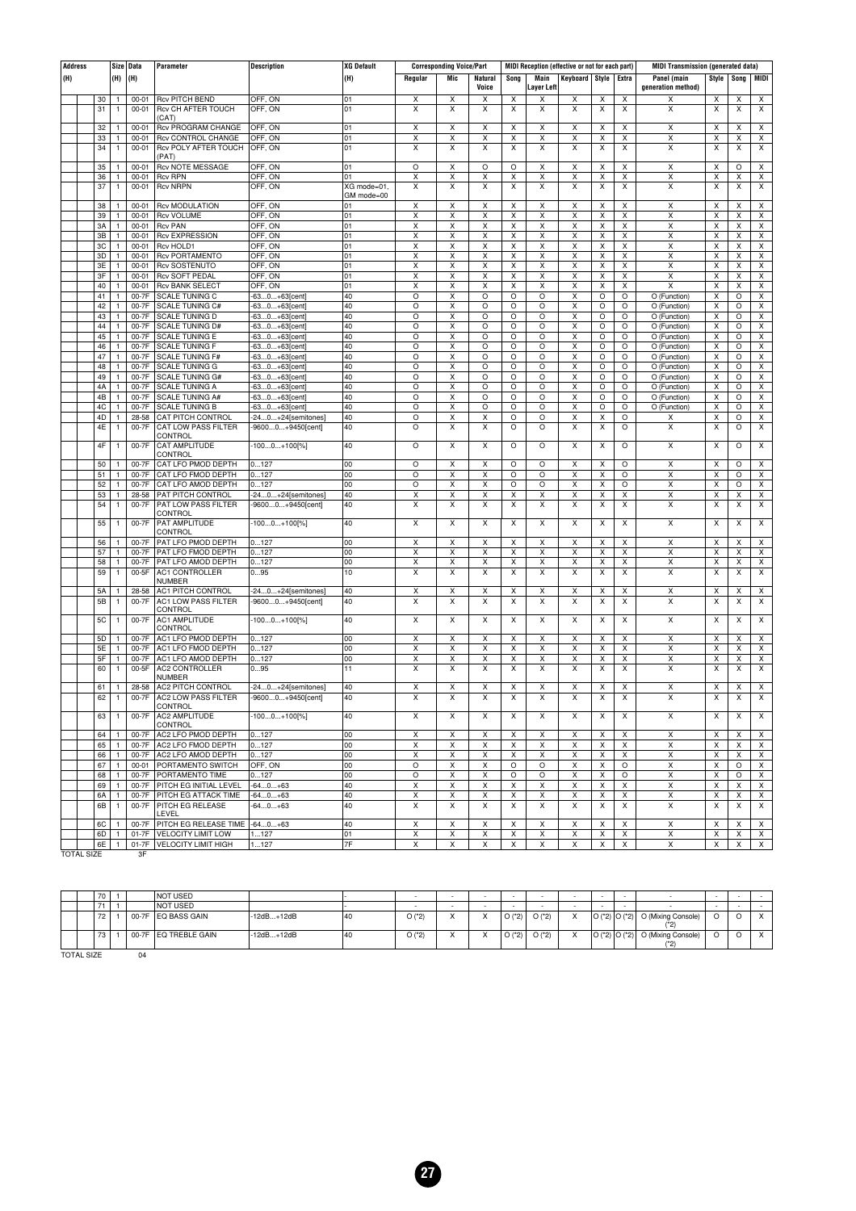| Address (H) | | Size (H) | Data (H) | Parameter | Description | XG Default (H) | Corresponding Voice/Part | | | MIDI Reception (effective or not for each part) | | | | | MIDI Transmission (generated data) | | | |
|---|---|---|---|---|---|---|---|---|---|---|---|---|---|---|---|---|---|---|
| | | | | | | | Regular | Mic | Natural Voice | Song | Main Layer Left | Keyboard | Style | Extra | Panel (main generation method) | Style | Song | MIDI |
| | 30 | 1 | 00-01 | Rcv PITCH BEND | OFF, ON | 01 | X | X | X | X | X | X | X | X | X | X | X | X |
| | 31 | 1 | 00-01 | Rcv CH AFTER TOUCH (CAT) | OFF, ON | 01 | X | X | X | X | X | X | X | X | X | X | X | X |
| | 32 | 1 | 00-01 | Rcv PROGRAM CHANGE | OFF, ON | 01 | X | X | X | X | X | X | X | X | X | X | X | X |
| | 33 | 1 | 00-01 | Rcv CONTROL CHANGE | OFF, ON | 01 | X | X | X | X | X | X | X | X | X | X | X | X |
| | 34 | 1 | 00-01 | Rcv POLY AFTER TOUCH (PAT) | OFF, ON | 01 | X | X | X | X | X | X | X | X | X | X | X | X |
| | 35 | 1 | 00-01 | Rcv NOTE MESSAGE | OFF, ON | 01 | O | X | X | X | X | X | X | X | X | X | O | X |
| | 36 | 1 | 00-01 | Rcv RPN | OFF, ON | 01 | X | X | X | X | X | X | X | X | X | X | X | X |
| | 37 | 1 | 00-01 | Rcv NRPN | OFF, ON | XG mode=01, GM mode=00 | X | X | X | X | X | X | X | X | X | X | X | X |
| | 38 | 1 | 00-01 | Rcv MODULATION | OFF, ON | 01 | X | X | X | X | X | X | X | X | X | X | X | X |
| | 39 | 1 | 00-01 | Rcv VOLUME | OFF, ON | 01 | X | X | X | X | X | X | X | X | X | X | X | X |
| | 3A | 1 | 00-01 | Rcv PAN | OFF, ON | 01 | X | X | X | X | X | X | X | X | X | X | X | X |
| | 3B | 1 | 00-01 | Rcv EXPRESSION | OFF, ON | 01 | X | X | X | X | X | X | X | X | X | X | X | X |
| | 3C | 1 | 00-01 | Rcv HOLD1 | OFF, ON | 01 | X | X | X | X | X | X | X | X | X | X | X | X |
| | 3D | 1 | 00-01 | Rcv PORTAMENTO | OFF, ON | 01 | X | X | X | X | X | X | X | X | X | X | X | X |
| | 3E | 1 | 00-01 | Rcv SOSTENUTO | OFF, ON | 01 | X | X | X | X | X | X | X | X | X | X | X | X |
| | 3F | 1 | 00-01 | Rcv SOFT PEDAL | OFF, ON | 01 | X | X | X | X | X | X | X | X | X | X | X | X |
| | 40 | 1 | 00-01 | Rcv BANK SELECT | OFF, ON | 01 | X | X | X | X | X | X | X | X | X | X | X | X |
| | 41 | 1 | 00-7F | SCALE TUNING C | -63...0...+63[cent] | 40 | O | X | O | O | O | X | O | O | O (Function) | X | O | X |
| | 42 | 1 | 00-7F | SCALE TUNING C# | -63...0...+63[cent] | 40 | O | X | O | O | O | X | O | O | O (Function) | X | O | X |
| | 43 | 1 | 00-7F | SCALE TUNING D | -63...0...+63[cent] | 40 | O | X | O | O | O | X | O | O | O (Function) | X | O | X |
| | 44 | 1 | 00-7F | SCALE TUNING D# | -63...0...+63[cent] | 40 | O | X | O | O | O | X | O | O | O (Function) | X | O | X |
| | 45 | 1 | 00-7F | SCALE TUNING E | -63...0...+63[cent] | 40 | O | X | O | O | O | X | O | O | O (Function) | X | O | X |
| | 46 | 1 | 00-7F | SCALE TUNING F | -63...0...+63[cent] | 40 | O | X | O | O | O | X | O | O | O (Function) | X | O | X |
| | 47 | 1 | 00-7F | SCALE TUNING F# | -63...0...+63[cent] | 40 | O | X | O | O | O | X | O | O | O (Function) | X | O | X |
| | 48 | 1 | 00-7F | SCALE TUNING G | -63...0...+63[cent] | 40 | O | X | O | O | O | X | O | O | O (Function) | X | O | X |
| | 49 | 1 | 00-7F | SCALE TUNING G# | -63...0...+63[cent] | 40 | O | X | O | O | O | X | O | O | O (Function) | X | O | X |
| | 4A | 1 | 00-7F | SCALE TUNING A | -63...0...+63[cent] | 40 | O | X | O | O | O | X | O | O | O (Function) | X | O | X |
| | 4B | 1 | 00-7F | SCALE TUNING A# | -63...0...+63[cent] | 40 | O | X | O | O | O | X | O | O | O (Function) | X | O | X |
| | 4C | 1 | 00-7F | SCALE TUNING B | -63...0...+63[cent] | 40 | O | X | O | O | O | X | O | O | O (Function) | X | O | X |
| | 4D | 1 | 28-58 | CAT PITCH CONTROL | -24...0...+24[semitones] | 40 | O | X | X | O | O | X | X | O | X | X | O | X |
| | 4E | 1 | 00-7F | CAT LOW PASS FILTER CONTROL | -9600...0...+9450[cent] | 40 | O | X | X | O | O | X | X | O | X | X | O | X |
| | 4F | 1 | 00-7F | CAT AMPLITUDE CONTROL | -100...0...+100[%] | 40 | O | X | X | O | O | X | X | O | X | X | O | X |
| | 50 | 1 | 00-7F | CAT LFO PMOD DEPTH | 0...127 | 00 | O | X | X | O | O | X | X | O | X | X | O | X |
| | 51 | 1 | 00-7F | CAT LFO FMOD DEPTH | 0...127 | 00 | O | X | X | O | O | X | X | O | X | X | O | X |
| | 52 | 1 | 00-7F | CAT LFO AMOD DEPTH | 0...127 | 00 | O | X | X | O | O | X | X | O | X | X | O | X |
| | 53 | 1 | 28-58 | PAT PITCH CONTROL | -24...0...+24[semitones] | 40 | X | X | X | X | X | X | X | X | X | X | X | X |
| | 54 | 1 | 00-7F | PAT LOW PASS FILTER CONTROL | -9600...0...+9450[cent] | 40 | X | X | X | X | X | X | X | X | X | X | X | X |
| | 55 | 1 | 00-7F | PAT AMPLITUDE CONTROL | -100...0...+100[%] | 40 | X | X | X | X | X | X | X | X | X | X | X | X |
| | 56 | 1 | 00-7F | PAT LFO PMOD DEPTH | 0...127 | 00 | X | X | X | X | X | X | X | X | X | X | X | X |
| | 57 | 1 | 00-7F | PAT LFO FMOD DEPTH | 0...127 | 00 | X | X | X | X | X | X | X | X | X | X | X | X |
| | 58 | 1 | 00-7F | PAT LFO AMOD DEPTH | 0...127 | 00 | X | X | X | X | X | X | X | X | X | X | X | X |
| | 59 | 1 | 00-5F | AC1 CONTROLLER NUMBER | 0...95 | 10 | X | X | X | X | X | X | X | X | X | X | X | X |
| | 5A | 1 | 28-58 | AC1 PITCH CONTROL | -24...0...+24[semitones] | 40 | X | X | X | X | X | X | X | X | X | X | X | X |
| | 5B | 1 | 00-7F | AC1 LOW PASS FILTER CONTROL | -9600...0...+9450[cent] | 40 | X | X | X | X | X | X | X | X | X | X | X | X |
| | 5C | 1 | 00-7F | AC1 AMPLITUDE CONTROL | -100...0...+100[%] | 40 | X | X | X | X | X | X | X | X | X | X | X | X |
| | 5D | 1 | 00-7F | AC1 LFO PMOD DEPTH | 0...127 | 00 | X | X | X | X | X | X | X | X | X | X | X | X |
| | 5E | 1 | 00-7F | AC1 LFO FMOD DEPTH | 0...127 | 00 | X | X | X | X | X | X | X | X | X | X | X | X |
| | 5F | 1 | 00-7F | AC1 LFO AMOD DEPTH | 0...127 | 00 | X | X | X | X | X | X | X | X | X | X | X | X |
| | 60 | 1 | 00-5F | AC2 CONTROLLER NUMBER | 0...95 | 11 | X | X | X | X | X | X | X | X | X | X | X | X |
| | 61 | 1 | 28-58 | AC2 PITCH CONTROL | -24...0...+24[semitones] | 40 | X | X | X | X | X | X | X | X | X | X | X | X |
| | 62 | 1 | 00-7F | AC2 LOW PASS FILTER CONTROL | -9600...0...+9450[cent] | 40 | X | X | X | X | X | X | X | X | X | X | X | X |
| | 63 | 1 | 00-7F | AC2 AMPLITUDE CONTROL | -100...0...+100[%] | 40 | X | X | X | X | X | X | X | X | X | X | X | X |
| | 64 | 1 | 00-7F | AC2 LFO PMOD DEPTH | 0...127 | 00 | X | X | X | X | X | X | X | X | X | X | X | X |
| | 65 | 1 | 00-7F | AC2 LFO FMOD DEPTH | 0...127 | 00 | X | X | X | X | X | X | X | X | X | X | X | X |
| | 66 | 1 | 00-7F | AC2 LFO AMOD DEPTH | 0...127 | 00 | X | X | X | X | X | X | X | X | X | X | X | X |
| | 67 | 1 | 00-01 | PORTAMENTO SWITCH | OFF, ON | 00 | O | X | X | O | O | X | X | O | X | X | O | X |
| | 68 | 1 | 00-7F | PORTAMENTO TIME | 0...127 | 00 | O | X | X | O | O | X | X | O | X | X | O | X |
| | 69 | 1 | 00-7F | PITCH EG INITIAL LEVEL | -64...0...+63 | 40 | X | X | X | X | X | X | X | X | X | X | X | X |
| | 6A | 1 | 00-7F | PITCH EG ATTACK TIME | -64...0...+63 | 40 | X | X | X | X | X | X | X | X | X | X | X | X |
| | 6B | 1 | 00-7F | PITCH EG RELEASE LEVEL | -64...0...+63 | 40 | X | X | X | X | X | X | X | X | X | X | X | X |
| | 6C | 1 | 00-7F | PITCH EG RELEASE TIME | -64...0...+63 | 40 | X | X | X | X | X | X | X | X | X | X | X | X |
| | 6D | 1 | 01-7F | VELOCITY LIMIT LOW | 1...127 | 01 | X | X | X | X | X | X | X | X | X | X | X | X |
| | 6E | 1 | 01-7F | VELOCITY LIMIT HIGH | 1...127 | 7F | X | X | X | X | X | X | X | X | X | X | X | X |
| TOTAL SIZE | | | 3F | | | | | | | | | | | | | | | |

| Address (H) | | Size (H) | Data (H) | Parameter | Description | XG Default (H) | Regular | Mic | Natural Voice | Song | Main Layer Left | Keyboard | Style | Extra | Panel (main generation method) | Style | Song | MIDI |
|---|---|---|---|---|---|---|---|---|---|---|---|---|---|---|---|---|---|---|
| | 70 | 1 | | NOT USED | | - | - | - | - | - | - | - | - | - | - | - | - | - |
| | 71 | 1 | | NOT USED | | - | - | - | - | - | - | - | - | - | - | - | - | - |
| | 72 | 1 | 00-7F | EQ BASS GAIN | -12dB...+12dB | 40 | O (*2) | X | X | O (*2) | O (*2) | X | O (*2) | O (*2) | O (Mixing Console) (*2) | O | O | X |
| | 73 | 1 | 00-7F | EQ TREBLE GAIN | -12dB...+12dB | 40 | O (*2) | X | X | O (*2) | O (*2) | X | O (*2) | O (*2) | O (Mixing Console) (*2) | O | O | X |
| TOTAL SIZE | | | 04 | | | | | | | | | | | | | | | |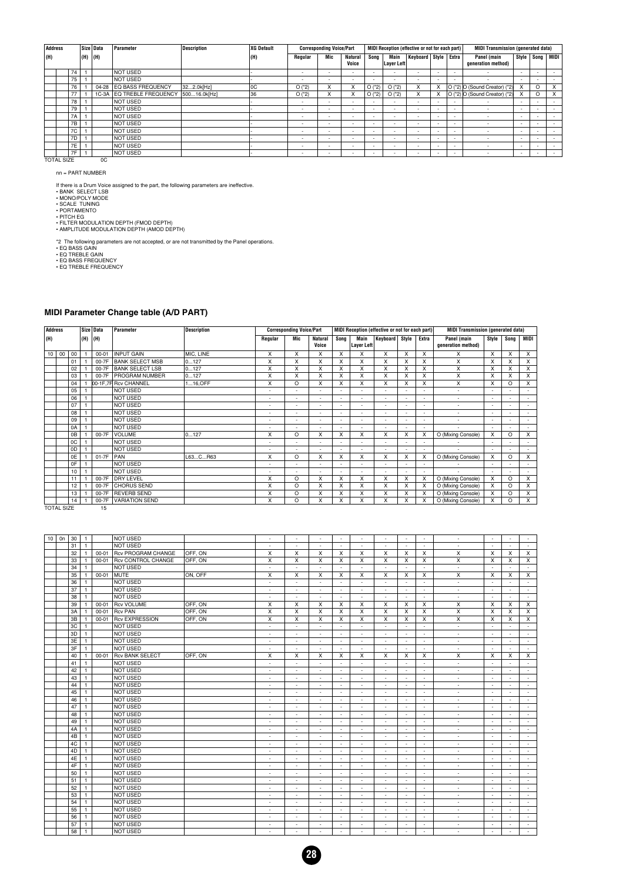| Address | | | Size | Data | Parameter | Description | XG Default | Corresponding Voice/Part | | | MIDI Reception (effective or not for each part) | | | | | MIDI Transmission (generated data) | | | |
|---|---|---|---|---|---|---|---|---|---|---|---|---|---|---|---|---|---|---|---|
| (H) | | | (H) | (H) | | | (H) | Regular | Mic | Natural Voice | Song | Main Layer Left | Keyboard | Style | Extra | Panel (main generation method) | Style | Song | MIDI |
| | | 74 | 1 | | NOT USED | | - | - | - | - | - | - | - | - | - | - | - | - | - |
| | | 75 | 1 | | NOT USED | | - | - | - | - | - | - | - | - | - | - | - | - | - |
| | | 76 | 1 | 04-28 | EQ BASS FREQUENCY | 32...2.0k[Hz] | 0C | O (*2) | X | X | O (*2) | O (*2) | X | X | O (*2) | O (Sound Creator) (*2) | X | O | X |
| | | 77 | 1 | 1C-3A | EQ TREBLE FREQUENCY | 500...16.0k[Hz] | 36 | O (*2) | X | X | O (*2) | O (*2) | X | X | O (*2) | O (Sound Creator) (*2) | X | O | X |
| | | 78 | 1 | | NOT USED | | - | - | - | - | - | - | - | - | - | - | - | - | - |
| | | 79 | 1 | | NOT USED | | - | - | - | - | - | - | - | - | - | - | - | - | - |
| | | 7A | 1 | | NOT USED | | - | - | - | - | - | - | - | - | - | - | - | - | - |
| | | 7B | 1 | | NOT USED | | - | - | - | - | - | - | - | - | - | - | - | - | - |
| | | 7C | 1 | | NOT USED | | - | - | - | - | - | - | - | - | - | - | - | - | - |
| | | 7D | 1 | | NOT USED | | - | - | - | - | - | - | - | - | - | - | - | - | - |
| | | 7E | 1 | | NOT USED | | - | - | - | - | - | - | - | - | - | - | - | - | - |
| | | 7F | 1 | | NOT USED | | - | - | - | - | - | - | - | - | - | - | - | - | - |
| TOTAL SIZE | | | | 0C | | | | | | | | | | | | | | | |

nn = PART NUMBER

If there is a Drum Voice assigned to the part, the following parameters are ineffective.
• BANK SELECT LSB
• MONO/POLY MODE
• SCALE TUNING
• PORTAMENTO
• PITCH EG
• FILTER MODULATION DEPTH (FMOD DEPTH)
• AMPLITUDE MODULATION DEPTH (AMOD DEPTH)

*2 The following parameters are not accepted, or are not transmitted by the Panel operations.
• EQ BASS GAIN
• EQ TREBLE GAIN
• EQ BASS FREQUENCY
• EQ TREBLE FREQUENCY

## MIDI Parameter Change table (A/D PART)

| Address | | | Size | Data | Parameter | Description | Corresponding Voice/Part | | | MIDI Reception (effective or not for each part) | | | | | MIDI Transmission (generated data) | | | |
|---|---|---|---|---|---|---|---|---|---|---|---|---|---|---|---|---|---|---|
| (H) | | | (H) | (H) | | | Regular | Mic | Natural Voice | Song | Main Layer Left | Keyboard | Style | Extra | Panel (main generation method) | Style | Song | MIDI |
| 10 | 00 | 00 | 1 | 00-01 | INPUT GAIN | MIC, LINE | X | X | X | X | X | X | X | X | X | X | X | X |
| | | 01 | 1 | 00-7F | BANK SELECT MSB | 0...127 | X | X | X | X | X | X | X | X | X | X | X | X |
| | | 02 | 1 | 00-7F | BANK SELECT LSB | 0...127 | X | X | X | X | X | X | X | X | X | X | X | X |
| | | 03 | 1 | 00-7F | PROGRAM NUMBER | 0...127 | X | X | X | X | X | X | X | X | X | X | X | X |
| | | 04 | 1 | 00-1F,7F | Rcv CHANNEL | 1...16,OFF | X | O | X | X | X | X | X | X | X | X | O | X |
| | | 05 | 1 | | NOT USED | | - | - | - | - | - | - | - | - | - | - | - | - |
| | | 06 | 1 | | NOT USED | | - | - | - | - | - | - | - | - | - | - | - | - |
| | | 07 | 1 | | NOT USED | | - | - | - | - | - | - | - | - | - | - | - | - |
| | | 08 | 1 | | NOT USED | | - | - | - | - | - | - | - | - | - | - | - | - |
| | | 09 | 1 | | NOT USED | | - | - | - | - | - | - | - | - | - | - | - | - |
| | | 0A | 1 | | NOT USED | | - | - | - | - | - | - | - | - | - | - | - | - |
| | | 0B | 1 | 00-7F | VOLUME | 0...127 | X | O | X | X | X | X | X | X | O (Mixing Console) | X | O | X |
| | | 0C | 1 | | NOT USED | | - | - | - | - | - | - | - | - | - | - | - | - |
| | | 0D | 1 | | NOT USED | | - | - | - | - | - | - | - | - | - | - | - | - |
| | | 0E | 1 | 01-7F | PAN | L63...C...R63 | X | O | X | X | X | X | X | X | O (Mixing Console) | X | O | X |
| | | 0F | 1 | | NOT USED | | - | - | - | - | - | - | - | - | - | - | - | - |
| | | 10 | 1 | | NOT USED | | - | - | - | - | - | - | - | - | - | - | - | - |
| | | 11 | 1 | 00-7F | DRY LEVEL | | X | O | X | X | X | X | X | X | O (Mixing Console) | X | O | X |
| | | 12 | 1 | 00-7F | CHORUS SEND | | X | O | X | X | X | X | X | X | O (Mixing Console) | X | O | X |
| | | 13 | 1 | 00-7F | REVERB SEND | | X | O | X | X | X | X | X | X | O (Mixing Console) | X | O | X |
| | | 14 | 1 | 00-7F | VARIATION SEND | | X | O | X | X | X | X | X | X | O (Mixing Console) | X | O | X |
| TOTAL SIZE | | | | 15 | | | | | | | | | | | | | | |

| Address | | | Size | Data | Parameter | Description | Regular | Mic | Natural Voice | Song | Main Layer Left | Keyboard | Style | Extra | Panel (main generation method) | Style | Song | MIDI |
|---|---|---|---|---|---|---|---|---|---|---|---|---|---|---|---|---|---|---|
| 10 | 0n | 30 | 1 | | NOT USED | | - | - | - | - | - | - | - | - | - | - | - | - |
| | | 31 | 1 | | NOT USED | | - | - | - | - | - | - | - | - | - | - | - | - |
| | | 32 | 1 | 00-01 | Rcv PROGRAM CHANGE | OFF, ON | X | X | X | X | X | X | X | X | X | X | X | X |
| | | 33 | 1 | 00-01 | Rcv CONTROL CHANGE | OFF, ON | X | X | X | X | X | X | X | X | X | X | X | X |
| | | 34 | 1 | | NOT USED | | - | - | - | - | - | - | - | - | - | - | - | - |
| | | 35 | 1 | 00-01 | MUTE | ON, OFF | X | X | X | X | X | X | X | X | X | X | X | X |
| | | 36 | 1 | | NOT USED | | - | - | - | - | - | - | - | - | - | - | - | - |
| | | 37 | 1 | | NOT USED | | - | - | - | - | - | - | - | - | - | - | - | - |
| | | 38 | 1 | | NOT USED | | - | - | - | - | - | - | - | - | - | - | - | - |
| | | 39 | 1 | 00-01 | Rcv VOLUME | OFF, ON | X | X | X | X | X | X | X | X | X | X | X | X |
| | | 3A | 1 | 00-01 | Rcv PAN | OFF, ON | X | X | X | X | X | X | X | X | X | X | X | X |
| | | 3B | 1 | 00-01 | Rcv EXPRESSION | OFF, ON | X | X | X | X | X | X | X | X | X | X | X | X |
| | | 3C | 1 | | NOT USED | | - | - | - | - | - | - | - | - | - | - | - | - |
| | | 3D | 1 | | NOT USED | | - | - | - | - | - | - | - | - | - | - | - | - |
| | | 3E | 1 | | NOT USED | | - | - | - | - | - | - | - | - | - | - | - | - |
| | | 3F | 1 | | NOT USED | | - | - | - | - | - | - | - | - | - | - | - | - |
| | | 40 | 1 | 00-01 | Rcv BANK SELECT | OFF, ON | X | X | X | X | X | X | X | X | X | X | X | X |
| | | 41 | 1 | | NOT USED | | - | - | - | - | - | - | - | - | - | - | - | - |
| | | 42 | 1 | | NOT USED | | - | - | - | - | - | - | - | - | - | - | - | - |
| | | 43 | 1 | | NOT USED | | - | - | - | - | - | - | - | - | - | - | - | - |
| | | 44 | 1 | | NOT USED | | - | - | - | - | - | - | - | - | - | - | - | - |
| | | 45 | 1 | | NOT USED | | - | - | - | - | - | - | - | - | - | - | - | - |
| | | 46 | 1 | | NOT USED | | - | - | - | - | - | - | - | - | - | - | - | - |
| | | 47 | 1 | | NOT USED | | - | - | - | - | - | - | - | - | - | - | - | - |
| | | 48 | 1 | | NOT USED | | - | - | - | - | - | - | - | - | - | - | - | - |
| | | 49 | 1 | | NOT USED | | - | - | - | - | - | - | - | - | - | - | - | - |
| | | 4A | 1 | | NOT USED | | - | - | - | - | - | - | - | - | - | - | - | - |
| | | 4B | 1 | | NOT USED | | - | - | - | - | - | - | - | - | - | - | - | - |
| | | 4C | 1 | | NOT USED | | - | - | - | - | - | - | - | - | - | - | - | - |
| | | 4D | 1 | | NOT USED | | - | - | - | - | - | - | - | - | - | - | - | - |
| | | 4E | 1 | | NOT USED | | - | - | - | - | - | - | - | - | - | - | - | - |
| | | 4F | 1 | | NOT USED | | - | - | - | - | - | - | - | - | - | - | - | - |
| | | 50 | 1 | | NOT USED | | - | - | - | - | - | - | - | - | - | - | - | - |
| | | 51 | 1 | | NOT USED | | - | - | - | - | - | - | - | - | - | - | - | - |
| | | 52 | 1 | | NOT USED | | - | - | - | - | - | - | - | - | - | - | - | - |
| | | 53 | 1 | | NOT USED | | - | - | - | - | - | - | - | - | - | - | - | - |
| | | 54 | 1 | | NOT USED | | - | - | - | - | - | - | - | - | - | - | - | - |
| | | 55 | 1 | | NOT USED | | - | - | - | - | - | - | - | - | - | - | - | - |
| | | 56 | 1 | | NOT USED | | - | - | - | - | - | - | - | - | - | - | - | - |
| | | 57 | 1 | | NOT USED | | - | - | - | - | - | - | - | - | - | - | - | - |
| | | 58 | 1 | | NOT USED | | - | - | - | - | - | - | - | - | - | - | - | - |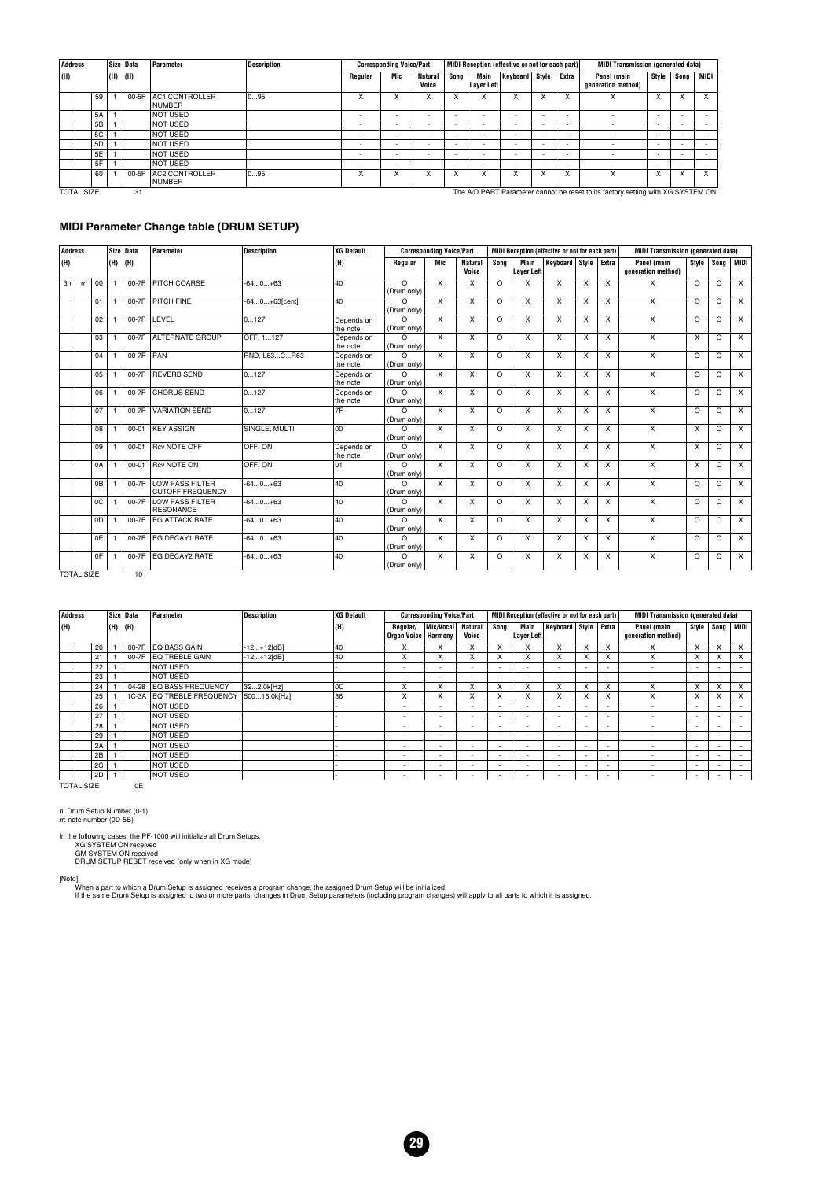| Address (H) | | | Size (H) | Data (H) | Parameter | Description | Corresponding Voice/Part | | | MIDI Reception (effective or not for each part) | | | | | MIDI Transmission (generated data) | | | |
|---|---|---|---|---|---|---|---|---|---|---|---|---|---|---|---|---|---|---|
| | | | | | | | Regular | Mic | Natural Voice | Song | Main Layer Left | Keyboard | Style | Extra | Panel (main generation method) | Style | Song | MIDI |
| | | 59 | 1 | 00-5F | AC1 CONTROLLER NUMBER | 0...95 | X | X | X | X | X | X | X | X | X | X | X | X |
| | | 5A | 1 | | NOT USED | | - | - | - | - | - | - | - | - | - | - | - | - |
| | | 5B | 1 | | NOT USED | | - | - | - | - | - | - | - | - | - | - | - | - |
| | | 5C | 1 | | NOT USED | | - | - | - | - | - | - | - | - | - | - | - | - |
| | | 5D | 1 | | NOT USED | | - | - | - | - | - | - | - | - | - | - | - | - |
| | | 5E | 1 | | NOT USED | | - | - | - | - | - | - | - | - | - | - | - | - |
| | | 5F | 1 | | NOT USED | | - | - | - | - | - | - | - | - | - | - | - | - |
| | | 60 | 1 | 00-5F | AC2 CONTROLLER NUMBER | 0...95 | X | X | X | X | X | X | X | X | X | X | X | X |
| TOTAL SIZE | | | | 31 | | | | | | | | | | | | | | |

The A/D PART Parameter cannot be reset to its factory setting with XG SYSTEM ON.

## MIDI Parameter Change table (DRUM SETUP)

| Address (H) | | | Size (H) | Data (H) | Parameter | Description | XG Default (H) | Corresponding Voice/Part | | | MIDI Reception (effective or not for each part) | | | | | MIDI Transmission (generated data) | | | |
|---|---|---|---|---|---|---|---|---|---|---|---|---|---|---|---|---|---|---|---|
| | | | | | | | | Regular | Mic | Natural Voice | Song | Main Layer Left | Keyboard | Style | Extra | Panel (main generation method) | Style | Song | MIDI |
| 3n | rr | 00 | 1 | 00-7F | PITCH COARSE | -64...0...+63 | 40 | O (Drum only) | X | X | O | X | X | X | X | X | O | O | X |
| | | 01 | 1 | 00-7F | PITCH FINE | -64...0...+63[cent] | 40 | O (Drum only) | X | X | O | X | X | X | X | X | O | O | X |
| | | 02 | 1 | 00-7F | LEVEL | 0...127 | Depends on the note | O (Drum only) | X | X | O | X | X | X | X | X | O | O | X |
| | | 03 | 1 | 00-7F | ALTERNATE GROUP | OFF, 1...127 | Depends on the note | O (Drum only) | X | X | O | X | X | X | X | X | X | O | X |
| | | 04 | 1 | 00-7F | PAN | RND, L63...C...R63 | Depends on the note | O (Drum only) | X | X | O | X | X | X | X | X | O | O | X |
| | | 05 | 1 | 00-7F | REVERB SEND | 0...127 | Depends on the note | O (Drum only) | X | X | O | X | X | X | X | X | O | O | X |
| | | 06 | 1 | 00-7F | CHORUS SEND | 0...127 | Depends on the note | O (Drum only) | X | X | O | X | X | X | X | X | O | O | X |
| | | 07 | 1 | 00-7F | VARIATION SEND | 0...127 | 7F | O (Drum only) | X | X | O | X | X | X | X | X | O | O | X |
| | | 08 | 1 | 00-01 | KEY ASSIGN | SINGLE, MULTI | 00 | O (Drum only) | X | X | O | X | X | X | X | X | X | O | X |
| | | 09 | 1 | 00-01 | Rcv NOTE OFF | OFF, ON | Depends on the note | O (Drum only) | X | X | O | X | X | X | X | X | X | O | X |
| | | 0A | 1 | 00-01 | Rcv NOTE ON | OFF, ON | 01 | O (Drum only) | X | X | O | X | X | X | X | X | X | O | X |
| | | 0B | 1 | 00-7F | LOW PASS FILTER CUTOFF FREQUENCY | -64...0...+63 | 40 | O (Drum only) | X | X | O | X | X | X | X | X | O | O | X |
| | | 0C | 1 | 00-7F | LOW PASS FILTER RESONANCE | -64...0...+63 | 40 | O (Drum only) | X | X | O | X | X | X | X | X | O | O | X |
| | | 0D | 1 | 00-7F | EG ATTACK RATE | -64...0...+63 | 40 | O (Drum only) | X | X | O | X | X | X | X | X | O | O | X |
| | | 0E | 1 | 00-7F | EG DECAY1 RATE | -64...0...+63 | 40 | O (Drum only) | X | X | O | X | X | X | X | X | O | O | X |
| | | 0F | 1 | 00-7F | EG DECAY2 RATE | -64...0...+63 | 40 | O (Drum only) | X | X | O | X | X | X | X | X | O | O | X |
| TOTAL SIZE | | | | 10 | | | | | | | | | | | | | | | |

| Address (H) | | | Size (H) | Data (H) | Parameter | Description | XG Default (H) | Corresponding Voice/Part | | | MIDI Reception (effective or not for each part) | | | | | MIDI Transmission (generated data) | | | |
|---|---|---|---|---|---|---|---|---|---|---|---|---|---|---|---|---|---|---|---|
| | | | | | | | | Regular/ Organ Voice | Mic/Vocal Harmony | Natural Voice | Song | Main Layer Left | Keyboard | Style | Extra | Panel (main generation method) | Style | Song | MIDI |
| | | 20 | 1 | 00-7F | EQ BASS GAIN | -12...+12[dB] | 40 | X | X | X | X | X | X | X | X | X | X | X | X |
| | | 21 | 1 | 00-7F | EQ TREBLE GAIN | -12...+12[dB] | 40 | X | X | X | X | X | X | X | X | X | X | X | X |
| | | 22 | 1 | | NOT USED | | - | - | - | - | - | - | - | - | - | - | - | - | - |
| | | 23 | 1 | | NOT USED | | - | - | - | - | - | - | - | - | - | - | - | - | - |
| | | 24 | 1 | 04-28 | EQ BASS FREQUENCY | 32...2.0k[Hz] | 0C | X | X | X | X | X | X | X | X | X | X | X | X |
| | | 25 | 1 | 1C-3A | EQ TREBLE FREQUENCY | 500...16.0k[Hz] | 36 | X | X | X | X | X | X | X | X | X | X | X | X |
| | | 26 | 1 | | NOT USED | | - | - | - | - | - | - | - | - | - | - | - | - | - |
| | | 27 | 1 | | NOT USED | | - | - | - | - | - | - | - | - | - | - | - | - | - |
| | | 28 | 1 | | NOT USED | | - | - | - | - | - | - | - | - | - | - | - | - | - |
| | | 29 | 1 | | NOT USED | | - | - | - | - | - | - | - | - | - | - | - | - | - |
| | | 2A | 1 | | NOT USED | | - | - | - | - | - | - | - | - | - | - | - | - | - |
| | | 2B | 1 | | NOT USED | | - | - | - | - | - | - | - | - | - | - | - | - | - |
| | | 2C | 1 | | NOT USED | | - | - | - | - | - | - | - | - | - | - | - | - | - |
| | | 2D | 1 | | NOT USED | | - | - | - | - | - | - | - | - | - | - | - | - | - |
| TOTAL SIZE | | | | 0E | | | | | | | | | | | | | | | |

n: Drum Setup Number (0-1)
rr: note number (0D-5B)

In the following cases, the PF-1000 will initialize all Drum Setups.
- XG SYSTEM ON received
- GM SYSTEM ON received
- DRUM SETUP RESET received (only when in XG mode)

[Note]
When a part to which a Drum Setup is assigned receives a program change, the assigned Drum Setup will be initialized.
If the same Drum Setup is assigned to two or more parts, changes in Drum Setup parameters (including program changes) will apply to all parts to which it is assigned.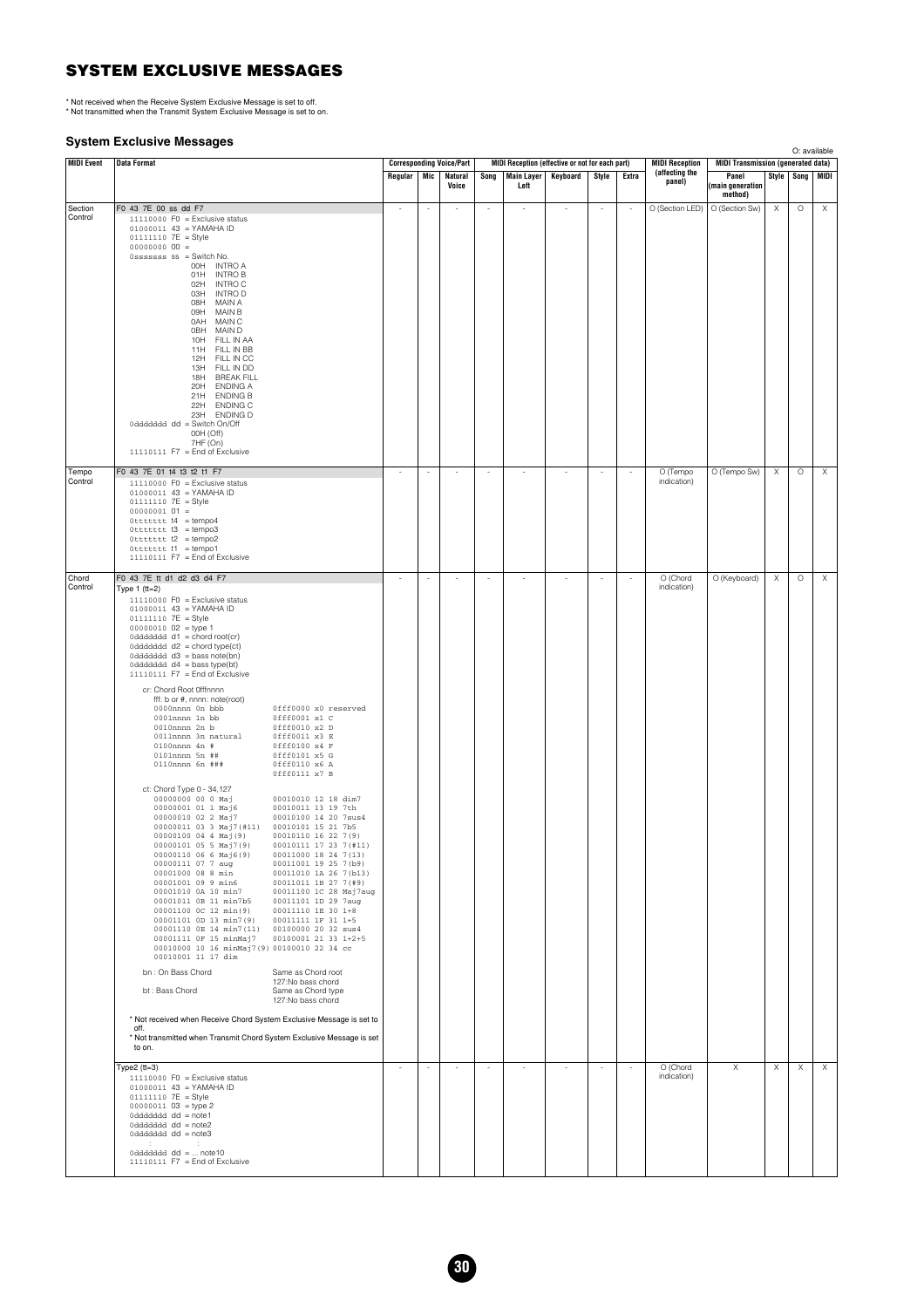# SYSTEM EXCLUSIVE MESSAGES

* Not received when the Receive System Exclusive Message is set to off.
* Not transmitted when the Transmit System Exclusive Message is set to on.

### System Exclusive Messages

O: available

| MIDI Event | Data Format | Corresponding Voice/Part | | | MIDI Reception (effective or not for each part) | | | | | MIDI Reception (affecting the panel) | MIDI Transmission (generated data) | | | |
|---|---|---|---|---|---|---|---|---|---|---|---|---|---|---|
| | | Regular | Mic | Natural Voice | Song | Main Layer Left | Keyboard | Style | Extra | | Panel (main generation method) | Style | Song | MIDI |
| Section Control | F0 43 7E 00 ss dd F7<br>11110000 F0 = Exclusive status<br>01000011 43 = YAMAHA ID<br>01111110 7E = Style<br>00000000 00 =<br>0sssssss ss = Switch No.<br>00H INTRO A<br>01H INTRO B<br>02H INTRO C<br>03H INTRO D<br>08H MAIN A<br>09H MAIN B<br>0AH MAIN C<br>0BH MAIN D<br>10H FILL IN AA<br>11H FILL IN BB<br>12H FILL IN CC<br>13H FILL IN DD<br>18H BREAK FILL<br>20H ENDING A<br>21H ENDING B<br>22H ENDING C<br>23H ENDING D<br>0ddddddd dd = Switch On/Off<br>00H (Off)<br>7HF (On)<br>11110111 F7 = End of Exclusive | - | - | - | - | - | - | - | - | O (Section LED) | O (Section Sw) | X | O | X |
| Tempo Control | F0 43 7E 01 t4 t3 t2 t1 F7<br>11110000 F0 = Exclusive status<br>01000011 43 = YAMAHA ID<br>01111110 7E = Style<br>00000001 01 =<br>0ttttttt t4 = tempo4<br>0ttttttt t3 = tempo3<br>0ttttttt t2 = tempo2<br>0ttttttt t1 = tempo1<br>11110111 F7 = End of Exclusive | - | - | - | - | - | - | - | - | O (Tempo indication) | O (Tempo Sw) | X | O | X |
| Chord Control | F0 43 7E tt d1 d2 d3 d4 F7<br>Type 1 (tt=2)<br>11110000 F0 = Exclusive status<br>01000011 43 = YAMAHA ID<br>01111110 7E = Style<br>00000010 02 = type 1<br>0ddddddd d1 = chord root(cr)<br>0ddddddd d2 = chord type(ct)<br>0ddddddd d3 = bass note(bn)<br>0ddddddd d4 = bass type(bt)<br>11110111 F7 = End of Exclusive<br><br>cr: Chord Root 0fffnnnn<br>fff: b or #, nnnn: note(root)<br>0000nnnn 0n bbb / 0fff0000 x0 reserved<br>0001nnnn 1n bb / 0fff0001 x1 C<br>0010nnnn 2n b / 0fff0010 x2 D<br>0011nnnn 3n natural / 0fff0011 x3 E<br>0100nnnn 4n # / 0fff0100 x4 F<br>0101nnnn 5n ## / 0fff0101 x5 G<br>0110nnnn 6n ### / 0fff0110 x6 A<br>0fff0111 x7 B<br><br>ct: Chord Type 0 - 34,127<br>00000000 00 0 Maj / 00010010 12 18 dim7<br>00000001 01 1 Maj6 / 00010011 13 19 7th<br>00000010 02 2 Maj7 / 00010100 14 20 7sus4<br>00000011 03 3 Maj7(#11) / 00010101 15 21 7b5<br>00000100 04 4 Maj(9) / 00010110 16 22 7(9)<br>00000101 05 5 Maj7(9) / 00010111 17 23 7(#11)<br>00000110 06 6 Maj6(9) / 00011000 18 24 7(13)<br>00000111 07 7 aug / 00011001 19 25 7(b9)<br>00001000 08 8 min / 00011010 1A 26 7(b13)<br>00001001 09 9 min6 / 00011011 1B 27 7(#9)<br>00001010 0A 10 min7 / 00011100 1C 28 Maj7aug<br>00001011 0B 11 min7b5 / 00011101 1D 29 7aug<br>00001100 0C 12 min(9) / 00011110 1E 30 1+8<br>00001101 0D 13 min7(9) / 00011111 1F 31 1+5<br>00001110 0E 14 min7(11) / 00100000 20 32 sus4<br>00001111 0F 15 minMaj7 / 00100001 21 33 1+2+5<br>00010000 10 16 minMaj7(9) / 00100010 22 34 cc<br>00010001 11 17 dim<br><br>bn : On Bass Chord — Same as Chord root, 127:No bass chord<br>bt : Bass Chord — Same as Chord type, 127:No bass chord<br><br>* Not received when Receive Chord System Exclusive Message is set to off.<br>* Not transmitted when Transmit Chord System Exclusive Message is set to on. | - | - | - | - | - | - | - | - | O (Chord indication) | O (Keyboard) | X | O | X |
| | Type2 (tt=3)<br>11110000 F0 = Exclusive status<br>01000011 43 = YAMAHA ID<br>01111110 7E = Style<br>00000011 03 = type 2<br>0ddddddd dd = note1<br>0ddddddd dd = note2<br>0ddddddd dd = note3<br>: :<br>0ddddddd dd = ... note10<br>11110111 F7 = End of Exclusive | - | - | - | - | - | - | - | - | O (Chord indication) | X | X | X | X |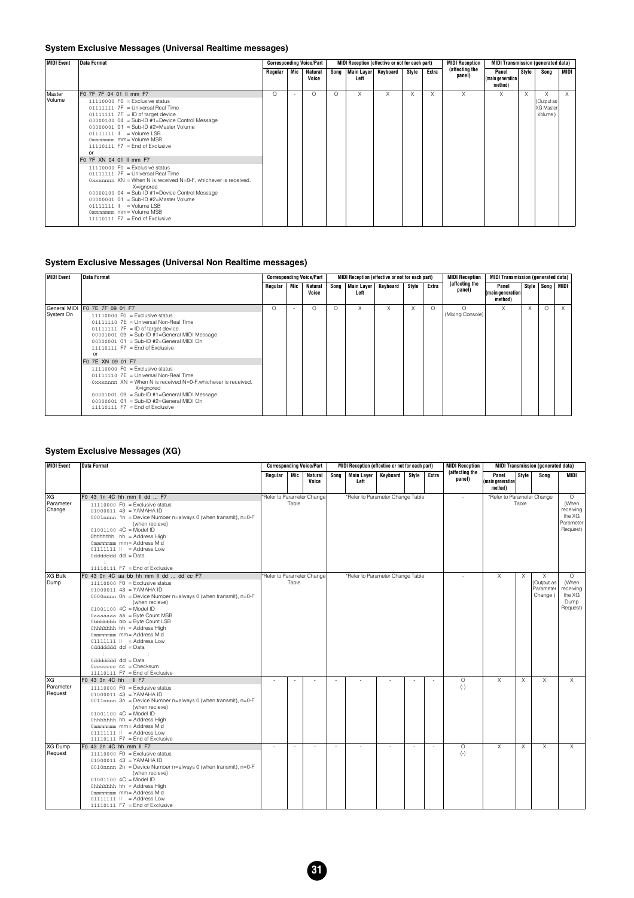### System Exclusive Messages (Universal Realtime messages)

| MIDI Event | Data Format | Corresponding Voice/Part | | | MIDI Reception (effective or not for each part) | | | | | MIDI Reception (affecting the panel) | MIDI Transmission (generated data) | | | |
|---|---|---|---|---|---|---|---|---|---|---|---|---|---|---|
| | | Regular | Mic | Natural Voice | Song | Main Layer Left | Keyboard | Style | Extra | | Panel (main generation method) | Style | Song | MIDI |
| Master Volume | F0 7F 7F 04 01 ll mm F7<br>11110000 F0 = Exclusive status<br>01111111 7F = Universal Real Time<br>01111111 7F = ID of target device<br>00000100 04 = Sub-ID #1=Device Control Message<br>00000001 01 = Sub-ID #2=Master Volume<br>0lllllll ll = Volume LSB<br>0mmmmmmm mm= Volume MSB<br>11110111 F7 = End of Exclusive<br>or<br>F0 7F XN 04 01 ll mm F7<br>11110000 F0 = Exclusive status<br>01111111 7F = Universal Real Time<br>0xxxnnnn XN = When N is received N=0-F, whichever is received. X=ignored<br>00000100 04 = Sub-ID #1=Device Control Message<br>00000001 01 = Sub-ID #2=Master Volume<br>0lllllll ll = Volume LSB<br>0mmmmmmm mm= Volume MSB<br>11110111 F7 = End of Exclusive | O | - | O | O | X | X | X | X | X | X | X | X (Output as XG Master Volume ) | X |

### System Exclusive Messages (Universal Non Realtime messages)

| MIDI Event | Data Format | Corresponding Voice/Part | | | MIDI Reception (effective or not for each part) | | | | | MIDI Reception (affecting the panel) | MIDI Transmission (generated data) | | | |
|---|---|---|---|---|---|---|---|---|---|---|---|---|---|---|
| | | Regular | Mic | Natural Voice | Song | Main Layer Left | Keyboard | Style | Extra | | Panel (main generation method) | Style | Song | MIDI |
| General MIDI System On | F0 7E 7F 09 01 F7<br>11110000 F0 = Exclusive status<br>01111110 7E = Universal Non-Real Time<br>01111111 7F = ID of target device<br>00001001 09 = Sub-ID #1=General MIDI Message<br>00000001 01 = Sub-ID #2=General MIDI On<br>11110111 F7 = End of Exclusive<br>or<br>F0 7E XN 09 01 F7<br>11110000 F0 = Exclusive status<br>01111110 7E = Universal Non-Real Time<br>0xxxnnnn XN = When N is received N=0-F,whichever is received. X=ignored<br>00001001 09 = Sub-ID #1=General MIDI Message<br>00000001 01 = Sub-ID #2=General MIDI On<br>11110111 F7 = End of Exclusive | O | - | O | O | X | X | X | O | O (Mixing Console) | X | X | O | X |

### System Exclusive Messages (XG)

| MIDI Event | Data Format | Corresponding Voice/Part | | | MIDI Reception (effective or not for each part) | | | | | MIDI Reception (affecting the panel) | MIDI Transmission (generated data) | | | |
|---|---|---|---|---|---|---|---|---|---|---|---|---|---|---|
| | | Regular | Mic | Natural Voice | Song | Main Layer Left | Keyboard | Style | Extra | | Panel (main generation method) | Style | Song | MIDI |
| XG Parameter Change | F0 43 1n 4C hh mm ll dd ... F7<br>11110000 F0 = Exclusive status<br>01000011 43 = YAMAHA ID<br>0001nnnn 1n = Device Number n=always 0 (when transmit), n=0-F (when recieve)<br>01001100 4C = Model ID<br>0hhhhhhh hh = Address High<br>0mmmmmmm mm= Address Mid<br>0lllllll ll = Address Low<br>0ddddddd dd = Data<br>:<br>11110111 F7 = End of Exclusive | *Refer to Parameter Change Table | | | *Refer to Parameter Change Table | | | | | - | *Refer to Parameter Change Table | | | O (When receiving the XG Parameter Request) |
| XG Bulk Dump | F0 43 0n 4C aa bb hh mm ll dd ... dd cc F7<br>11110000 F0 = Exclusive status<br>01000011 43 = YAMAHA ID<br>0000nnnn 0n = Device Number n=always 0 (when transmit), n=0-F (when recieve)<br>01001100 4C = Model ID<br>0aaaaaaa aa = Byte Count MSB<br>0bbbbbbb bb = Byte Count LSB<br>0hhhhhhh hh = Address High<br>0mmmmmmm mm= Address Mid<br>0lllllll ll = Address Low<br>0ddddddd dd = Data<br>:<br>0ddddddd dd = Data<br>0ccccccc cc = Checksum<br>11110111 F7 = End of Exclusive | *Refer to Parameter Change Table | | | *Refer to Parameter Change Table | | | | | - | X | X | X (Output as Parameter Change ) | O (When receiving the XG Dump Request) |
| XG Parameter Request | F0 43 3n 4C hh ll F7<br>11110000 F0 = Exclusive status<br>01000011 43 = YAMAHA ID<br>0011nnnn 3n = Device Number n=always 0 (when transmit), n=0-F (when recieve)<br>01001100 4C = Model ID<br>0hhhhhhh hh = Address High<br>0mmmmmmm mm= Address Mid<br>0lllllll ll = Address Low<br>11110111 F7 = End of Exclusive | - | - | - | - | - | - | - | - | O (-) | X | X | X | X |
| XG Dump Request | F0 43 2n 4C hh mm ll F7<br>11110000 F0 = Exclusive status<br>01000011 43 = YAMAHA ID<br>0010nnnn 2n = Device Number n=always 0 (when transmit), n=0-F (when recieve)<br>01001100 4C = Model ID<br>0hhhhhhh hh = Address High<br>0mmmmmmm mm= Address Mid<br>0lllllll ll = Address Low<br>11110111 F7 = End of Exclusive | - | - | - | - | - | - | - | - | O (-) | X | X | X | X |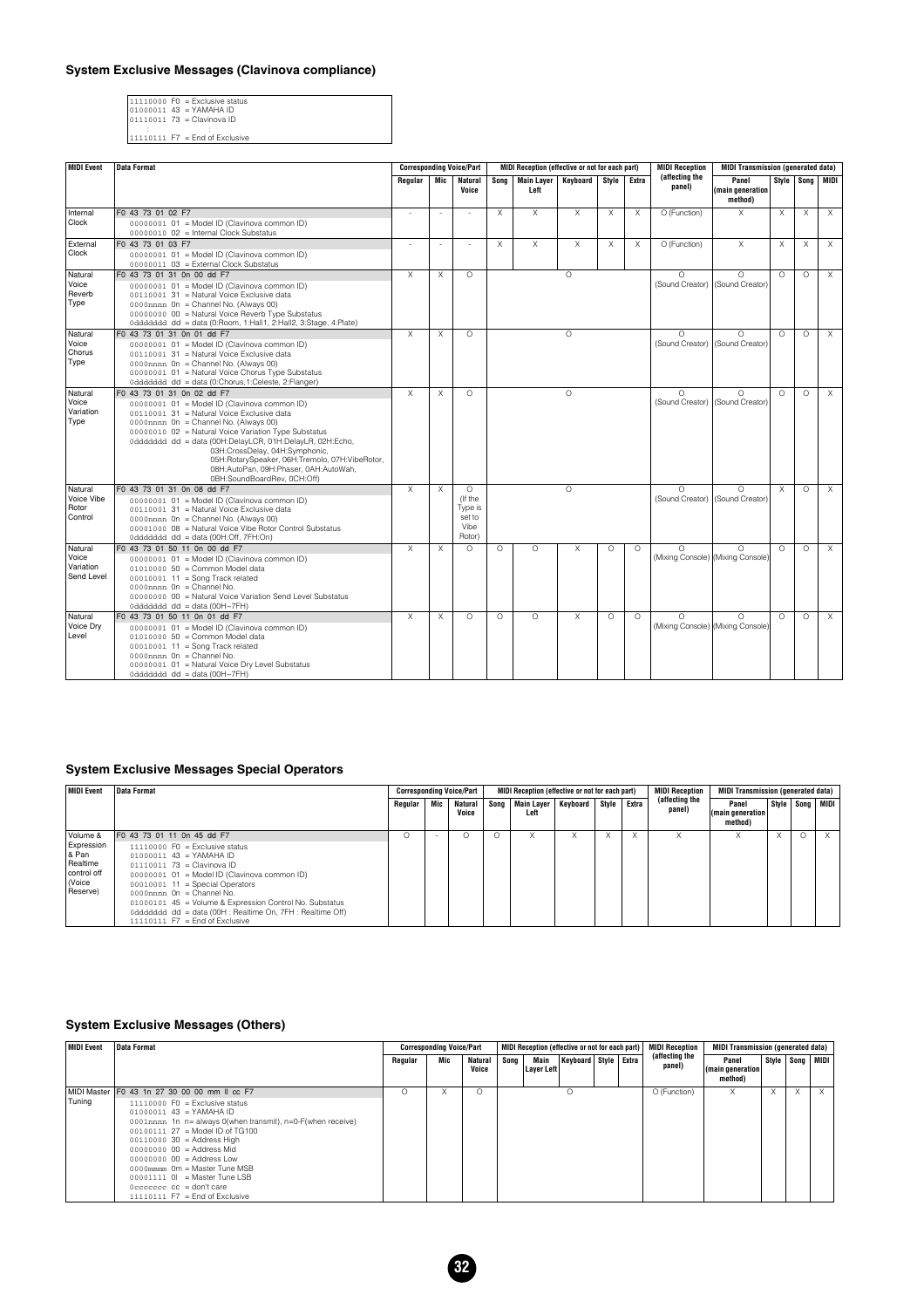## System Exclusive Messages (Clavinova compliance)

```
11110000 F0 = Exclusive status
01000011 43 = YAMAHA ID
01110011 73 = Clavinova ID
   :        :
11110111 F7 = End of Exclusive
```

| MIDI Event | Data Format | Corresponding Voice/Part | | | MIDI Reception (effective or not for each part) | | | | | MIDI Reception (affecting the panel) | MIDI Transmission (generated data) | | | |
|---|---|---|---|---|---|---|---|---|---|---|---|---|---|---|
| | | Regular | Mic | Natural Voice | Song | Main Layer Left | Keyboard | Style | Extra | | Panel (main generation method) | Style | Song | MIDI |
| Internal Clock | F0 43 73 01 02 F7<br>00000001 01 = Model ID (Clavinova common ID)<br>00000010 02 = Internal Clock Substatus | - | - | - | X | X | X | X | X | O (Function) | X | X | X | X |
| External Clock | F0 43 73 01 03 F7<br>00000001 01 = Model ID (Clavinova common ID)<br>00000011 03 = External Clock Substatus | - | - | - | X | X | X | X | X | O (Function) | X | X | X | X |
| Natural Voice Reverb Type | F0 43 73 01 31 0n 00 dd F7<br>00000001 01 = Model ID (Clavinova common ID)<br>00110001 31 = Natural Voice Exclusive data<br>0000nnnn 0n = Channel No. (Always 00)<br>00000000 00 = Natural Voice Reverb Type Substatus<br>0ddddddd dd = data (0:Room, 1:Hall1, 2:Hall2, 3:Stage, 4:Plate) | X | X | O | O | | | | | O (Sound Creator) | O (Sound Creator) | O | O | X |
| Natural Voice Chorus Type | F0 43 73 01 31 0n 01 dd F7<br>00000001 01 = Model ID (Clavinova common ID)<br>00110001 31 = Natural Voice Exclusive data<br>0000nnnn 0n = Channel No. (Always 00)<br>00000001 01 = Natural Voice Chorus Type Substatus<br>0ddddddd dd = data (0:Chorus,1:Celeste, 2:Flanger) | X | X | O | O | | | | | O (Sound Creator) | O (Sound Creator) | O | O | X |
| Natural Voice Variation Type | F0 43 73 01 31 0n 02 dd F7<br>00000001 01 = Model ID (Clavinova common ID)<br>00110001 31 = Natural Voice Exclusive data<br>0000nnnn 0n = Channel No. (Always 00)<br>00000010 02 = Natural Voice Variation Type Substatus<br>0ddddddd dd = data (00H:DelayLCR, 01H:DelayLR, 02H:Echo, 03H:CrossDelay, 04H:Symphonic, 05H:RotarySpeaker, 06H:Tremolo, 07H:VibeRotor, 08H:AutoPan, 09H:Phaser, 0AH:AutoWah, 0BH:SoundBoardRev, 0CH:Off) | X | X | O | O | | | | | O (Sound Creator) | O (Sound Creator) | O | O | X |
| Natural Voice Vibe Rotor Control | F0 43 73 01 31 0n 08 dd F7<br>00000001 01 = Model ID (Clavinova common ID)<br>00110001 31 = Natural Voice Exclusive data<br>0000nnnn 0n = Channel No. (Always 00)<br>00001000 08 = Natural Voice Vibe Rotor Control Substatus<br>0ddddddd dd = data (00H:Off, 7FH:On) | X | X | O (If the Type is set to Vibe Rotor) | O | | | | | O (Sound Creator) | O (Sound Creator) | X | O | X |
| Natural Voice Variation Send Level | F0 43 73 01 50 11 0n 00 dd F7<br>00000001 01 = Model ID (Clavinova common ID)<br>01010000 50 = Common Model data<br>00010001 11 = Song Track related<br>0000nnnn 0n = Channel No.<br>00000000 00 = Natural Voice Variation Send Level Substatus<br>0ddddddd dd = data (00H–7FH) | X | X | O | O | O | X | O | O | O (Mixing Console) | O (Mixing Console) | O | O | X |
| Natural Voice Dry Level | F0 43 73 01 50 11 0n 01 dd F7<br>00000001 01 = Model ID (Clavinova common ID)<br>01010000 50 = Common Model data<br>00010001 11 = Song Track related<br>0000nnnn 0n = Channel No.<br>00000001 01 = Natural Voice Dry Level Substatus<br>0ddddddd dd = data (00H–7FH) | X | X | O | O | O | X | O | O | O (Mixing Console) | O (Mixing Console) | O | O | X |

## System Exclusive Messages Special Operators

| MIDI Event | Data Format | Corresponding Voice/Part | | | MIDI Reception (effective or not for each part) | | | | | MIDI Reception (affecting the panel) | MIDI Transmission (generated data) | | | |
|---|---|---|---|---|---|---|---|---|---|---|---|---|---|---|
| | | Regular | Mic | Natural Voice | Song | Main Layer Left | Keyboard | Style | Extra | | Panel (main generation method) | Style | Song | MIDI |
| Volume & Expression & Pan Realtime control off (Voice Reserve) | F0 43 73 01 11 0n 45 dd F7<br>11110000 F0 = Exclusive status<br>01000011 43 = YAMAHA ID<br>01110011 73 = Clavinova ID<br>00000001 01 = Model ID (Clavinova common ID)<br>00010001 11 = Special Operators<br>0000nnnn 0n = Channel No.<br>01000101 45 = Volume & Expression Control No. Substatus<br>0ddddddd dd = data (00H : Realtime On, 7FH : Realtime Off)<br>11110111 F7 = End of Exclusive | O | - | O | O | X | X | X | X | X | X | X | O | X |

## System Exclusive Messages (Others)

| MIDI Event | Data Format | Corresponding Voice/Part | | | MIDI Reception (effective or not for each part) | | | | | MIDI Reception (affecting the panel) | MIDI Transmission (generated data) | | | |
|---|---|---|---|---|---|---|---|---|---|---|---|---|---|---|
| | | Regular | Mic | Natural Voice | Song | Main Layer Left | Keyboard | Style | Extra | | Panel (main generation method) | Style | Song | MIDI |
| MIDI Master Tuning | F0 43 1n 27 30 00 00 mm ll cc F7<br>11110000 F0 = Exclusive status<br>01000011 43 = YAMAHA ID<br>0001nnnn 1n n= always 0(when transmit), n=0-F(when receive)<br>00100111 27 = Model ID of TG100<br>00110000 30 = Address High<br>00000000 00 = Address Mid<br>00000000 00 = Address Low<br>0000mmmm 0m = Master Tune MSB<br>00001111 0l = Master Tune LSB<br>0ccccccc cc = don't care<br>11110111 F7 = End of Exclusive | O | X | O | O | | | | | O (Function) | X | X | X | X |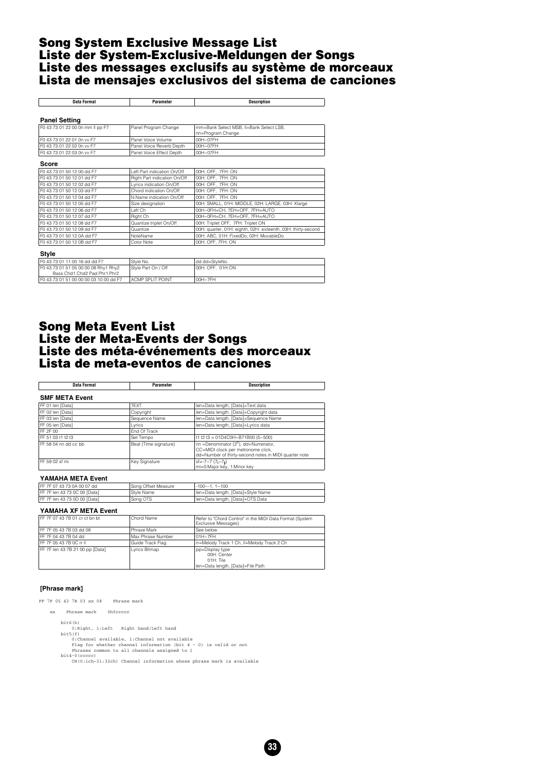# Song System Exclusive Message List
# Liste der System-Exclusive-Meldungen der Songs
# Liste des messages exclusifs au système de morceaux
# Lista de mensajes exclusivos del sistema de canciones

| Data Format | Parameter | Description |
|---|---|---|

**Panel Setting**

| Data Format | Parameter | Description |
|---|---|---|
| F0 43 73 01 22 00 0n mm ll pp F7 | Panel Program Change | mm=Bank Select MSB, ll=Bank Select LSB, nn=Program Change |
| F0 43 73 01 22 01 0n vv F7 | Panel Voice Volume | 00H–07FH |
| F0 43 73 01 22 02 0n vv F7 | Panel Voice Reverb Depth | 00H–07FH |
| F0 43 73 01 22 03 0n vv F7 | Panel Voice Effect Depth | 00H–07FH |

**Score**

| Data Format | Parameter | Description |
|---|---|---|
| F0 43 73 01 50 12 00 dd F7 | Left Part indication On/Off | 00H: OFF, 7FH: ON |
| F0 43 73 01 50 12 01 dd F7 | Right Part indication On/Off | 00H: OFF, 7FH: ON |
| F0 43 73 01 50 12 02 dd F7 | Lyrics indication On/Off | 00H: OFF, 7FH: ON |
| F0 43 73 01 50 12 03 dd F7 | Chord indication On/Off | 00H: OFF, 7FH: ON |
| F0 43 73 01 50 12 04 dd F7 | N.Name indication On/Off | 00H: OFF, 7FH: ON |
| F0 43 73 01 50 12 05 dd F7 | Size designation | 00H: SMALL, 01H: MIDDLE, 02H: LARGE, 03H: Xlarge |
| F0 43 73 01 50 12 06 dd F7 | Left Ch | 00H–0FH=CH, 7EH=OFF, 7FH=AUTO |
| F0 43 73 01 50 12 07 dd F7 | Right Ch | 00H–0FH=CH, 7EH=OFF, 7FH=AUTO |
| F0 43 73 01 50 12 08 dd F7 | Quantize triplet On/Off | 00H: Triplet OFF, 7FH: Triplet ON |
| F0 43 73 01 50 12 09 dd F7 | Quantize | 00H: quarter, 01H: eighth, 02H: sixteenth, 03H: thirty-second |
| F0 43 73 01 50 12 0A dd F7 | NoteName | 00H: ABC, 01H: FixedDo, 02H: MovableDo |
| F0 43 73 01 50 12 0B dd F7 | Color Note | 00H: OFF, 7FH: ON |

**Style**

| Data Format | Parameter | Description |
|---|---|---|
| F0 43 73 01 11 00 16 dd dd F7 | Style No. | dd dd=StyleNo. |
| F0 43 73 01 51 05 00 00 08 Rhy1 Rhy2 Bass Chd1 Chd2 Pad Phr1 Phr2 | Style Part On / Off | 00H: OFF, 01H:ON |
| F0 43 73 01 51 00 00 00 03 10 00 dd F7 | ACMP SPLIT POINT | 00H–7FH |

# Song Meta Event List
# Liste der Meta-Events der Songs
# Liste des méta-événements des morceaux
# Lista de meta-eventos de canciones

**SMF META Event**

| Data Format | Parameter | Description |
|---|---|---|
| FF 01 len [Data] | TEXT | len=Data length, [Data]=Text data |
| FF 02 len [Data] | Copyright | len=Data length, [Data]=Copyright data |
| FF 03 len [Data] | Sequence Name | len=Data length, [Data]=Sequence Name |
| FF 05 len [Data] | Lyrics | len=Data length, [Data]=Lyrics data |
| FF 2F 00 | End Of Track | |
| FF 51 03 t1 t2 t3 | Set Tempo | t1 t2 t3 = 01D4C0H–B71B00 (5~500) |
| FF 58 04 nn dd cc bb | Beat (Time signature) | nn =Denominator ($2^{n}$), dd=Numerator, CC=MIDI clock per metronome click, dd=Number of thirty-second notes in MIDI quarter note |
| FF 59 02 sf mi | Key Signature | sf=-7~7 (7♭~7♯) mi=0:Major key, 1:Minor key |

**YAMAHA META Event**

| Data Format | Parameter | Description |
|---|---|---|
| FF 7F 07 43 73 0A 00 07 dd | Song Offset Measure | -100~-1, 1~100 |
| FF 7F len 43 73 0C 00 [Data] | Style Name | len=Data length, [Data]=Style Name |
| FF 7F len 43 73 0D 00 [Data] | Song OTS | len=Data length, [Data]=OTS Data |

**YAMAHA XF META Event**

| Data Format | Parameter | Description |
|---|---|---|
| FF 7F 07 43 7B 01 cr ct bn bt | Chord Name | Refer to "Chord Control" in the MIDI Data Format (System Exclusive Messages) |
| FF 7F 05 43 7B 03 dd 08 | Phrase Mark | See below |
| FF 7F 04 43 7B 04 dd | Max Phrase Number | 01H–7FH |
| FF 7F 05 43 7B 0C rr ll | Guide Track Flag | rr=Melody Track 1 Ch, ll=Melody Track 2 Ch |
| FF 7F len 43 7B 21 00 pp [Data] | Lyrics Bitmap | pp=Display type 00H: Center 01H: Tile len=Data length, [Data]=File Path |

**[Phrase mark]**

```
FF 7F 05 43 7B 03 xx 08    Phrase mark

    xx    Phrase mark    0hfccccc

        bit6(h)
            0:Right, 1:Left   Right hand/Left hand
        bit5(f)
            0:Channel available, 1:Channel not available
            Flag for whether channel information (bit 4 - 0) is valid or not
            Phrases common to all channels assigned to 1
        bit4-0(ccccc)
            CH(0:1ch~31:32ch) Channel information whose phrase mark is available
```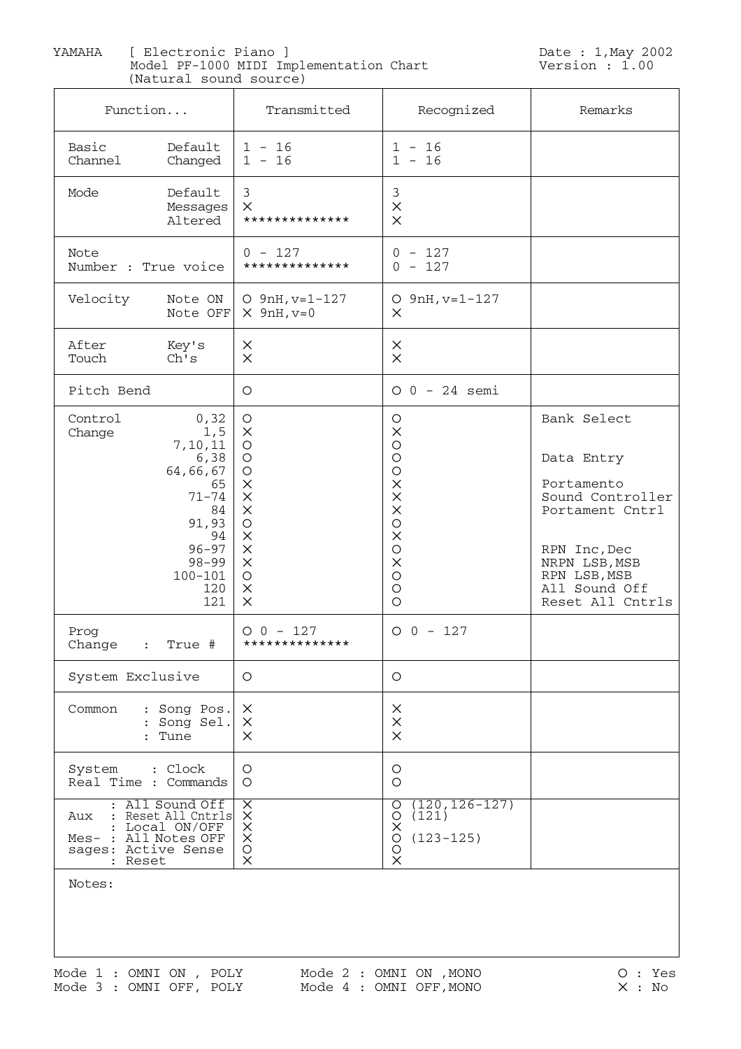YAMAHA [ Electronic Piano ]
Model PF-1000 MIDI Implementation Chart
(Natural sound source)

Date : 1,May 2002
Version : 1.00

| Function... | | Transmitted | Recognized | Remarks |
|---|---|---|---|---|
| Basic Channel | Default | 1 - 16 | 1 - 16 | |
| | Changed | 1 - 16 | 1 - 16 | |
| Mode | Default | 3 | 3 | |
| | Messages | × | × | |
| | Altered | ************** | × | |
| Note Number : True voice | | 0 - 127 | 0 - 127 | |
| | | ************** | 0 - 127 | |
| Velocity | Note ON | O 9nH,v=1-127 | O 9nH,v=1-127 | |
| | Note OFF | × 9nH,v=0 | × | |
| After Touch | Key's | × | × | |
| | Ch's | × | × | |
| Pitch Bend | | O | O 0 - 24 semi | |
| Control Change | 0,32 | O | O | Bank Select |
| | 1,5 | × | × | |
| | 7,10,11 | O | O | |
| | 6,38 | O | O | Data Entry |
| | 64,66,67 | O | O | |
| | 65 | × | × | Portamento |
| | 71-74 | × | × | Sound Controller |
| | 84 | × | × | Portament Cntrl |
| | 91,93 | O | O | |
| | 94 | × | × | |
| | 96-97 | × | O | RPN Inc,Dec |
| | 98-99 | × | × | NRPN LSB,MSB |
| | 100-101 | O | O | RPN LSB,MSB |
| | 120 | × | O | All Sound Off |
| | 121 | × | O | Reset All Cntrls |
| Prog Change : True # | | O 0 - 127 | O 0 - 127 | |
| | | ************** | | |
| System Exclusive | | O | O | |
| Common | : Song Pos. | × | × | |
| | : Song Sel. | × | × | |
| | : Tune | × | × | |
| System Real Time | : Clock | O | O | |
| | : Commands | O | O | |
| Aux Messages | : All Sound Off | × | O (120,126-127) | |
| | : Reset All Cntrls | × | O (121) | |
| | : Local ON/OFF | × | × | |
| | : All Notes OFF | × | O (123-125) | |
| | : Active Sense | O | O | |
| | : Reset | × | × | |

Notes:

Mode 1 : OMNI ON , POLY    Mode 2 : OMNI ON ,MONO    O : Yes
Mode 3 : OMNI OFF, POLY    Mode 4 : OMNI OFF,MONO    × : No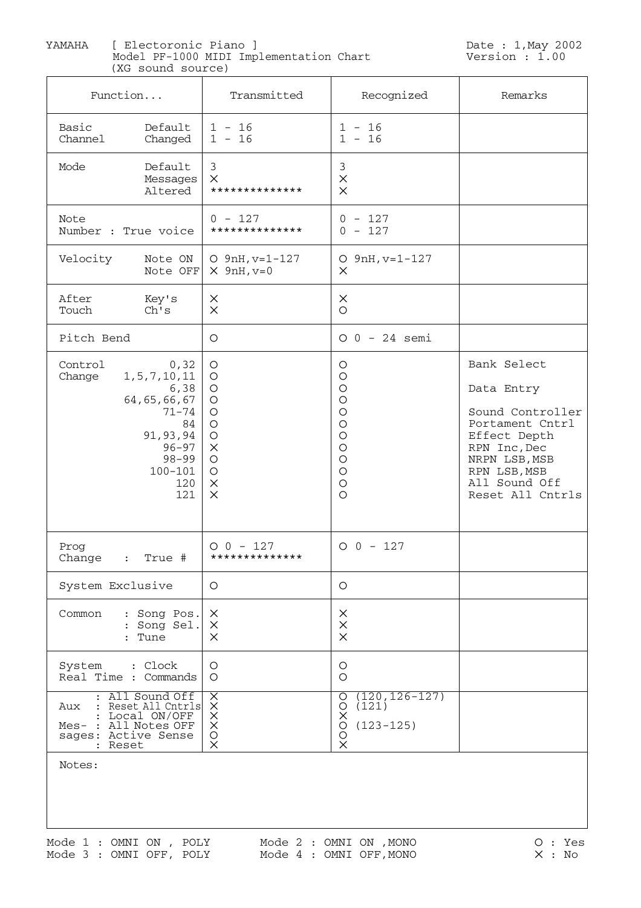YAMAHA [ Electoronic Piano ]
Model PF-1000 MIDI Implementation Chart
(XG sound source)

Date : 1,May 2002
Version : 1.00

| Function... | | Transmitted | Recognized | Remarks |
|---|---|---|---|---|
| Basic Channel | Default<br>Changed | 1 - 16<br>1 - 16 | 1 - 16<br>1 - 16 | |
| Mode | Default<br>Messages<br>Altered | 3<br>×<br>************** | 3<br>×<br>× | |
| Note Number : True voice | | 0 - 127<br>************** | 0 - 127<br>0 - 127 | |
| Velocity | Note ON<br>Note OFF | O 9nH,v=1-127<br>× 9nH,v=0 | O 9nH,v=1-127<br>× | |
| After Touch | Key's<br>Ch's | ×<br>× | ×<br>O | |
| Pitch Bend | | O | O 0 - 24 semi | |
| Control Change | 0,32<br>1,5,7,10,11<br>6,38<br>64,65,66,67<br>71-74<br>84<br>91,93,94<br>96-97<br>98-99<br>100-101<br>120<br>121 | O<br>O<br>O<br>O<br>O<br>O<br>O<br>×<br>O<br>O<br>×<br>× | O<br>O<br>O<br>O<br>O<br>O<br>O<br>O<br>O<br>O<br>O<br>O | Bank Select<br><br>Data Entry<br><br>Sound Controller<br>Portament Cntrl<br>Effect Depth<br>RPN Inc,Dec<br>NRPN LSB,MSB<br>RPN LSB,MSB<br>All Sound Off<br>Reset All Cntrls |
| Prog Change : True # | | O 0 - 127<br>************** | O 0 - 127 | |
| System Exclusive | | O | O | |
| Common | : Song Pos.<br>: Song Sel.<br>: Tune | ×<br>×<br>× | ×<br>×<br>× | |
| System Real Time | : Clock<br>: Commands | O<br>O | O<br>O | |
| Aux Mes-sages | : All Sound Off<br>: Reset All Cntrls<br>: Local ON/OFF<br>: All Notes OFF<br>: Active Sense<br>: Reset | ×<br>×<br>×<br>×<br>O<br>× | O (120,126-127)<br>O (121)<br>×<br>O (123-125)<br>O<br>× | |

Notes:

Mode 1 : OMNI ON , POLY  Mode 2 : OMNI ON ,MONO  O : Yes
Mode 3 : OMNI OFF, POLY  Mode 4 : OMNI OFF,MONO  × : No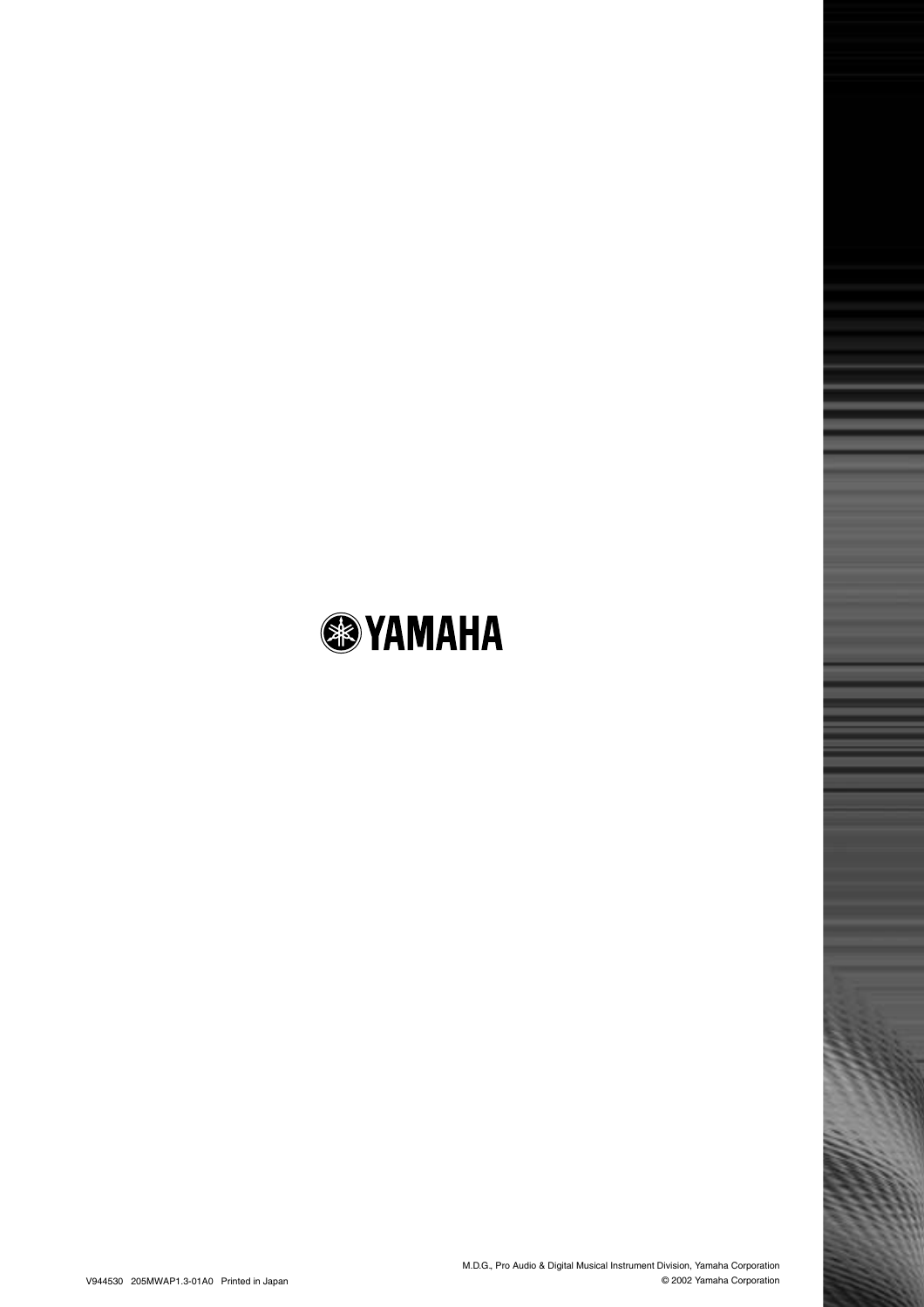YAMAHA

M.D.G., Pro Audio & Digital Musical Instrument Division, Yamaha Corporation
© 2002 Yamaha Corporation

V944530 205MWAP1.3-01A0 Printed in Japan